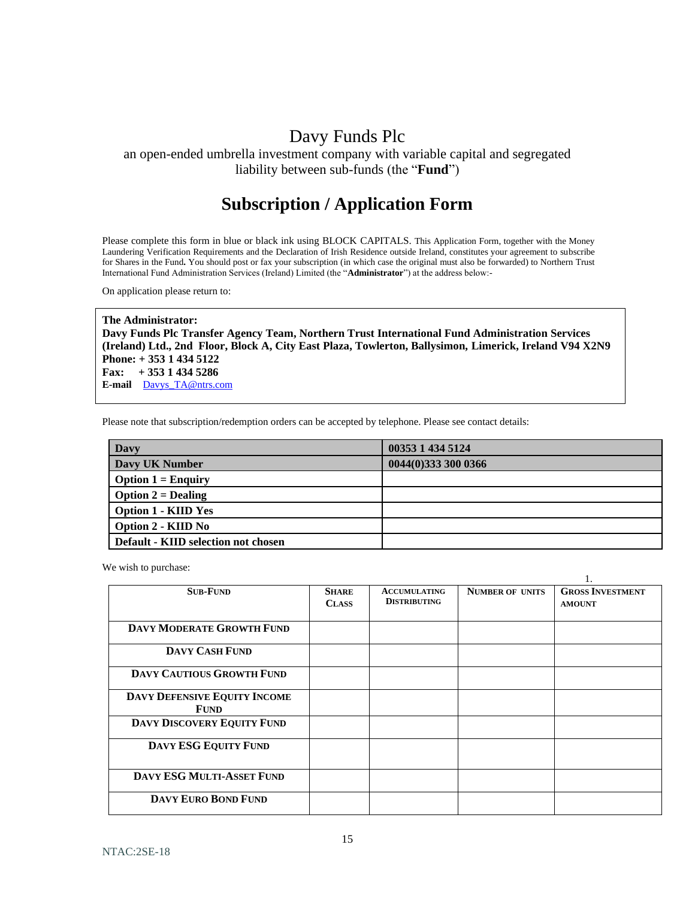# Davy Funds Plc

an open-ended umbrella investment company with variable capital and segregated liability between sub-funds (the "**Fund**")

## Subscription / Application Form

Please complete this form in blue or black ink using BLOCK CAPITALS. This Application Form, together with the Money Laundering Verification Requirements and the Declaration of Irish Residence outside Ireland, constitutes your agreement to subscribe for Shares in the Fund**.** You should post or fax your subscription (in which case the original must also be forwarded) to Northern Trust International Fund Administration Services (Ireland) Limited (the "**Administrator**") at the address below:-

On application please return to:

**The Administrator:**
**Davy Funds Plc Transfer Agency Team, Northern Trust International Fund Administration Services (Ireland) Ltd., 2nd Floor, Block A, City East Plaza, Towlerton, Ballysimon, Limerick, Ireland V94 X2N9**
**Phone: + 353 1 434 5122**
**Fax: + 353 1 434 5286**
**E-mail** Davys_TA@ntrs.com

Please note that subscription/redemption orders can be accepted by telephone. Please see contact details:

| **Davy** | **00353 1 434 5124** |
|---|---|
| **Davy UK Number** | **0044(0)333 300 0366** |
| **Option 1 = Enquiry** | |
| **Option 2 = Dealing** | |
| **Option 1 - KIID Yes** | |
| **Option 2 - KIID No** | |
| **Default - KIID selection not chosen** | |

We wish to purchase:

1.

| **SUB-FUND** | **SHARE CLASS** | **ACCUMULATING DISTRIBUTING** | **NUMBER OF UNITS** | **GROSS INVESTMENT AMOUNT** |
|---|---|---|---|---|
| **DAVY MODERATE GROWTH FUND** | | | | |
| **DAVY CASH FUND** | | | | |
| **DAVY CAUTIOUS GROWTH FUND** | | | | |
| **DAVY DEFENSIVE EQUITY INCOME FUND** | | | | |
| **DAVY DISCOVERY EQUITY FUND** | | | | |
| **DAVY ESG EQUITY FUND** | | | | |
| **DAVY ESG MULTI-ASSET FUND** | | | | |
| **DAVY EURO BOND FUND** | | | | |

NTAC:2SE-18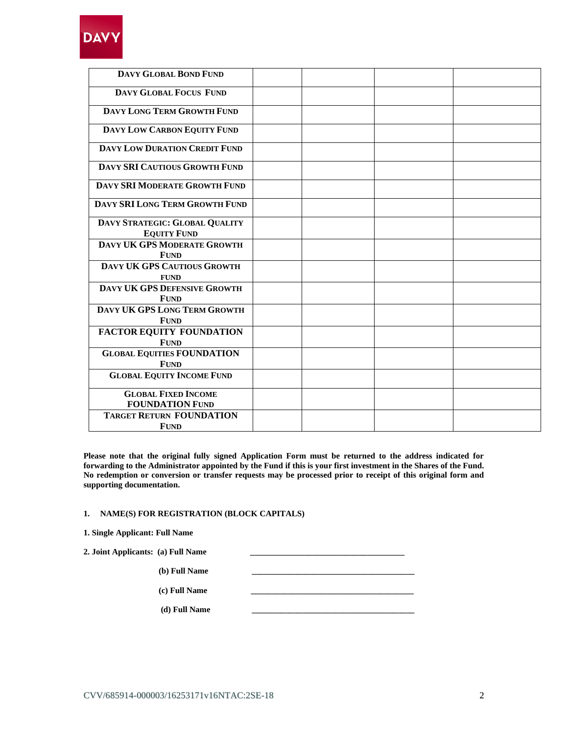| | | | | |
|---|---|---|---|---|
| **DAVY GLOBAL BOND FUND** | | | | |
| **DAVY GLOBAL FOCUS FUND** | | | | |
| **DAVY LONG TERM GROWTH FUND** | | | | |
| **DAVY LOW CARBON EQUITY FUND** | | | | |
| **DAVY LOW DURATION CREDIT FUND** | | | | |
| **DAVY SRI CAUTIOUS GROWTH FUND** | | | | |
| **DAVY SRI MODERATE GROWTH FUND** | | | | |
| **DAVY SRI LONG TERM GROWTH FUND** | | | | |
| **DAVY STRATEGIC: GLOBAL QUALITY EQUITY FUND** | | | | |
| **DAVY UK GPS MODERATE GROWTH FUND** | | | | |
| **DAVY UK GPS CAUTIOUS GROWTH FUND** | | | | |
| **DAVY UK GPS DEFENSIVE GROWTH FUND** | | | | |
| **DAVY UK GPS LONG TERM GROWTH FUND** | | | | |
| **FACTOR EQUITY FOUNDATION FUND** | | | | |
| **GLOBAL EQUITIES FOUNDATION FUND** | | | | |
| **GLOBAL EQUITY INCOME FUND** | | | | |
| **GLOBAL FIXED INCOME FOUNDATION FUND** | | | | |
| **TARGET RETURN FOUNDATION FUND** | | | | |

**Please note that the original fully signed Application Form must be returned to the address indicated for forwarding to the Administrator appointed by the Fund if this is your first investment in the Shares of the Fund. No redemption or conversion or transfer requests may be processed prior to receipt of this original form and supporting documentation.**

**1. NAME(S) FOR REGISTRATION (BLOCK CAPITALS)**

**1. Single Applicant: Full Name**

**2. Joint Applicants: (a) Full Name** ____________________________________

**(b) Full Name** ______________________________________

**(c) Full Name** ______________________________________

**(d) Full Name** ______________________________________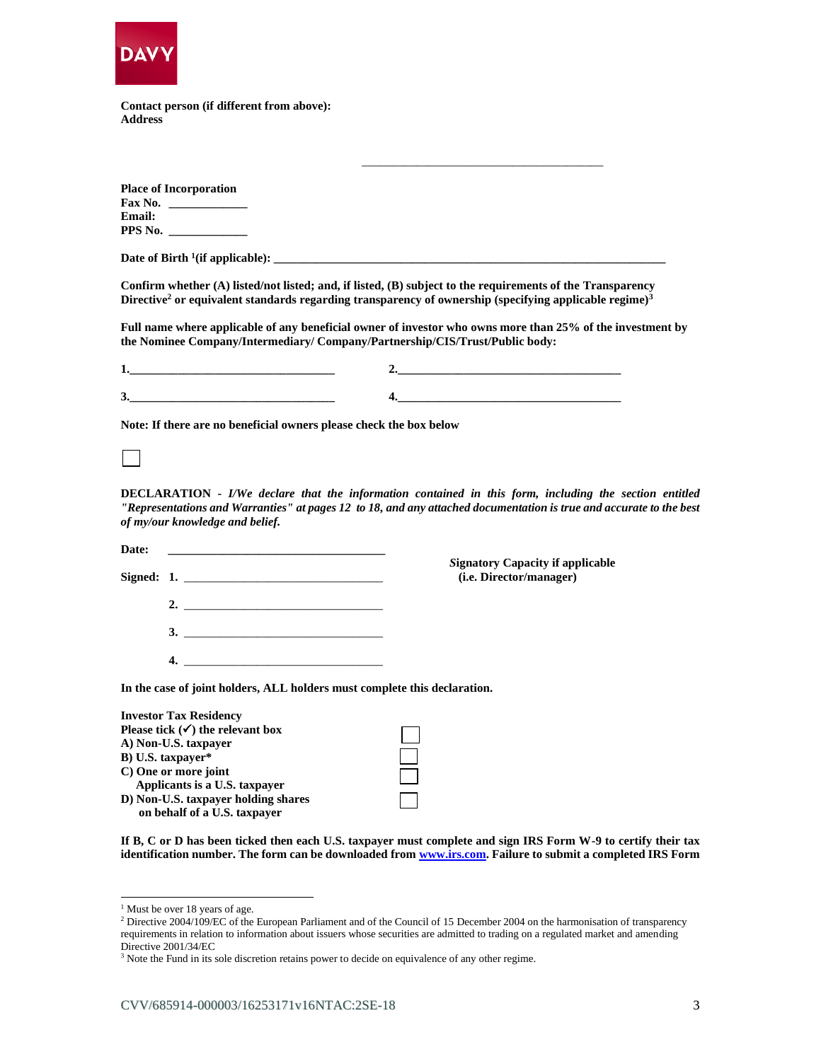**Contact person (if different from above):**
**Address**

\_\_\_\_\_\_\_\_\_\_\_\_\_\_\_\_\_\_\_\_\_\_\_\_\_\_\_\_\_\_\_\_\_\_\_\_\_\_\_

**Place of Incorporation**
**Fax No.** \_\_\_\_\_\_\_\_\_\_\_\_
**Email:**
**PPS No.** \_\_\_\_\_\_\_\_\_\_\_\_

**Date of Birth [1](if applicable):** \_\_\_\_\_\_\_\_\_\_\_\_\_\_\_\_\_\_\_\_\_\_\_\_\_\_\_\_\_\_\_\_\_\_\_\_\_\_\_\_\_\_\_\_\_\_\_\_\_\_\_\_\_\_\_\_\_\_\_\_\_\_\_\_

**Confirm whether (A) listed/not listed; and, if listed, (B) subject to the requirements of the Transparency Directive[2] or equivalent standards regarding transparency of ownership (specifying applicable regime)[3]**

**Full name where applicable of any beneficial owner of investor who owns more than 25% of the investment by the Nominee Company/Intermediary/ Company/Partnership/CIS/Trust/Public body:**

**1.**\_\_\_\_\_\_\_\_\_\_\_\_\_\_\_\_\_\_\_\_\_\_\_\_\_\_\_\_\_\_\_\_ **2.**\_\_\_\_\_\_\_\_\_\_\_\_\_\_\_\_\_\_\_\_\_\_\_\_\_\_\_\_\_\_\_\_\_\_\_\_

**3.**\_\_\_\_\_\_\_\_\_\_\_\_\_\_\_\_\_\_\_\_\_\_\_\_\_\_\_\_\_\_\_\_ **4.**\_\_\_\_\_\_\_\_\_\_\_\_\_\_\_\_\_\_\_\_\_\_\_\_\_\_\_\_\_\_\_\_\_\_\_\_

**Note: If there are no beneficial owners please check the box below**

☐

**DECLARATION** - ***I/We declare that the information contained in this form, including the section entitled "Representations and Warranties" at pages 12 to 18, and any attached documentation is true and accurate to the best of my/our knowledge and belief.***

**Date:** \_\_\_\_\_\_\_\_\_\_\_\_\_\_\_\_\_\_\_\_\_\_\_\_\_\_\_\_\_\_\_\_

**Signed: 1.** \_\_\_\_\_\_\_\_\_\_\_\_\_\_\_\_\_\_\_\_\_\_\_\_\_\_\_\_\_\_\_\_

**2.** \_\_\_\_\_\_\_\_\_\_\_\_\_\_\_\_\_\_\_\_\_\_\_\_\_\_\_\_\_\_\_\_

**3.** \_\_\_\_\_\_\_\_\_\_\_\_\_\_\_\_\_\_\_\_\_\_\_\_\_\_\_\_\_\_\_\_

**4.** \_\_\_\_\_\_\_\_\_\_\_\_\_\_\_\_\_\_\_\_\_\_\_\_\_\_\_\_\_\_\_\_

**Signatory Capacity if applicable (i.e. Director/manager)**

**In the case of joint holders, ALL holders must complete this declaration.**

**Investor Tax Residency**
**Please tick (✓) the relevant box**

| | |
|---|---|
| **A) Non-U.S. taxpayer** | ☐ |
| **B) U.S. taxpayer\*** | ☐ |
| **C) One or more joint Applicants is a U.S. taxpayer** | ☐ |
| **D) Non-U.S. taxpayer holding shares on behalf of a U.S. taxpayer** | ☐ |

**If B, C or D has been ticked then each U.S. taxpayer must complete and sign IRS Form W-9 to certify their tax identification number. The form can be downloaded from [www.irs.com](http://www.irs.com). Failure to submit a completed IRS Form**

---

[1] Must be over 18 years of age.
[2] Directive 2004/109/EC of the European Parliament and of the Council of 15 December 2004 on the harmonisation of transparency requirements in relation to information about issuers whose securities are admitted to trading on a regulated market and amending Directive 2001/34/EC
[3] Note the Fund in its sole discretion retains power to decide on equivalence of any other regime.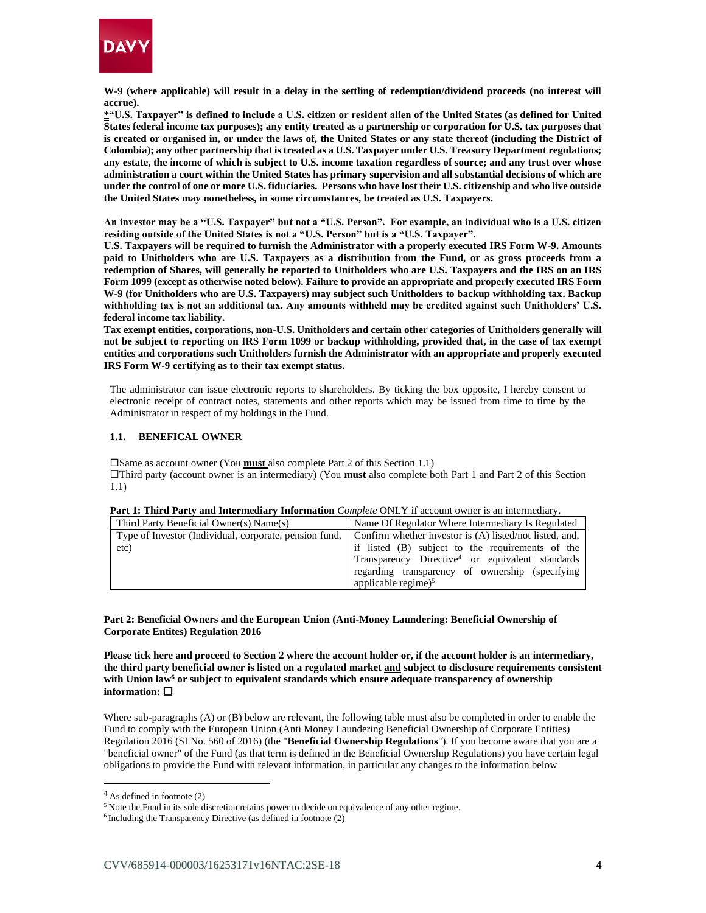**W-9 (where applicable) will result in a delay in the settling of redemption/dividend proceeds (no interest will accrue).**

**\*"U.S. Taxpayer" is defined to include a U.S. citizen or resident alien of the United States (as defined for United States federal income tax purposes); any entity treated as a partnership or corporation for U.S. tax purposes that is created or organised in, or under the laws of, the United States or any state thereof (including the District of Colombia); any other partnership that is treated as a U.S. Taxpayer under U.S. Treasury Department regulations; any estate, the income of which is subject to U.S. income taxation regardless of source; and any trust over whose administration a court within the United States has primary supervision and all substantial decisions of which are under the control of one or more U.S. fiduciaries. Persons who have lost their U.S. citizenship and who live outside the United States may nonetheless, in some circumstances, be treated as U.S. Taxpayers.**

**An investor may be a "U.S. Taxpayer" but not a "U.S. Person". For example, an individual who is a U.S. citizen residing outside of the United States is not a "U.S. Person" but is a "U.S. Taxpayer".**

**U.S. Taxpayers will be required to furnish the Administrator with a properly executed IRS Form W-9. Amounts paid to Unitholders who are U.S. Taxpayers as a distribution from the Fund, or as gross proceeds from a redemption of Shares, will generally be reported to Unitholders who are U.S. Taxpayers and the IRS on an IRS Form 1099 (except as otherwise noted below). Failure to provide an appropriate and properly executed IRS Form W-9 (for Unitholders who are U.S. Taxpayers) may subject such Unitholders to backup withholding tax. Backup withholding tax is not an additional tax. Any amounts withheld may be credited against such Unitholders' U.S. federal income tax liability.**

**Tax exempt entities, corporations, non-U.S. Unitholders and certain other categories of Unitholders generally will not be subject to reporting on IRS Form 1099 or backup withholding, provided that, in the case of tax exempt entities and corporations such Unitholders furnish the Administrator with an appropriate and properly executed IRS Form W-9 certifying as to their tax exempt status.**

The administrator can issue electronic reports to shareholders. By ticking the box opposite, I hereby consent to electronic receipt of contract notes, statements and other reports which may be issued from time to time by the Administrator in respect of my holdings in the Fund.

### 1.1. BENEFICAL OWNER

☐Same as account owner (You **must** also complete Part 2 of this Section 1.1)
☐Third party (account owner is an intermediary) (You **must** also complete both Part 1 and Part 2 of this Section 1.1)

**Part 1: Third Party and Intermediary Information** *Complete* ONLY if account owner is an intermediary.

| Third Party Beneficial Owner(s) Name(s) | Name Of Regulator Where Intermediary Is Regulated |
|---|---|
| Type of Investor (Individual, corporate, pension fund, etc) | Confirm whether investor is (A) listed/not listed, and, if listed (B) subject to the requirements of the Transparency Directive[4] or equivalent standards regarding transparency of ownership (specifying applicable regime)[5] |

**Part 2: Beneficial Owners and the European Union (Anti-Money Laundering: Beneficial Ownership of Corporate Entites) Regulation 2016**

**Please tick here and proceed to Section 2 where the account holder or, if the account holder is an intermediary, the third party beneficial owner is listed on a regulated market and subject to disclosure requirements consistent with Union law[6] or subject to equivalent standards which ensure adequate transparency of ownership information: ☐**

Where sub-paragraphs (A) or (B) below are relevant, the following table must also be completed in order to enable the Fund to comply with the European Union (Anti Money Laundering Beneficial Ownership of Corporate Entities) Regulation 2016 (SI No. 560 of 2016) (the "**Beneficial Ownership Regulations**"). If you become aware that you are a "beneficial owner" of the Fund (as that term is defined in the Beneficial Ownership Regulations) you have certain legal obligations to provide the Fund with relevant information, in particular any changes to the information below

[4] As defined in footnote (2)
[5] Note the Fund in its sole discretion retains power to decide on equivalence of any other regime.
[6] Including the Transparency Directive (as defined in footnote (2)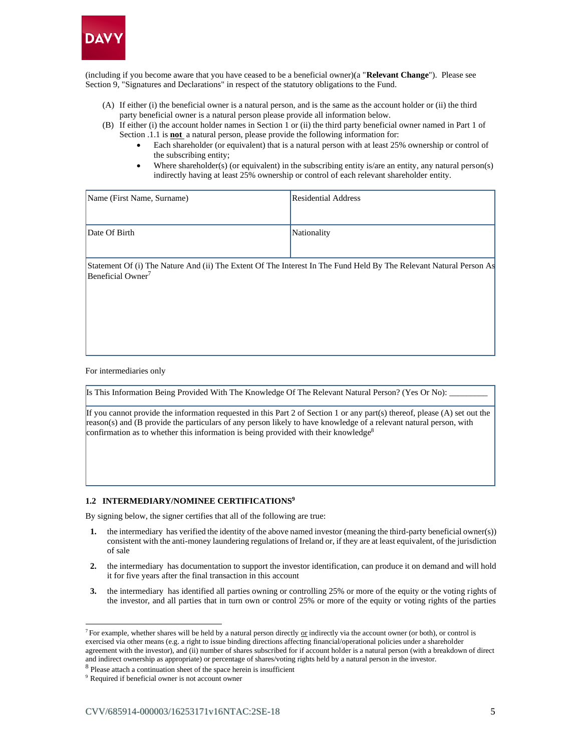(including if you become aware that you have ceased to be a beneficial owner)(a "**Relevant Change**"). Please see Section 9, "Signatures and Declarations" in respect of the statutory obligations to the Fund.

(A) If either (i) the beneficial owner is a natural person, and is the same as the account holder or (ii) the third party beneficial owner is a natural person please provide all information below.

(B) If either (i) the account holder names in Section 1 or (ii) the third party beneficial owner named in Part 1 of Section .1.1 is **not** a natural person, please provide the following information for:

- Each shareholder (or equivalent) that is a natural person with at least 25% ownership or control of the subscribing entity;
- Where shareholder(s) (or equivalent) in the subscribing entity is/are an entity, any natural person(s) indirectly having at least 25% ownership or control of each relevant shareholder entity.

| Name (First Name, Surname) | Residential Address |
|---|---|
| Date Of Birth | Nationality |
| Statement Of (i) The Nature And (ii) The Extent Of The Interest In The Fund Held By The Relevant Natural Person As Beneficial Owner[7] | |

For intermediaries only

| Is This Information Being Provided With The Knowledge Of The Relevant Natural Person? (Yes Or No): _________ |
|---|
| If you cannot provide the information requested in this Part 2 of Section 1 or any part(s) thereof, please (A) set out the reason(s) and (B provide the particulars of any person likely to have knowledge of a relevant natural person, with confirmation as to whether this information is being provided with their knowledge[8] |

**1.2 INTERMEDIARY/NOMINEE CERTIFICATIONS[9]**

By signing below, the signer certifies that all of the following are true:

1. the intermediary has verified the identity of the above named investor (meaning the third-party beneficial owner(s)) consistent with the anti-money laundering regulations of Ireland or, if they are at least equivalent, of the jurisdiction of sale
2. the intermediary has documentation to support the investor identification, can produce it on demand and will hold it for five years after the final transaction in this account
3. the intermediary has identified all parties owning or controlling 25% or more of the equity or the voting rights of the investor, and all parties that in turn own or control 25% or more of the equity or voting rights of the parties

---

[7] For example, whether shares will be held by a natural person directly or indirectly via the account owner (or both), or control is exercised via other means (e.g. a right to issue binding directions affecting financial/operational policies under a shareholder agreement with the investor), and (ii) number of shares subscribed for if account holder is a natural person (with a breakdown of direct and indirect ownership as appropriate) or percentage of shares/voting rights held by a natural person in the investor.

[8] Please attach a continuation sheet of the space herein is insufficient

[9] Required if beneficial owner is not account owner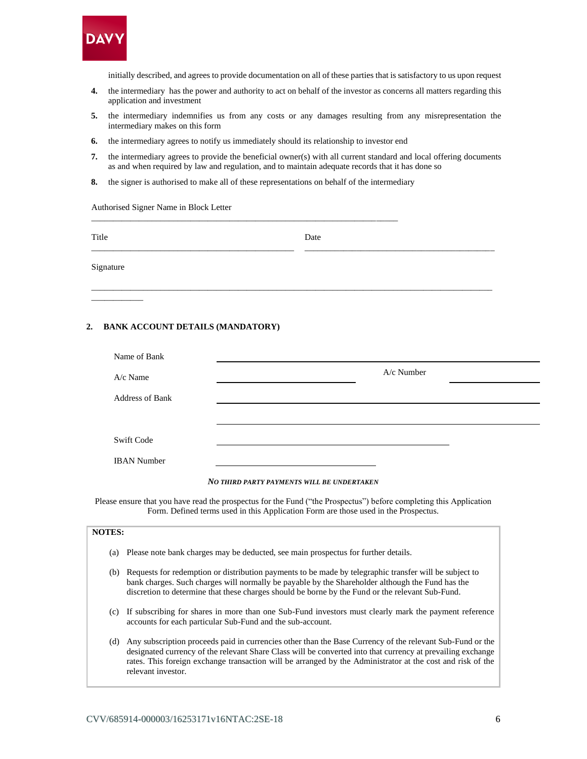initially described, and agrees to provide documentation on all of these parties that is satisfactory to us upon request

4. the intermediary has the power and authority to act on behalf of the investor as concerns all matters regarding this application and investment
5. the intermediary indemnifies us from any costs or any damages resulting from any misrepresentation the intermediary makes on this form
6. the intermediary agrees to notify us immediately should its relationship to investor end
7. the intermediary agrees to provide the beneficial owner(s) with all current standard and local offering documents as and when required by law and regulation, and to maintain adequate records that it has done so
8. the signer is authorised to make all of these representations on behalf of the intermediary

Authorised Signer Name in Block Letter

_______________________________________________________________

Title _______________________________ Date _______________________________

Signature

_______________________________________________________________

## 2. BANK ACCOUNT DETAILS (MANDATORY)

Name of Bank ___________________________________________

A/c Name ______________________ A/c Number ______________

Address of Bank ___________________________________________

___________________________________________

Swift Code ___________________________________________

IBAN Number ______________________

***NO THIRD PARTY PAYMENTS WILL BE UNDERTAKEN***

Please ensure that you have read the prospectus for the Fund ("the Prospectus") before completing this Application Form. Defined terms used in this Application Form are those used in the Prospectus.

**NOTES:**

(a) Please note bank charges may be deducted, see main prospectus for further details.

(b) Requests for redemption or distribution payments to be made by telegraphic transfer will be subject to bank charges. Such charges will normally be payable by the Shareholder although the Fund has the discretion to determine that these charges should be borne by the Fund or the relevant Sub-Fund.

(c) If subscribing for shares in more than one Sub-Fund investors must clearly mark the payment reference accounts for each particular Sub-Fund and the sub-account.

(d) Any subscription proceeds paid in currencies other than the Base Currency of the relevant Sub-Fund or the designated currency of the relevant Share Class will be converted into that currency at prevailing exchange rates. This foreign exchange transaction will be arranged by the Administrator at the cost and risk of the relevant investor.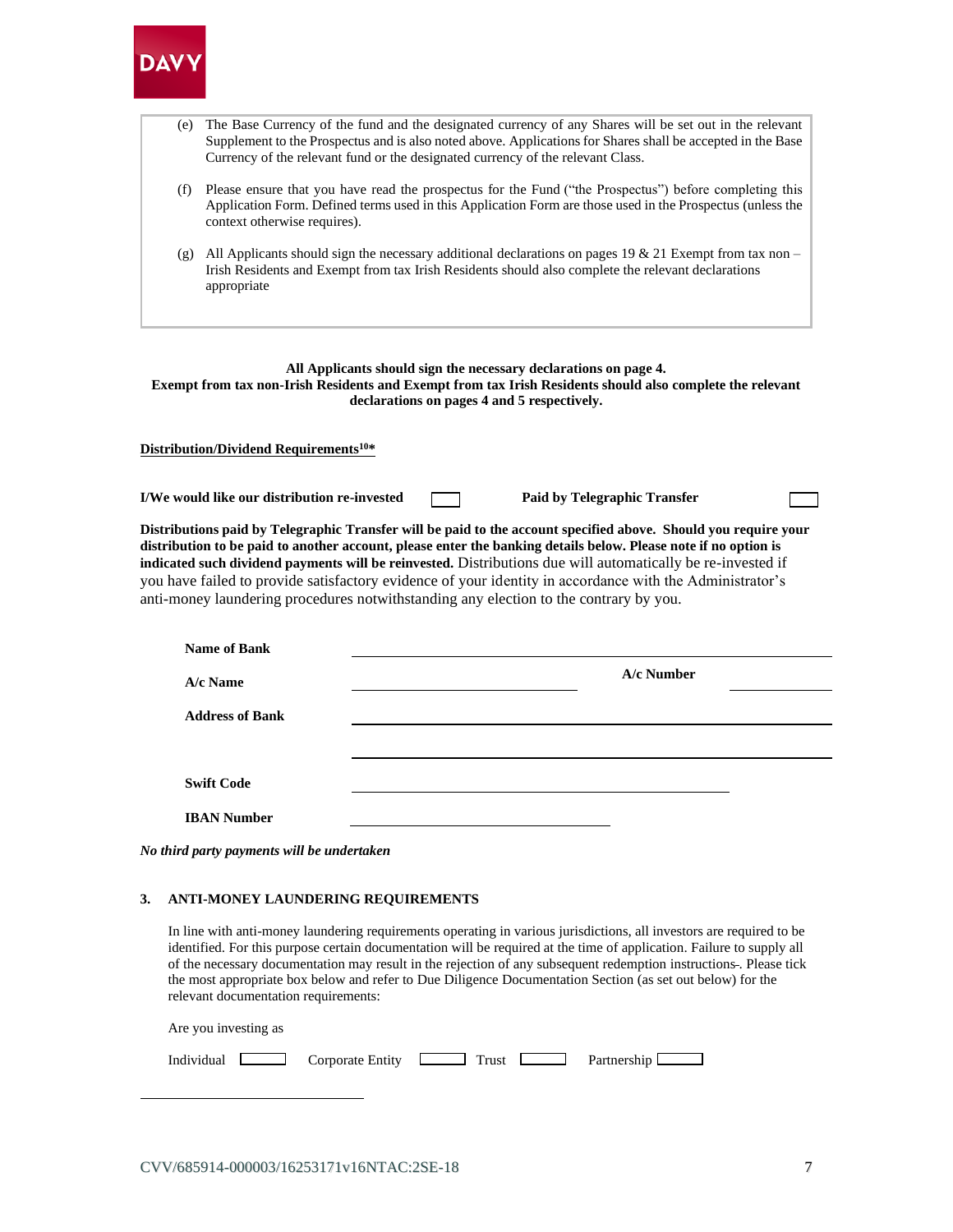(e) The Base Currency of the fund and the designated currency of any Shares will be set out in the relevant Supplement to the Prospectus and is also noted above. Applications for Shares shall be accepted in the Base Currency of the relevant fund or the designated currency of the relevant Class.

(f) Please ensure that you have read the prospectus for the Fund ("the Prospectus") before completing this Application Form. Defined terms used in this Application Form are those used in the Prospectus (unless the context otherwise requires).

(g) All Applicants should sign the necessary additional declarations on pages 19 & 21 Exempt from tax non – Irish Residents and Exempt from tax Irish Residents should also complete the relevant declarations appropriate

**All Applicants should sign the necessary declarations on page 4.**
**Exempt from tax non-Irish Residents and Exempt from tax Irish Residents should also complete the relevant declarations on pages 4 and 5 respectively.**

**Distribution/Dividend Requirements[10]***

**I/We would like our distribution re-invested** ☐ **Paid by Telegraphic Transfer** ☐

**Distributions paid by Telegraphic Transfer will be paid to the account specified above. Should you require your distribution to be paid to another account, please enter the banking details below. Please note if no option is indicated such dividend payments will be reinvested.** Distributions due will automatically be re-invested if you have failed to provide satisfactory evidence of your identity in accordance with the Administrator's anti-money laundering procedures notwithstanding any election to the contrary by you.

**Name of Bank** \_\_\_\_\_\_\_\_\_\_\_\_\_\_\_\_\_\_\_\_\_\_\_\_\_\_\_\_\_\_

**A/c Name** \_\_\_\_\_\_\_\_\_\_\_\_\_\_\_\_\_\_\_\_ **A/c Number** \_\_\_\_\_\_\_\_\_\_

**Address of Bank** \_\_\_\_\_\_\_\_\_\_\_\_\_\_\_\_\_\_\_\_\_\_\_\_\_\_\_\_\_\_

\_\_\_\_\_\_\_\_\_\_\_\_\_\_\_\_\_\_\_\_\_\_\_\_\_\_\_\_\_\_

**Swift Code** \_\_\_\_\_\_\_\_\_\_\_\_\_\_\_\_\_\_\_\_\_\_\_\_\_\_\_\_\_\_

**IBAN Number** \_\_\_\_\_\_\_\_\_\_\_\_\_\_\_\_\_\_\_\_

***No third party payments will be undertaken***

## 3. ANTI-MONEY LAUNDERING REQUIREMENTS

In line with anti-money laundering requirements operating in various jurisdictions, all investors are required to be identified. For this purpose certain documentation will be required at the time of application. Failure to supply all of the necessary documentation may result in the rejection of any subsequent redemption instructions. Please tick the most appropriate box below and refer to Due Diligence Documentation Section (as set out below) for the relevant documentation requirements:

Are you investing as

Individual ☐ Corporate Entity ☐ Trust ☐ Partnership ☐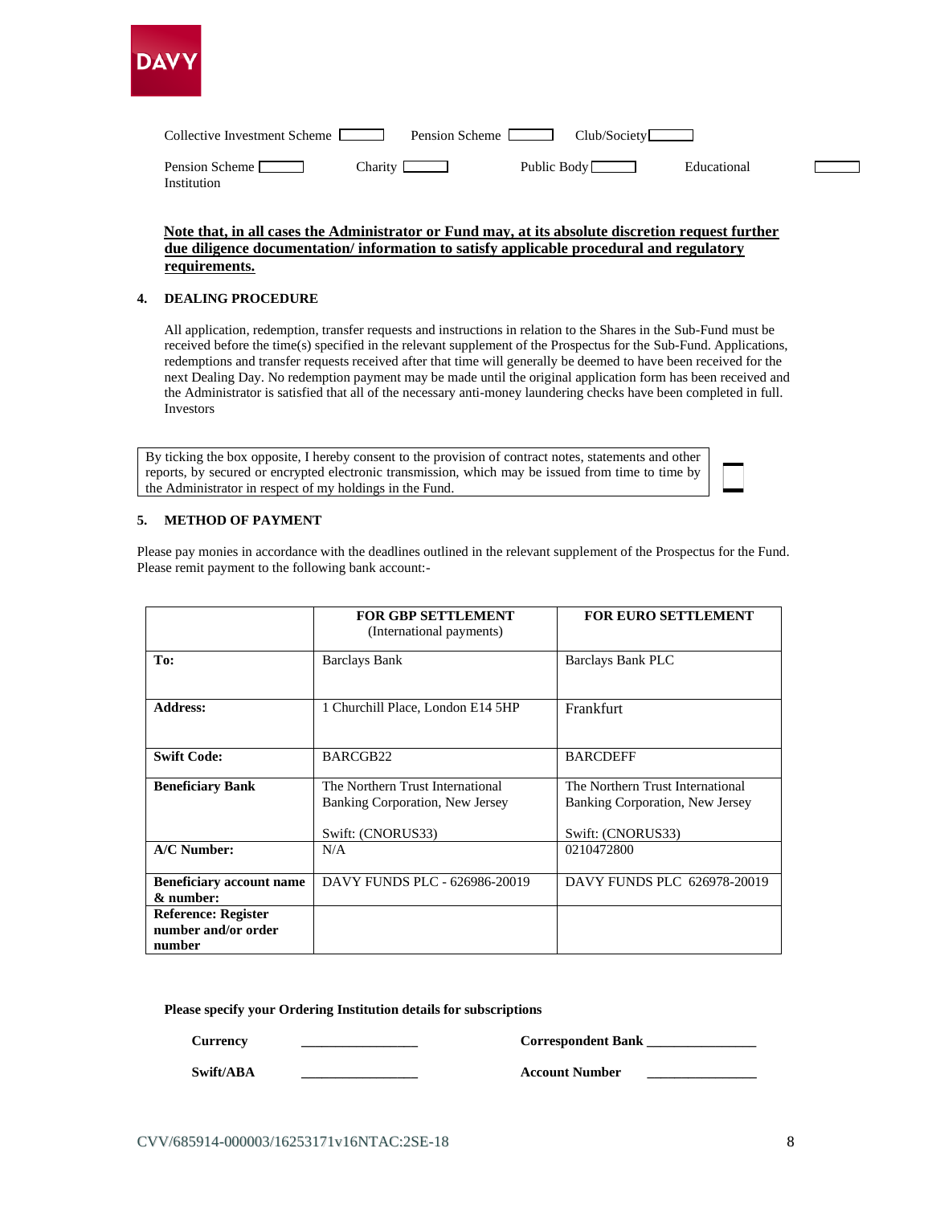Collective Investment Scheme ☐ Pension Scheme ☐ Club/Society ☐

Pension Scheme Institution ☐ Charity ☐ Public Body ☐ Educational ☐

**Note that, in all cases the Administrator or Fund may, at its absolute discretion request further due diligence documentation/ information to satisfy applicable procedural and regulatory requirements.**

## 4. DEALING PROCEDURE

All application, redemption, transfer requests and instructions in relation to the Shares in the Sub-Fund must be received before the time(s) specified in the relevant supplement of the Prospectus for the Sub-Fund. Applications, redemptions and transfer requests received after that time will generally be deemed to have been received for the next Dealing Day. No redemption payment may be made until the original application form has been received and the Administrator is satisfied that all of the necessary anti-money laundering checks have been completed in full. Investors

By ticking the box opposite, I hereby consent to the provision of contract notes, statements and other reports, by secured or encrypted electronic transmission, which may be issued from time to time by the Administrator in respect of my holdings in the Fund. ☐

## 5. METHOD OF PAYMENT

Please pay monies in accordance with the deadlines outlined in the relevant supplement of the Prospectus for the Fund. Please remit payment to the following bank account:-

| | **FOR GBP SETTLEMENT** (International payments) | **FOR EURO SETTLEMENT** |
|---|---|---|
| **To:** | Barclays Bank | Barclays Bank PLC |
| **Address:** | 1 Churchill Place, London E14 5HP | Frankfurt |
| **Swift Code:** | BARCGB22 | BARCDEFF |
| **Beneficiary Bank** | The Northern Trust International Banking Corporation, New Jersey<br><br>Swift: (CNORUS33) | The Northern Trust International Banking Corporation, New Jersey<br><br>Swift: (CNORUS33) |
| **A/C Number:** | N/A | 0210472800 |
| **Beneficiary account name & number:** | DAVY FUNDS PLC - 626986-20019 | DAVY FUNDS PLC 626978-20019 |
| **Reference: Register number and/or order number** | | |

**Please specify your Ordering Institution details for subscriptions**

**Currency** ________________ **Correspondent Bank** ________________

**Swift/ABA** ________________ **Account Number** ________________

CVV/685914-000003/16253171v16NTAC:2SE-18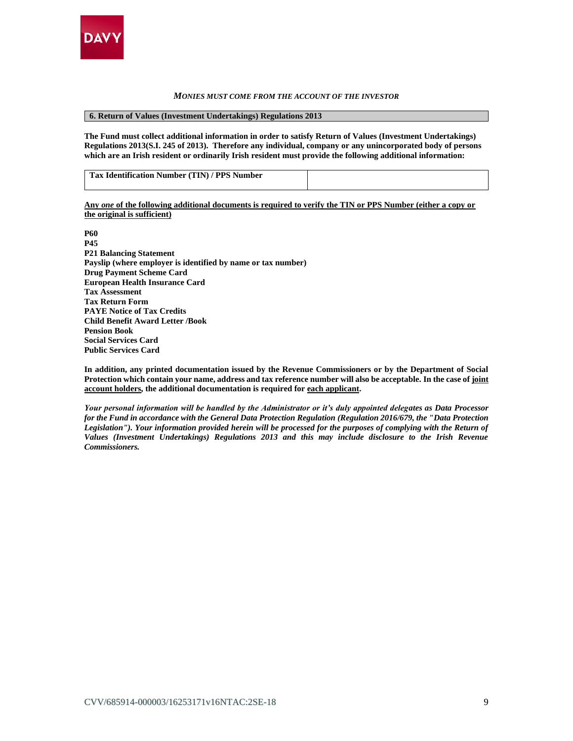***MONIES MUST COME FROM THE ACCOUNT OF THE INVESTOR***

## 6. Return of Values (Investment Undertakings) Regulations 2013

**The Fund must collect additional information in order to satisfy Return of Values (Investment Undertakings) Regulations 2013(S.I. 245 of 2013). Therefore any individual, company or any unincorporated body of persons which are an Irish resident or ordinarily Irish resident must provide the following additional information:**

| **Tax Identification Number (TIN) / PPS Number** | |
|---|---|

**Any *one* of the following additional documents is required to verify the TIN or PPS Number (either a copy or the original is sufficient)**

**P60**
**P45**
**P21 Balancing Statement**
**Payslip (where employer is identified by name or tax number)**
**Drug Payment Scheme Card**
**European Health Insurance Card**
**Tax Assessment**
**Tax Return Form**
**PAYE Notice of Tax Credits**
**Child Benefit Award Letter /Book**
**Pension Book**
**Social Services Card**
**Public Services Card**

**In addition, any printed documentation issued by the Revenue Commissioners or by the Department of Social Protection which contain your name, address and tax reference number will also be acceptable. In the case of joint account holders, the additional documentation is required for each applicant.**

***Your personal information will be handled by the Administrator or it's duly appointed delegates as Data Processor for the Fund in accordance with the General Data Protection Regulation (Regulation 2016/679, the "Data Protection Legislation"). Your information provided herein will be processed for the purposes of complying with the Return of Values (Investment Undertakings) Regulations 2013 and this may include disclosure to the Irish Revenue Commissioners.***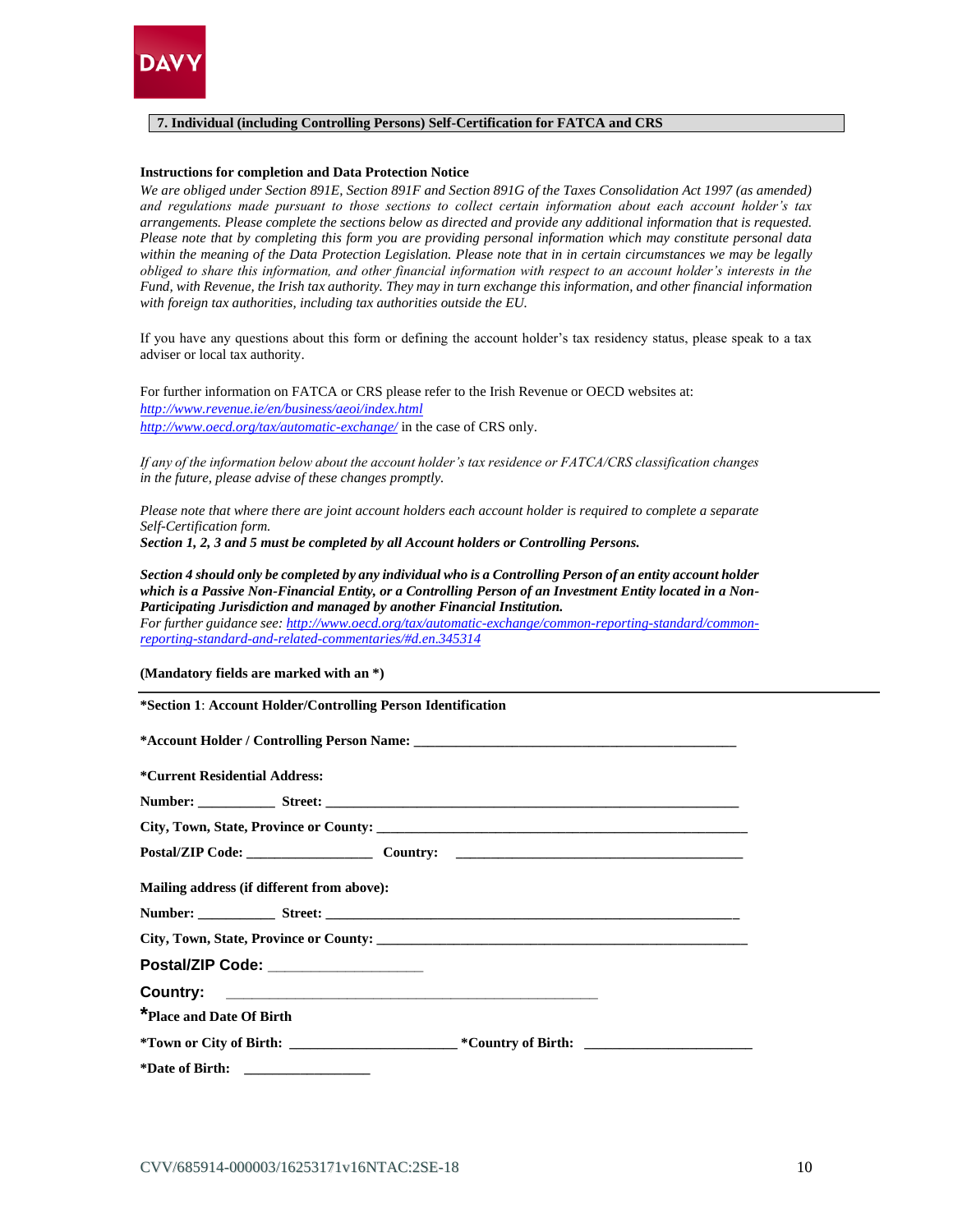DAVY

**7. Individual (including Controlling Persons) Self-Certification for FATCA and CRS**

**Instructions for completion and Data Protection Notice**

*We are obliged under Section 891E, Section 891F and Section 891G of the Taxes Consolidation Act 1997 (as amended) and regulations made pursuant to those sections to collect certain information about each account holder's tax arrangements. Please complete the sections below as directed and provide any additional information that is requested. Please note that by completing this form you are providing personal information which may constitute personal data within the meaning of the Data Protection Legislation. Please note that in in certain circumstances we may be legally obliged to share this information, and other financial information with respect to an account holder's interests in the Fund, with Revenue, the Irish tax authority. They may in turn exchange this information, and other financial information with foreign tax authorities, including tax authorities outside the EU.*

If you have any questions about this form or defining the account holder's tax residency status, please speak to a tax adviser or local tax authority.

For further information on FATCA or CRS please refer to the Irish Revenue or OECD websites at:
*http://www.revenue.ie/en/business/aeoi/index.html*
*http://www.oecd.org/tax/automatic-exchange/* in the case of CRS only.

*If any of the information below about the account holder's tax residence or FATCA/CRS classification changes in the future, please advise of these changes promptly.*

*Please note that where there are joint account holders each account holder is required to complete a separate Self-Certification form.*
***Section 1, 2, 3 and 5 must be completed by all Account holders or Controlling Persons.***

***Section 4 should only be completed by any individual who is a Controlling Person of an entity account holder which is a Passive Non-Financial Entity, or a Controlling Person of an Investment Entity located in a Non-Participating Jurisdiction and managed by another Financial Institution.***
*For further guidance see: http://www.oecd.org/tax/automatic-exchange/common-reporting-standard/common-reporting-standard-and-related-commentaries/#d.en.345314*

**(Mandatory fields are marked with an *)**

---

**\*Section 1**: **Account Holder/Controlling Person Identification**

**\*Account Holder / Controlling Person Name:** ______________________________________________

**\*Current Residential Address:**

**Number:** ___________ **Street:** ____________________________________________________________

**City, Town, State, Province or County:** ______________________________________________________

**Postal/ZIP Code:** __________________ **Country:** __________________________________________

**Mailing address (if different from above):**

**Number:** ___________ **Street:** ____________________________________________________________

**City, Town, State, Province or County:** ______________________________________________________

**Postal/ZIP Code:** ___________________

**Country:** ______________________________________________________

**\*Place and Date Of Birth**

**\*Town or City of Birth:** _______________________ **\*Country of Birth:** _______________________

**\*Date of Birth:** __________________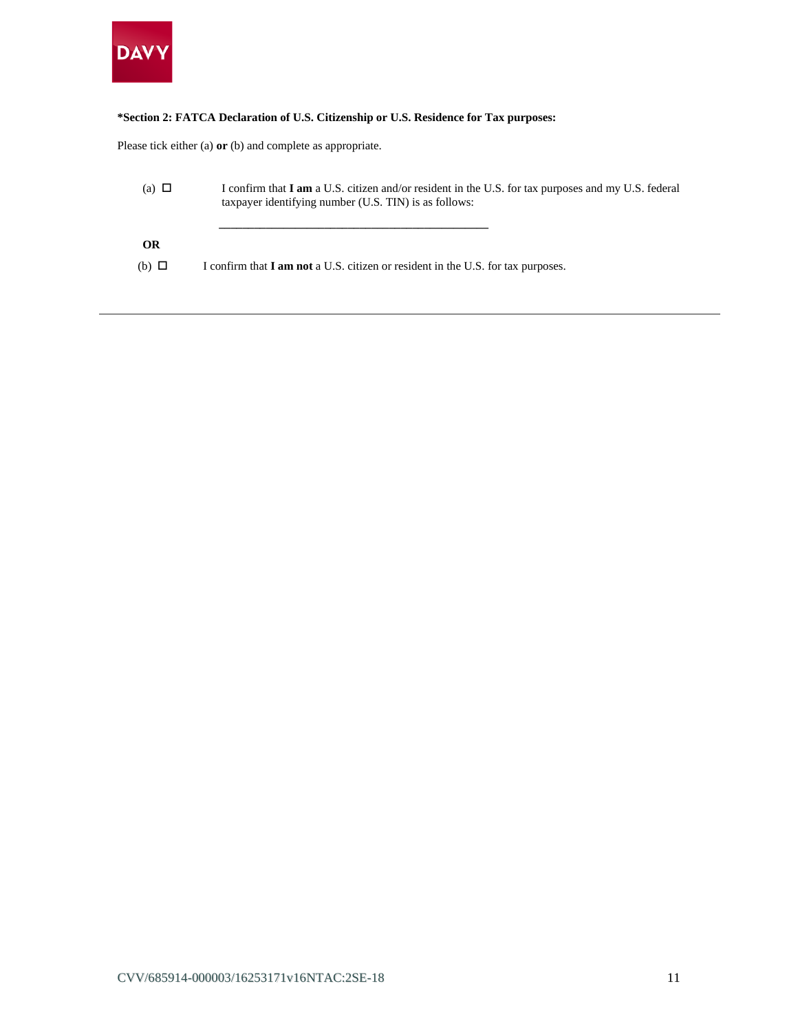**\*Section 2: FATCA Declaration of U.S. Citizenship or U.S. Residence for Tax purposes:**

Please tick either (a) **or** (b) and complete as appropriate.

(a) ☐ I confirm that **I am** a U.S. citizen and/or resident in the U.S. for tax purposes and my U.S. federal taxpayer identifying number (U.S. TIN) is as follows:

\_\_\_\_\_\_\_\_\_\_\_\_\_\_\_\_\_\_\_\_\_\_\_\_\_\_\_\_\_\_\_\_\_\_\_\_\_\_\_\_\_\_\_\_

**OR**

(b) ☐ I confirm that **I am not** a U.S. citizen or resident in the U.S. for tax purposes.

---

CVV/685914-000003/16253171v16NTAC:2SE-18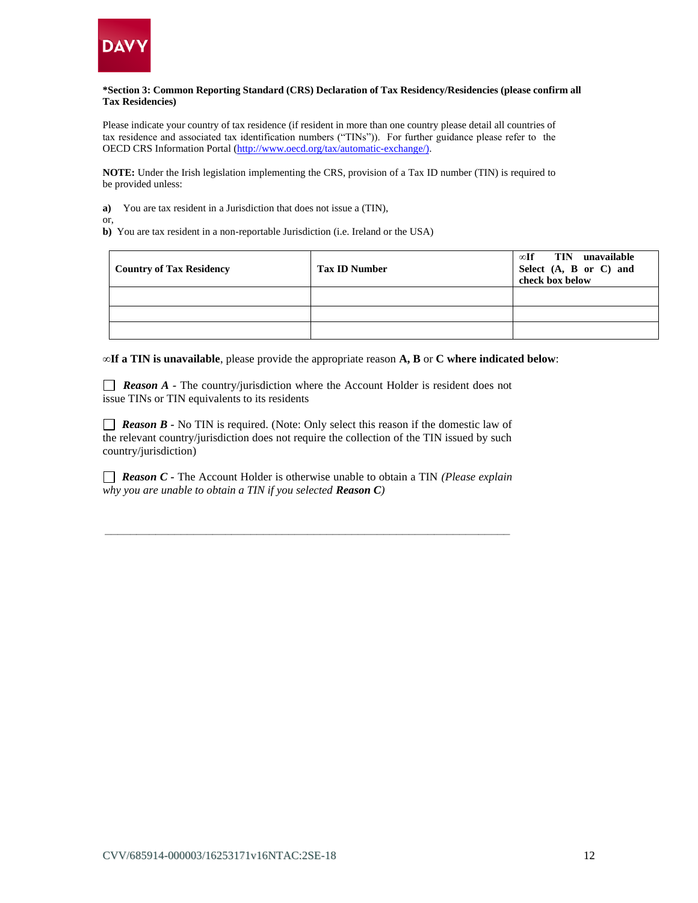**\*Section 3: Common Reporting Standard (CRS) Declaration of Tax Residency/Residencies (please confirm all Tax Residencies)**

Please indicate your country of tax residence (if resident in more than one country please detail all countries of tax residence and associated tax identification numbers ("TINs")). For further guidance please refer to the OECD CRS Information Portal (http://www.oecd.org/tax/automatic-exchange/).

**NOTE:** Under the Irish legislation implementing the CRS, provision of a Tax ID number (TIN) is required to be provided unless:

**a)** You are tax resident in a Jurisdiction that does not issue a (TIN),

or,

**b)** You are tax resident in a non-reportable Jurisdiction (i.e. Ireland or the USA)

| Country of Tax Residency | Tax ID Number | ∞If TIN unavailable Select (A, B or C) and check box below |
|---|---|---|
| | | |
| | | |
| | | |

∞**If a TIN is unavailable**, please provide the appropriate reason **A, B** or **C where indicated below**:

☐ ***Reason A*** - The country/jurisdiction where the Account Holder is resident does not issue TINs or TIN equivalents to its residents

☐ ***Reason B*** **-** No TIN is required. (Note: Only select this reason if the domestic law of the relevant country/jurisdiction does not require the collection of the TIN issued by such country/jurisdiction)

☐ ***Reason C*** **-** The Account Holder is otherwise unable to obtain a TIN *(Please explain why you are unable to obtain a TIN if you selected **Reason C**)*

\_\_\_\_\_\_\_\_\_\_\_\_\_\_\_\_\_\_\_\_\_\_\_\_\_\_\_\_\_\_\_\_\_\_\_\_\_\_\_\_\_\_\_\_\_\_\_\_\_\_\_\_\_\_\_\_\_\_\_\_\_\_\_\_\_\_\_\_\_\_

CVV/685914-000003/16253171v16NTAC:2SE-18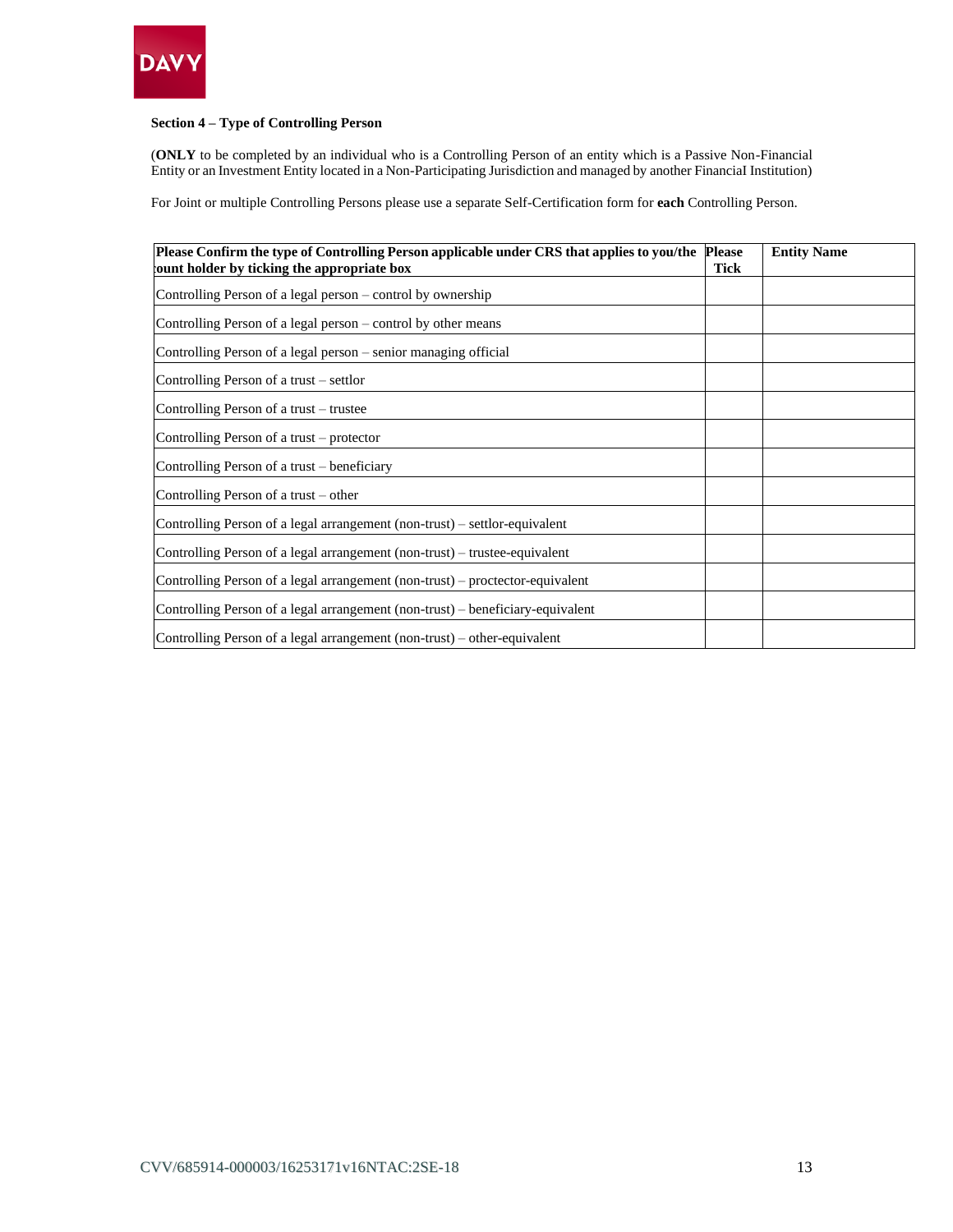**Section 4 – Type of Controlling Person**

(**ONLY** to be completed by an individual who is a Controlling Person of an entity which is a Passive Non-Financial Entity or an Investment Entity located in a Non-Participating Jurisdiction and managed by another FinanciaI Institution)

For Joint or multiple Controlling Persons please use a separate Self-Certification form for **each** Controlling Person.

| **Please Confirm the type of Controlling Person applicable under CRS that applies to you/the ount holder by ticking the appropriate box** | **Please Tick** | **Entity Name** |
|---|---|---|
| Controlling Person of a legal person – control by ownership | | |
| Controlling Person of a legal person – control by other means | | |
| Controlling Person of a legal person – senior managing official | | |
| Controlling Person of a trust – settlor | | |
| Controlling Person of a trust – trustee | | |
| Controlling Person of a trust – protector | | |
| Controlling Person of a trust – beneficiary | | |
| Controlling Person of a trust – other | | |
| Controlling Person of a legal arrangement (non-trust) – settlor-equivalent | | |
| Controlling Person of a legal arrangement (non-trust) – trustee-equivalent | | |
| Controlling Person of a legal arrangement (non-trust) – proctector-equivalent | | |
| Controlling Person of a legal arrangement (non-trust) – beneficiary-equivalent | | |
| Controlling Person of a legal arrangement (non-trust) – other-equivalent | | |

CVV/685914-000003/16253171v16NTAC:2SE-18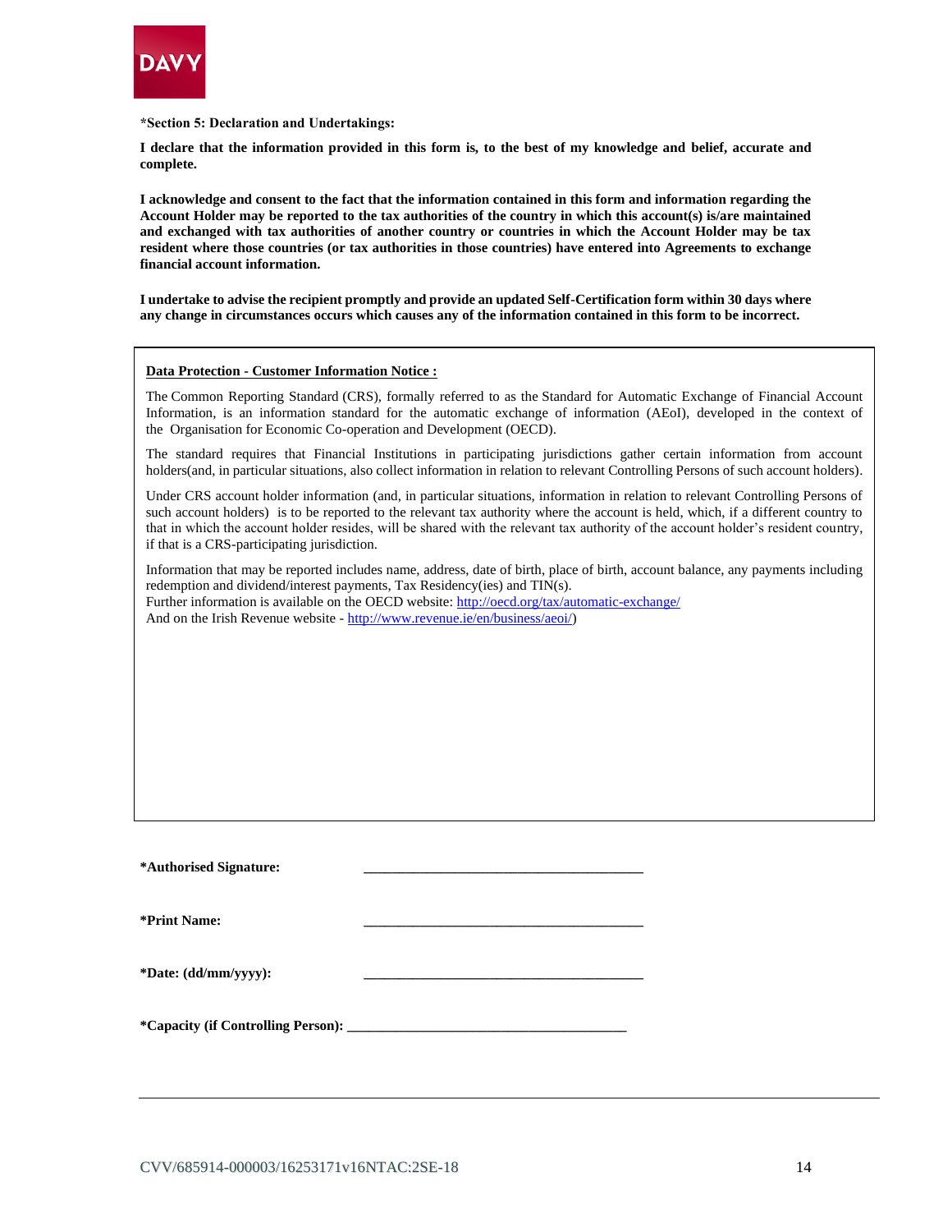**\*Section 5: Declaration and Undertakings:**

**I declare that the information provided in this form is, to the best of my knowledge and belief, accurate and complete.**

**I acknowledge and consent to the fact that the information contained in this form and information regarding the Account Holder may be reported to the tax authorities of the country in which this account(s) is/are maintained and exchanged with tax authorities of another country or countries in which the Account Holder may be tax resident where those countries (or tax authorities in those countries) have entered into Agreements to exchange financial account information.**

**I undertake to advise the recipient promptly and provide an updated Self-Certification form within 30 days where any change in circumstances occurs which causes any of the information contained in this form to be incorrect.**

**Data Protection - Customer Information Notice :**

The Common Reporting Standard (CRS), formally referred to as the Standard for Automatic Exchange of Financial Account Information, is an information standard for the automatic exchange of information (AEoI), developed in the context of the Organisation for Economic Co-operation and Development (OECD).

The standard requires that Financial Institutions in participating jurisdictions gather certain information from account holders(and, in particular situations, also collect information in relation to relevant Controlling Persons of such account holders).

Under CRS account holder information (and, in particular situations, information in relation to relevant Controlling Persons of such account holders) is to be reported to the relevant tax authority where the account is held, which, if a different country to that in which the account holder resides, will be shared with the relevant tax authority of the account holder's resident country, if that is a CRS-participating jurisdiction.

Information that may be reported includes name, address, date of birth, place of birth, account balance, any payments including redemption and dividend/interest payments, Tax Residency(ies) and TIN(s).
Further information is available on the OECD website: http://oecd.org/tax/automatic-exchange/
And on the Irish Revenue website - http://www.revenue.ie/en/business/aeoi/)

**\*Authorised Signature:** \_\_\_\_\_\_\_\_\_\_\_\_\_\_\_\_\_\_\_\_\_\_\_\_\_\_\_\_\_\_\_\_\_\_\_\_\_\_\_\_

**\*Print Name:** \_\_\_\_\_\_\_\_\_\_\_\_\_\_\_\_\_\_\_\_\_\_\_\_\_\_\_\_\_\_\_\_\_\_\_\_\_\_\_\_

**\*Date: (dd/mm/yyyy):** \_\_\_\_\_\_\_\_\_\_\_\_\_\_\_\_\_\_\_\_\_\_\_\_\_\_\_\_\_\_\_\_\_\_\_\_\_\_\_\_

**\*Capacity (if Controlling Person):** \_\_\_\_\_\_\_\_\_\_\_\_\_\_\_\_\_\_\_\_\_\_\_\_\_\_\_\_\_\_\_\_\_\_\_\_\_\_\_\_

CVV/685914-000003/16253171v16NTAC:2SE-18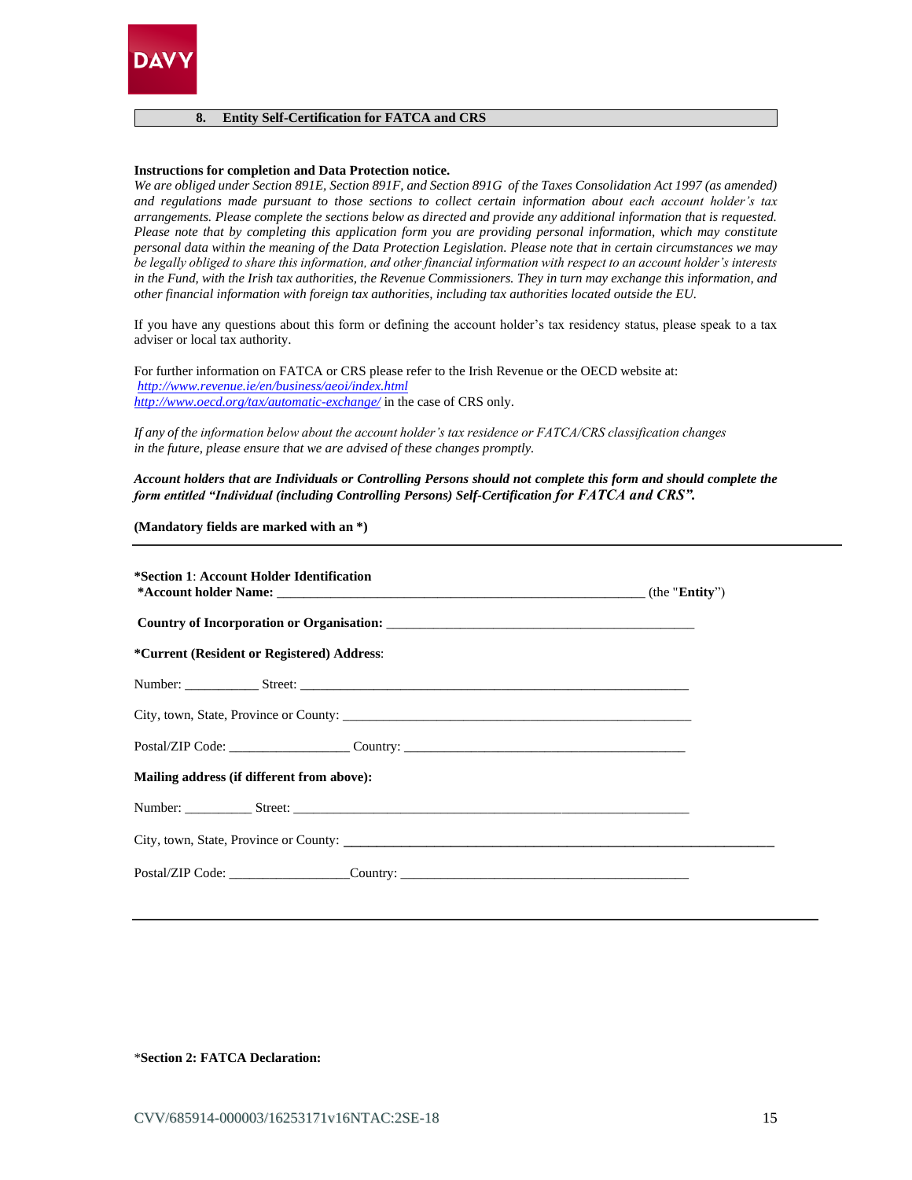## 8. Entity Self-Certification for FATCA and CRS

**Instructions for completion and Data Protection notice.**

*We are obliged under Section 891E, Section 891F, and Section 891G of the Taxes Consolidation Act 1997 (as amended) and regulations made pursuant to those sections to collect certain information about each account holder's tax arrangements. Please complete the sections below as directed and provide any additional information that is requested. Please note that by completing this application form you are providing personal information, which may constitute personal data within the meaning of the Data Protection Legislation. Please note that in certain circumstances we may be legally obliged to share this information, and other financial information with respect to an account holder's interests in the Fund, with the Irish tax authorities, the Revenue Commissioners. They in turn may exchange this information, and other financial information with foreign tax authorities, including tax authorities located outside the EU.*

If you have any questions about this form or defining the account holder's tax residency status, please speak to a tax adviser or local tax authority.

For further information on FATCA or CRS please refer to the Irish Revenue or the OECD website at:
http://www.revenue.ie/en/business/aeoi/index.html
http://www.oecd.org/tax/automatic-exchange/ in the case of CRS only.

*If any of the information below about the account holder's tax residence or FATCA/CRS classification changes in the future, please ensure that we are advised of these changes promptly.*

***Account holders that are Individuals or Controlling Persons should not complete this form and should complete the form entitled "Individual (including Controlling Persons) Self-Certification for FATCA and CRS".***

**(Mandatory fields are marked with an *)**

---

**\*Section 1**: **Account Holder Identification**

**\*Account holder Name:** ______________________________________________________ (the "**Entity**")

**Country of Incorporation or Organisation:** ____________________________________________

**\*Current (Resident or Registered) Address**:

Number: ___________ Street: _________________________________________________________

City, town, State, Province or County: ___________________________________________________

Postal/ZIP Code: _________________ Country: ________________________________________

**Mailing address (if different from above):**

Number: __________ Street: __________________________________________________________

City, town, State, Province or County: ___________________________________________________

Postal/ZIP Code: _________________Country: _________________________________________

---

\***Section 2: FATCA Declaration:**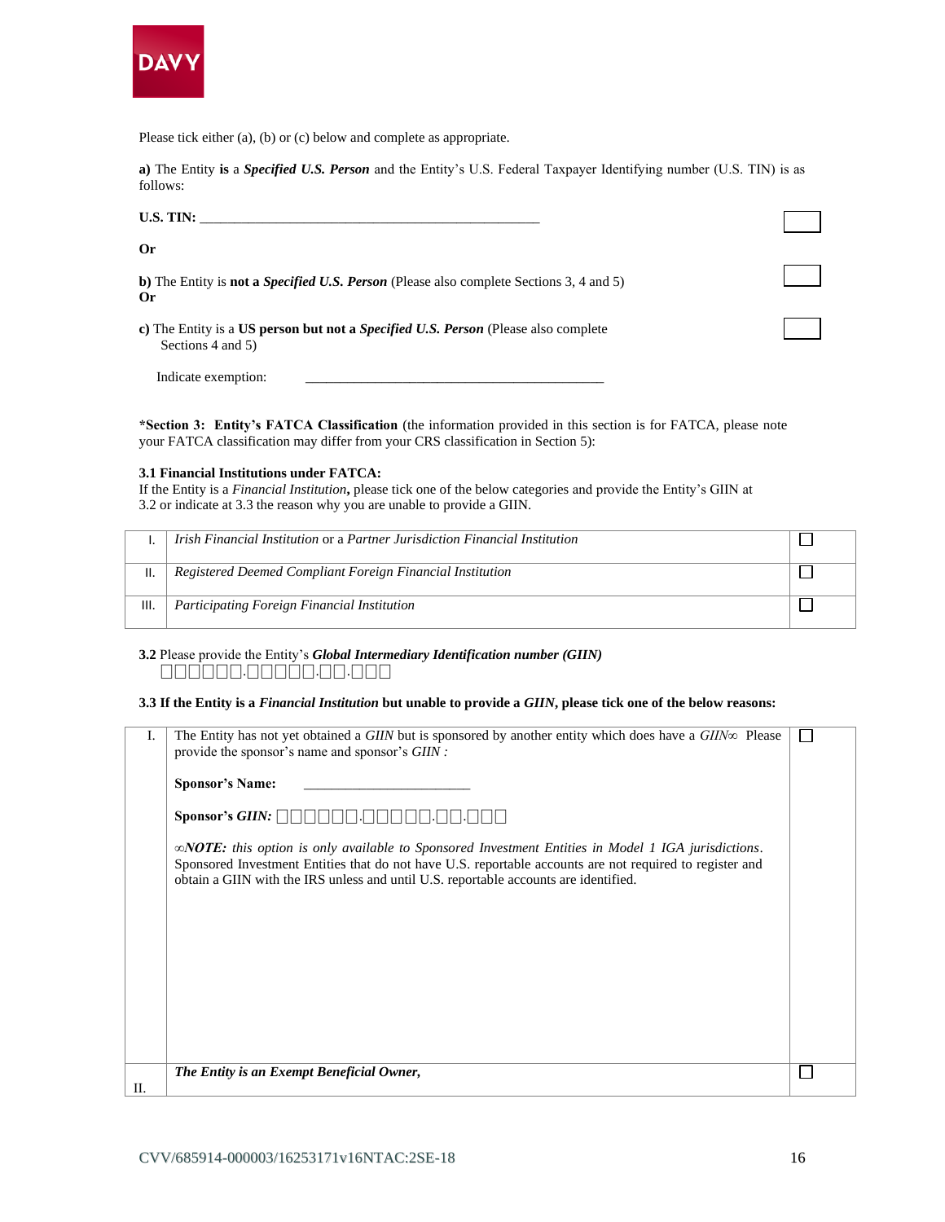Please tick either (a), (b) or (c) below and complete as appropriate.

**a)** The Entity **is** a ***Specified U.S. Person*** and the Entity's U.S. Federal Taxpayer Identifying number (U.S. TIN) is as follows:

**U.S. TIN:** ________________________________________________ ☐

**Or**

**b)** The Entity is **not a *Specified U.S. Person*** (Please also complete Sections 3, 4 and 5) ☐
**Or**

**c)** The Entity is a **US person but not a *Specified U.S. Person*** (Please also complete Sections 4 and 5) ☐

Indicate exemption: ________________________________________

***Section 3: Entity's FATCA Classification** (the information provided in this section is for FATCA, please note your FATCA classification may differ from your CRS classification in Section 5):

**3.1 Financial Institutions under FATCA:**
If the Entity is a *Financial Institution***,** please tick one of the below categories and provide the Entity's GIIN at 3.2 or indicate at 3.3 the reason why you are unable to provide a GIIN.

| | | |
|---|---|---|
| I. | *Irish Financial Institution* or a *Partner Jurisdiction Financial Institution* | ☐ |
| II. | *Registered Deemed Compliant Foreign Financial Institution* | ☐ |
| III. | *Participating Foreign Financial Institution* | ☐ |

**3.2** Please provide the Entity's ***Global Intermediary Identification number (GIIN)***
□□□□□□.□□□□□.□□.□□□

**3.3 If the Entity is a *Financial Institution* but unable to provide a *GIIN*, please tick one of the below reasons:**

| | | |
|---|---|---|
| I. | The Entity has not yet obtained a *GIIN* but is sponsored by another entity which does have a *GIIN*∞ Please provide the sponsor's name and sponsor's *GIIN :*<br><br>**Sponsor's Name:** ________________________<br><br>**Sponsor's *GIIN:*** □□□□□□.□□□□□.□□.□□□<br><br>∞***NOTE:*** *this option is only available to Sponsored Investment Entities in Model 1 IGA jurisdictions*. Sponsored Investment Entities that do not have U.S. reportable accounts are not required to register and obtain a GIIN with the IRS unless and until U.S. reportable accounts are identified. | ☐ |
| II. | ***The Entity is an Exempt Beneficial Owner,*** | ☐ |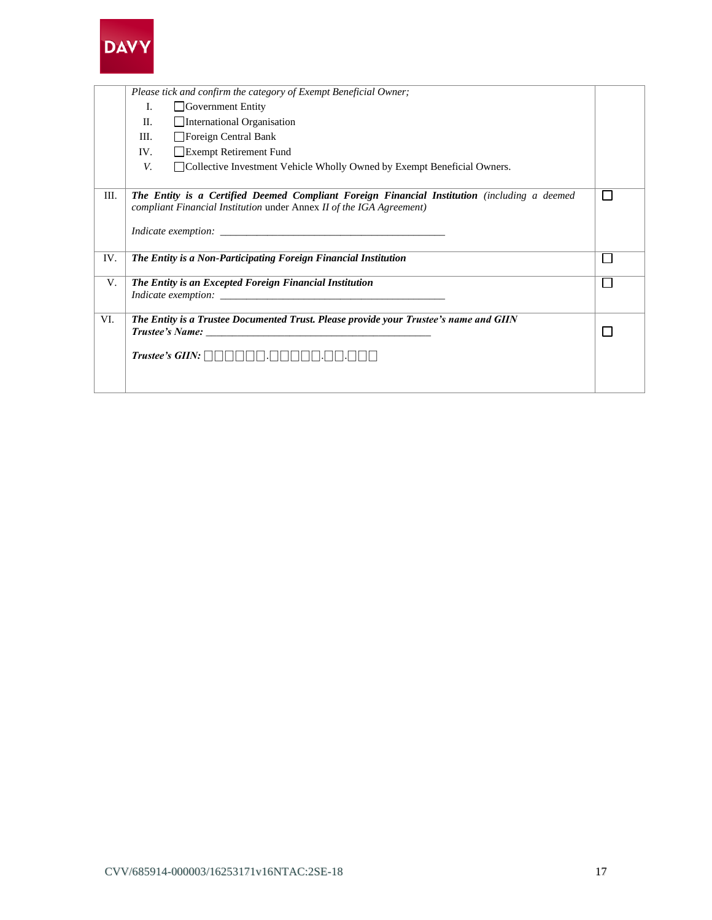| | | |
|---|---|---|
| | *Please tick and confirm the category of Exempt Beneficial Owner;*<br>I. ☐Government Entity<br>II. ☐International Organisation<br>III. ☐Foreign Central Bank<br>IV. ☐Exempt Retirement Fund<br>*V.* ☐Collective Investment Vehicle Wholly Owned by Exempt Beneficial Owners. | |
| III. | ***The Entity is a Certified Deemed Compliant Foreign Financial Institution*** *(including a deemed compliant Financial Institution* under *Annex II of the IGA Agreement)*<br><br>*Indicate exemption:* ___________________________________________ | ☐ |
| IV. | ***The Entity is a Non-Participating Foreign Financial Institution*** | ☐ |
| V. | ***The Entity is an Excepted Foreign Financial Institution***<br>*Indicate exemption:* ___________________________________________ | ☐ |
| VI. | ***The Entity is a Trustee Documented Trust. Please provide your Trustee's name and GIIN***<br>***Trustee's Name:*** ___________________________________________<br><br>***Trustee's GIIN:*** ☐☐☐☐☐☐.☐☐☐☐☐.☐☐.☐☐☐ | ☐ |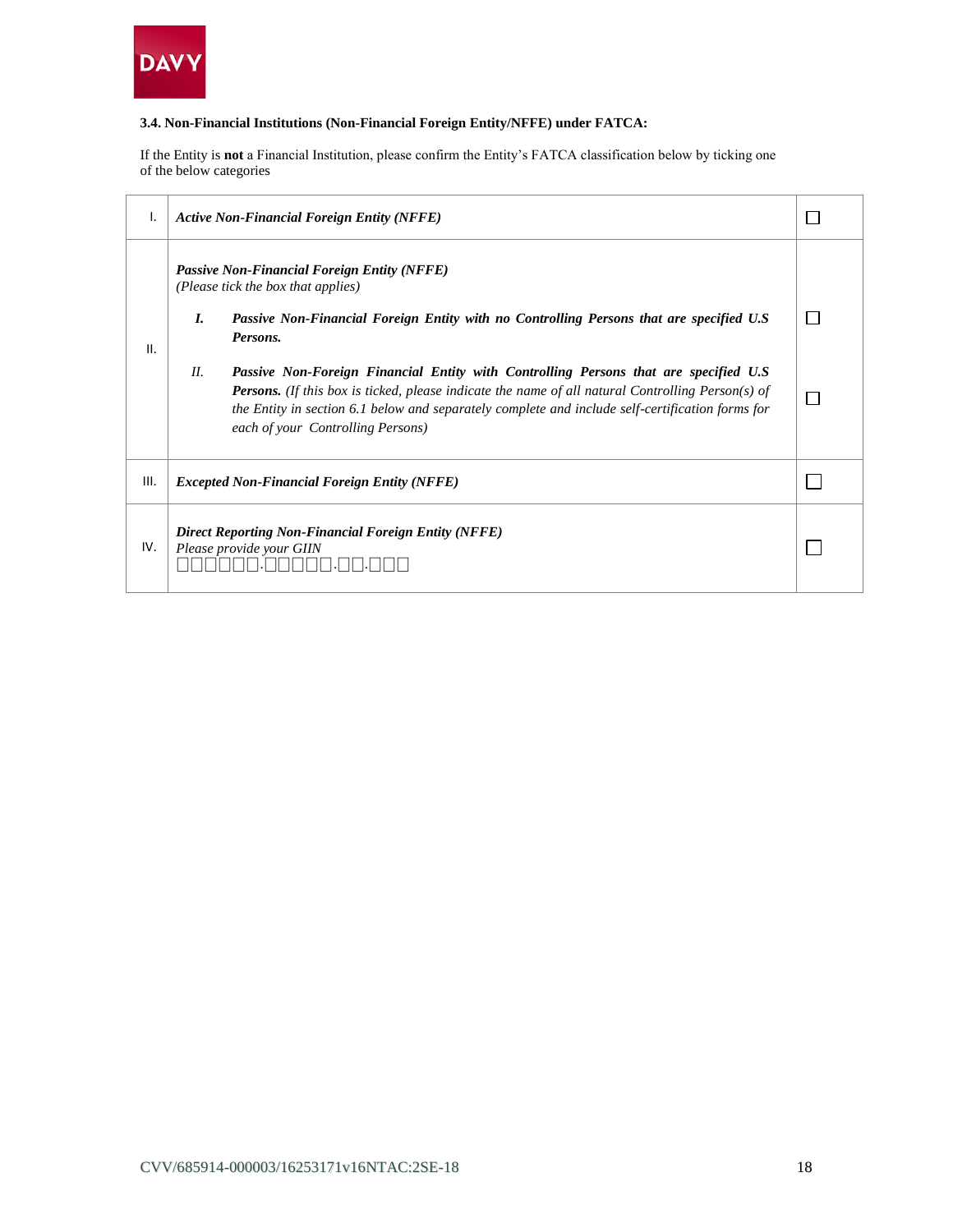**3.4. Non-Financial Institutions (Non-Financial Foreign Entity/NFFE) under FATCA:**

If the Entity is **not** a Financial Institution, please confirm the Entity's FATCA classification below by ticking one of the below categories

| | | |
|---|---|---|
| I. | ***Active Non-Financial Foreign Entity (NFFE)*** | ☐ |
| II. | ***Passive Non-Financial Foreign Entity (NFFE)***<br>*(Please tick the box that applies)*<br><br>***I. Passive Non-Financial Foreign Entity with no Controlling Persons that are specified U.S Persons.*** | ☐ |
| | *II.* ***Passive Non-Foreign Financial Entity with Controlling Persons that are specified U.S Persons.*** *(If this box is ticked, please indicate the name of all natural Controlling Person(s) of the Entity in section 6.1 below and separately complete and include self-certification forms for each of your Controlling Persons)* | ☐ |
| III. | ***Excepted Non-Financial Foreign Entity (NFFE)*** | ☐ |
| IV. | ***Direct Reporting Non-Financial Foreign Entity (NFFE)***<br>*Please provide your GIIN*<br>☐☐☐☐☐☐.☐☐☐☐☐.☐☐.☐☐☐ | ☐ |

CVV/685914-000003/16253171v16NTAC:2SE-18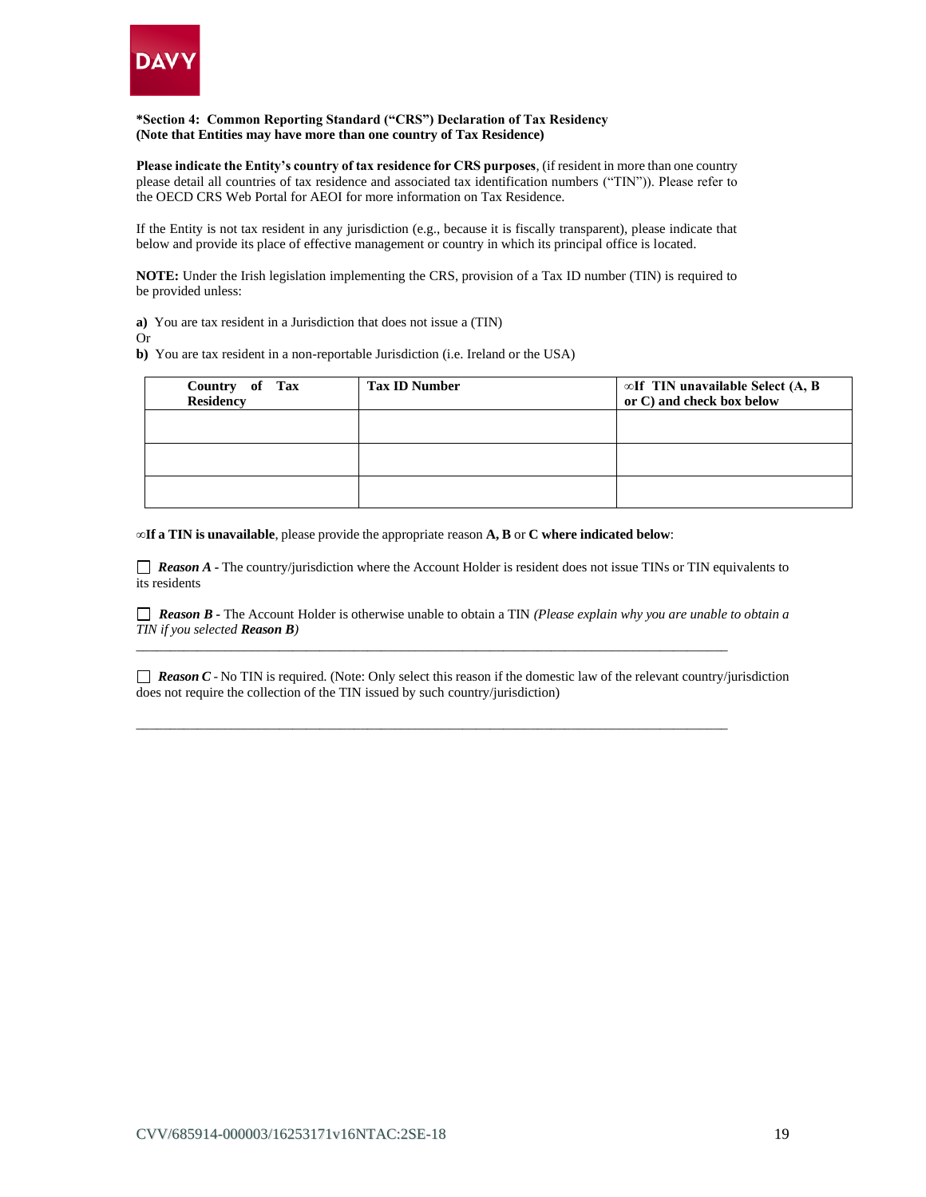**\*Section 4: Common Reporting Standard ("CRS") Declaration of Tax Residency**
**(Note that Entities may have more than one country of Tax Residence)**

**Please indicate the Entity's country of tax residence for CRS purposes**, (if resident in more than one country please detail all countries of tax residence and associated tax identification numbers ("TIN")). Please refer to the OECD CRS Web Portal for AEOI for more information on Tax Residence.

If the Entity is not tax resident in any jurisdiction (e.g., because it is fiscally transparent), please indicate that below and provide its place of effective management or country in which its principal office is located.

**NOTE:** Under the Irish legislation implementing the CRS, provision of a Tax ID number (TIN) is required to be provided unless:

**a)** You are tax resident in a Jurisdiction that does not issue a (TIN)
Or
**b)** You are tax resident in a non-reportable Jurisdiction (i.e. Ireland or the USA)

| Country of Tax Residency | Tax ID Number | ∞If TIN unavailable Select (A, B or C) and check box below |
|---|---|---|
| | | |
| | | |
| | | |

∞**If a TIN is unavailable**, please provide the appropriate reason **A, B** or **C where indicated below**:

☐ ***Reason A*** **-** The country/jurisdiction where the Account Holder is resident does not issue TINs or TIN equivalents to its residents

☐ ***Reason B*** **-** The Account Holder is otherwise unable to obtain a TIN *(Please explain why you are unable to obtain a TIN if you selected **Reason B**)*

\_\_\_\_\_\_\_\_\_\_\_\_\_\_\_\_\_\_\_\_\_\_\_\_\_\_\_\_\_\_\_\_\_\_\_\_\_\_\_\_\_\_\_\_\_\_\_\_\_\_\_\_\_\_\_\_\_\_\_\_\_\_\_\_\_\_\_\_\_\_\_\_\_\_\_\_\_\_

☐ ***Reason C*** - No TIN is required. (Note: Only select this reason if the domestic law of the relevant country/jurisdiction does not require the collection of the TIN issued by such country/jurisdiction)

\_\_\_\_\_\_\_\_\_\_\_\_\_\_\_\_\_\_\_\_\_\_\_\_\_\_\_\_\_\_\_\_\_\_\_\_\_\_\_\_\_\_\_\_\_\_\_\_\_\_\_\_\_\_\_\_\_\_\_\_\_\_\_\_\_\_\_\_\_\_\_\_\_\_\_\_\_\_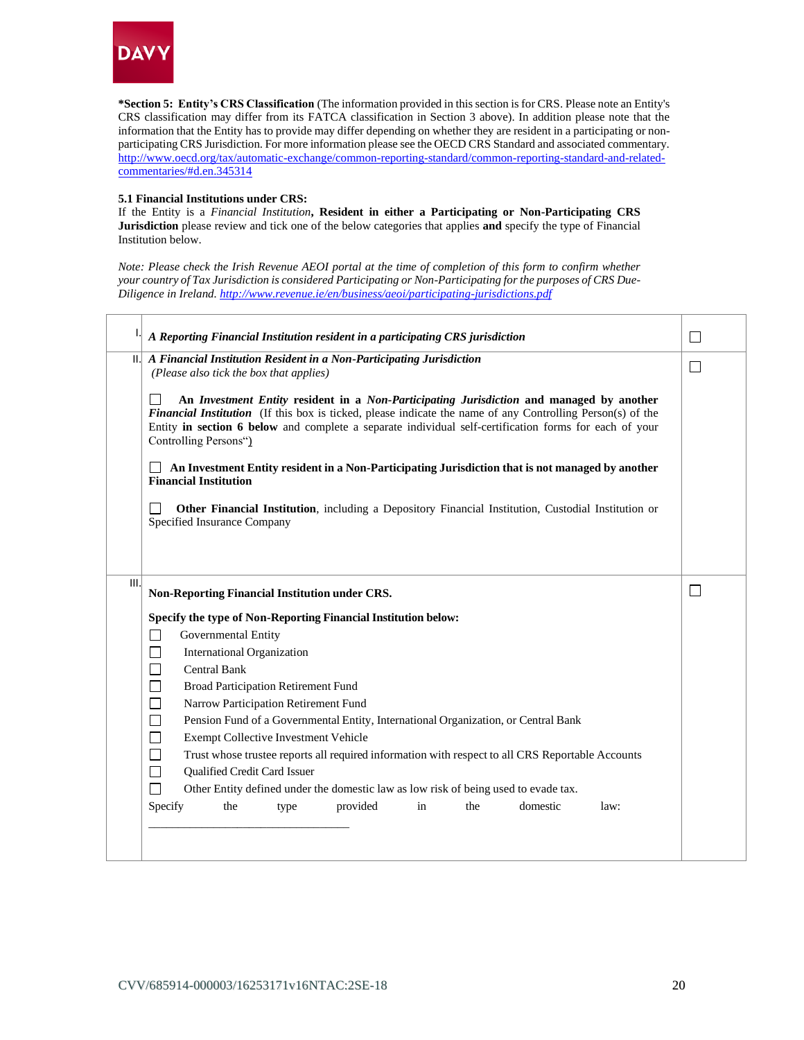**\*Section 5: Entity's CRS Classification** (The information provided in this section is for CRS. Please note an Entity's CRS classification may differ from its FATCA classification in Section 3 above). In addition please note that the information that the Entity has to provide may differ depending on whether they are resident in a participating or non-participating CRS Jurisdiction. For more information please see the OECD CRS Standard and associated commentary. http://www.oecd.org/tax/automatic-exchange/common-reporting-standard/common-reporting-standard-and-related-commentaries/#d.en.345314

**5.1 Financial Institutions under CRS:**
If the Entity is a *Financial Institution*, **Resident in either a Participating or Non-Participating CRS Jurisdiction** please review and tick one of the below categories that applies **and** specify the type of Financial Institution below.

*Note: Please check the Irish Revenue AEOI portal at the time of completion of this form to confirm whether your country of Tax Jurisdiction is considered Participating or Non-Participating for the purposes of CRS Due-Diligence in Ireland. http://www.revenue.ie/en/business/aeoi/participating-jurisdictions.pdf*

| | | |
|---|---|---|
| I. | *A Reporting Financial Institution resident in a participating CRS jurisdiction* | ☐ |
| II. | *A Financial Institution Resident in a Non-Participating Jurisdiction* (*Please also tick the box that applies*)<br><br>☐ **An** ***Investment Entity*** **resident in a** ***Non-Participating Jurisdiction*** **and managed by another** ***Financial Institution*** (If this box is ticked, please indicate the name of any Controlling Person(s) of the Entity **in section 6 below** and complete a separate individual self-certification forms for each of your Controlling Persons")<br><br>☐ **An Investment Entity resident in a Non-Participating Jurisdiction that is not managed by another Financial Institution**<br><br>☐ **Other Financial Institution**, including a Depository Financial Institution, Custodial Institution or Specified Insurance Company | ☐ |
| III. | **Non-Reporting Financial Institution under CRS.**<br><br>**Specify the type of Non-Reporting Financial Institution below:**<br>☐ Governmental Entity<br>☐ International Organization<br>☐ Central Bank<br>☐ Broad Participation Retirement Fund<br>☐ Narrow Participation Retirement Fund<br>☐ Pension Fund of a Governmental Entity, International Organization, or Central Bank<br>☐ Exempt Collective Investment Vehicle<br>☐ Trust whose trustee reports all required information with respect to all CRS Reportable Accounts<br>☐ Qualified Credit Card Issuer<br>☐ Other Entity defined under the domestic law as low risk of being used to evade tax.<br>Specify the type provided in the domestic law:<br>\_\_\_\_\_\_\_\_\_\_\_\_\_\_\_\_\_\_\_\_\_\_\_\_\_\_\_\_\_\_\_\_\_\_\_\_ | ☐ |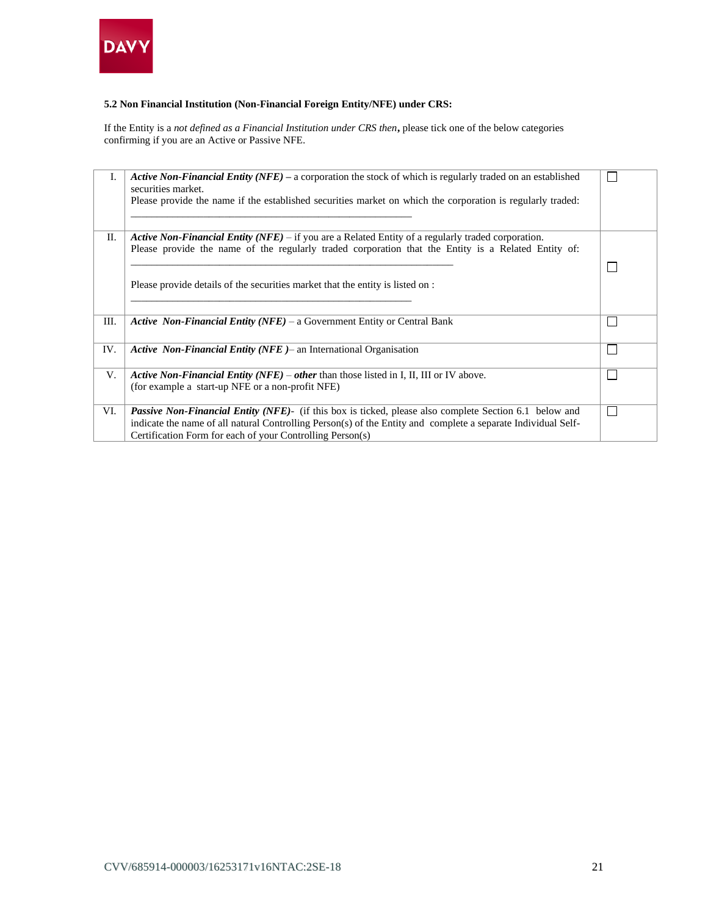**5.2 Non Financial Institution (Non-Financial Foreign Entity/NFE) under CRS:**

If the Entity is a *not defined as a Financial Institution under CRS then***,** please tick one of the below categories confirming if you are an Active or Passive NFE.

| | | |
|---|---|---|
| I. | ***Active Non-Financial Entity (NFE)* –** a corporation the stock of which is regularly traded on an established securities market.<br>Please provide the name if the established securities market on which the corporation is regularly traded:<br>\_\_\_\_\_\_\_\_\_\_\_\_\_\_\_\_\_\_\_\_\_\_\_\_\_\_\_\_\_\_\_\_\_\_\_\_\_\_\_\_\_\_\_\_\_\_\_\_\_\_ | ☐ |
| II. | ***Active Non-Financial Entity (NFE)*** – if you are a Related Entity of a regularly traded corporation.<br>Please provide the name of the regularly traded corporation that the Entity is a Related Entity of:<br>\_\_\_\_\_\_\_\_\_\_\_\_\_\_\_\_\_\_\_\_\_\_\_\_\_\_\_\_\_\_\_\_\_\_\_\_\_\_\_\_\_\_\_\_\_\_\_\_\_\_\_\_\_\_\_\_<br>Please provide details of the securities market that the entity is listed on :<br>\_\_\_\_\_\_\_\_\_\_\_\_\_\_\_\_\_\_\_\_\_\_\_\_\_\_\_\_\_\_\_\_\_\_\_\_\_\_\_\_\_\_\_\_\_\_\_\_\_\_ | ☐ |
| III. | ***Active Non-Financial Entity (NFE)*** – a Government Entity or Central Bank | ☐ |
| IV. | ***Active Non-Financial Entity (NFE )***– an International Organisation | ☐ |
| V. | ***Active Non-Financial Entity (NFE)*** – ***other*** than those listed in I, II, III or IV above.<br>(for example a start-up NFE or a non-profit NFE) | ☐ |
| VI. | ***Passive Non-Financial Entity (NFE)***- (if this box is ticked, please also complete Section 6.1 below and indicate the name of all natural Controlling Person(s) of the Entity and complete a separate Individual Self-Certification Form for each of your Controlling Person(s) | ☐ |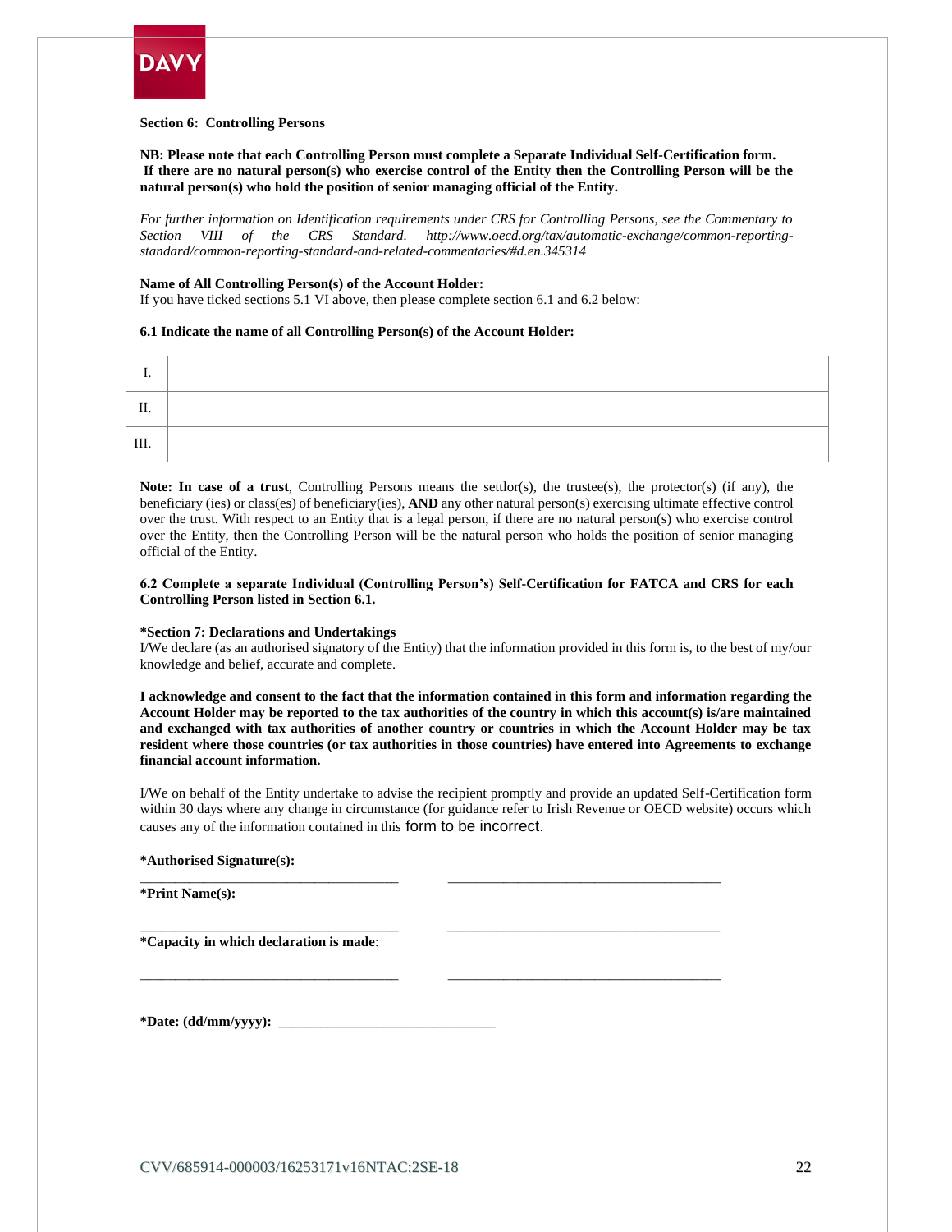**Section 6: Controlling Persons**

**NB: Please note that each Controlling Person must complete a Separate Individual Self-Certification form. If there are no natural person(s) who exercise control of the Entity then the Controlling Person will be the natural person(s) who hold the position of senior managing official of the Entity.**

*For further information on Identification requirements under CRS for Controlling Persons, see the Commentary to Section VIII of the CRS Standard. http://www.oecd.org/tax/automatic-exchange/common-reporting-standard/common-reporting-standard-and-related-commentaries/#d.en.345314*

**Name of All Controlling Person(s) of the Account Holder:**
If you have ticked sections 5.1 VI above, then please complete section 6.1 and 6.2 below:

**6.1 Indicate the name of all Controlling Person(s) of the Account Holder:**

| | |
|---|---|
| I. | |
| II. | |
| III. | |

**Note: In case of a trust**, Controlling Persons means the settlor(s), the trustee(s), the protector(s) (if any), the beneficiary (ies) or class(es) of beneficiary(ies), **AND** any other natural person(s) exercising ultimate effective control over the trust. With respect to an Entity that is a legal person, if there are no natural person(s) who exercise control over the Entity, then the Controlling Person will be the natural person who holds the position of senior managing official of the Entity.

**6.2 Complete a separate Individual (Controlling Person's) Self-Certification for FATCA and CRS for each Controlling Person listed in Section 6.1.**

**\*Section 7: Declarations and Undertakings**
I/We declare (as an authorised signatory of the Entity) that the information provided in this form is, to the best of my/our knowledge and belief, accurate and complete.

**I acknowledge and consent to the fact that the information contained in this form and information regarding the Account Holder may be reported to the tax authorities of the country in which this account(s) is/are maintained and exchanged with tax authorities of another country or countries in which the Account Holder may be tax resident where those countries (or tax authorities in those countries) have entered into Agreements to exchange financial account information.**

I/We on behalf of the Entity undertake to advise the recipient promptly and provide an updated Self-Certification form within 30 days where any change in circumstance (for guidance refer to Irish Revenue or OECD website) occurs which causes any of the information contained in this form to be incorrect.

**\*Authorised Signature(s):**

_________________________________ _________________________________

**\*Print Name(s):**

_________________________________ _________________________________

**\*Capacity in which declaration is made**:

_________________________________ _________________________________

**\*Date: (dd/mm/yyyy):** ____________________________

CVV/685914-000003/16253171v16NTAC:2SE-18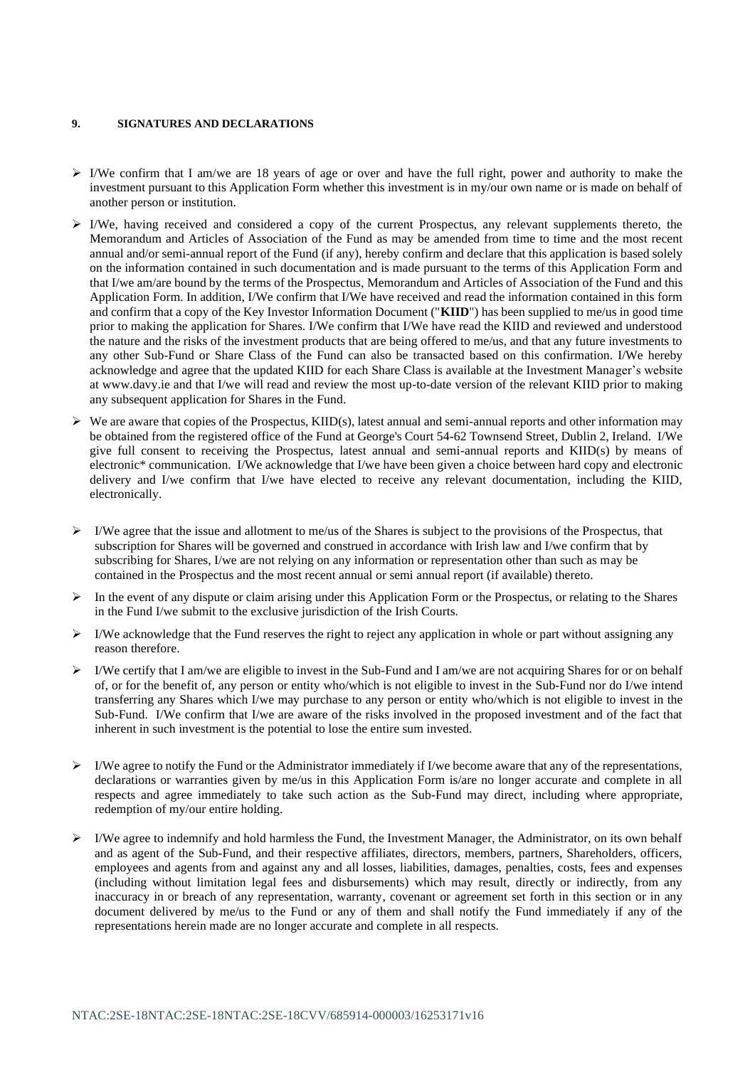## 9. SIGNATURES AND DECLARATIONS

- I/We confirm that I am/we are 18 years of age or over and have the full right, power and authority to make the investment pursuant to this Application Form whether this investment is in my/our own name or is made on behalf of another person or institution.
- I/We, having received and considered a copy of the current Prospectus, any relevant supplements thereto, the Memorandum and Articles of Association of the Fund as may be amended from time to time and the most recent annual and/or semi-annual report of the Fund (if any), hereby confirm and declare that this application is based solely on the information contained in such documentation and is made pursuant to the terms of this Application Form and that I/we am/are bound by the terms of the Prospectus, Memorandum and Articles of Association of the Fund and this Application Form. In addition, I/We confirm that I/We have received and read the information contained in this form and confirm that a copy of the Key Investor Information Document ("**KIID**") has been supplied to me/us in good time prior to making the application for Shares. I/We confirm that I/We have read the KIID and reviewed and understood the nature and the risks of the investment products that are being offered to me/us, and that any future investments to any other Sub-Fund or Share Class of the Fund can also be transacted based on this confirmation. I/We hereby acknowledge and agree that the updated KIID for each Share Class is available at the Investment Manager's website at www.davy.ie and that I/we will read and review the most up-to-date version of the relevant KIID prior to making any subsequent application for Shares in the Fund.
- We are aware that copies of the Prospectus, KIID(s), latest annual and semi-annual reports and other information may be obtained from the registered office of the Fund at George's Court 54-62 Townsend Street, Dublin 2, Ireland. I/We give full consent to receiving the Prospectus, latest annual and semi-annual reports and KIID(s) by means of electronic* communication. I/We acknowledge that I/we have been given a choice between hard copy and electronic delivery and I/we confirm that I/we have elected to receive any relevant documentation, including the KIID, electronically.
- I/We agree that the issue and allotment to me/us of the Shares is subject to the provisions of the Prospectus, that subscription for Shares will be governed and construed in accordance with Irish law and I/we confirm that by subscribing for Shares, I/we are not relying on any information or representation other than such as may be contained in the Prospectus and the most recent annual or semi annual report (if available) thereto.
- In the event of any dispute or claim arising under this Application Form or the Prospectus, or relating to the Shares in the Fund I/we submit to the exclusive jurisdiction of the Irish Courts.
- I/We acknowledge that the Fund reserves the right to reject any application in whole or part without assigning any reason therefore.
- I/We certify that I am/we are eligible to invest in the Sub-Fund and I am/we are not acquiring Shares for or on behalf of, or for the benefit of, any person or entity who/which is not eligible to invest in the Sub-Fund nor do I/we intend transferring any Shares which I/we may purchase to any person or entity who/which is not eligible to invest in the Sub-Fund. I/We confirm that I/we are aware of the risks involved in the proposed investment and of the fact that inherent in such investment is the potential to lose the entire sum invested.
- I/We agree to notify the Fund or the Administrator immediately if I/we become aware that any of the representations, declarations or warranties given by me/us in this Application Form is/are no longer accurate and complete in all respects and agree immediately to take such action as the Sub-Fund may direct, including where appropriate, redemption of my/our entire holding.
- I/We agree to indemnify and hold harmless the Fund, the Investment Manager, the Administrator, on its own behalf and as agent of the Sub-Fund, and their respective affiliates, directors, members, partners, Shareholders, officers, employees and agents from and against any and all losses, liabilities, damages, penalties, costs, fees and expenses (including without limitation legal fees and disbursements) which may result, directly or indirectly, from any inaccuracy in or breach of any representation, warranty, covenant or agreement set forth in this section or in any document delivered by me/us to the Fund or any of them and shall notify the Fund immediately if any of the representations herein made are no longer accurate and complete in all respects.

NTAC:2SE-18NTAC:2SE-18NTAC:2SE-18CVV/685914-000003/16253171v16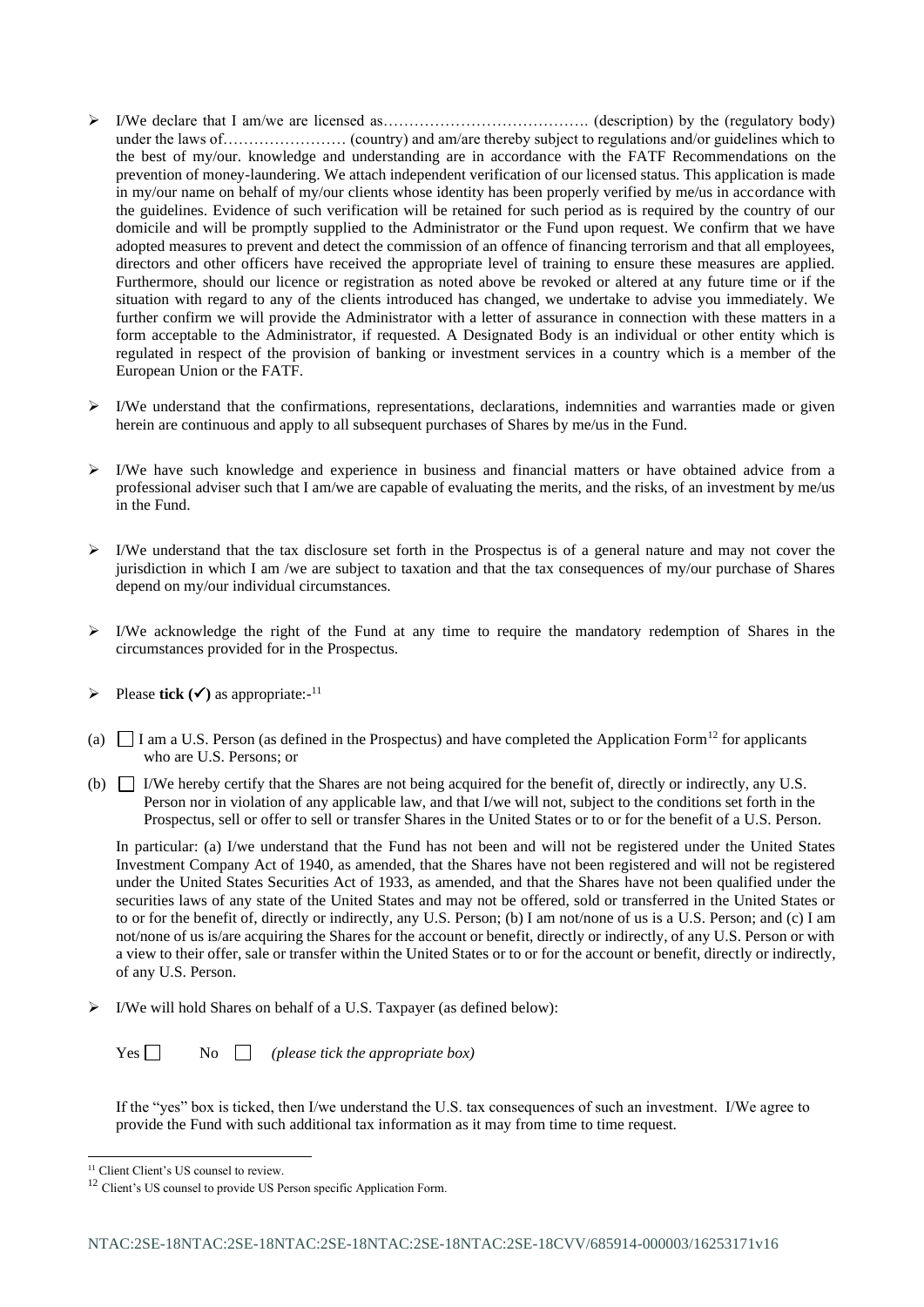- I/We declare that I am/we are licensed as…………………………………. (description) by the (regulatory body) under the laws of…………………… (country) and am/are thereby subject to regulations and/or guidelines which to the best of my/our. knowledge and understanding are in accordance with the FATF Recommendations on the prevention of money-laundering. We attach independent verification of our licensed status. This application is made in my/our name on behalf of my/our clients whose identity has been properly verified by me/us in accordance with the guidelines. Evidence of such verification will be retained for such period as is required by the country of our domicile and will be promptly supplied to the Administrator or the Fund upon request. We confirm that we have adopted measures to prevent and detect the commission of an offence of financing terrorism and that all employees, directors and other officers have received the appropriate level of training to ensure these measures are applied. Furthermore, should our licence or registration as noted above be revoked or altered at any future time or if the situation with regard to any of the clients introduced has changed, we undertake to advise you immediately. We further confirm we will provide the Administrator with a letter of assurance in connection with these matters in a form acceptable to the Administrator, if requested. A Designated Body is an individual or other entity which is regulated in respect of the provision of banking or investment services in a country which is a member of the European Union or the FATF.

- I/We understand that the confirmations, representations, declarations, indemnities and warranties made or given herein are continuous and apply to all subsequent purchases of Shares by me/us in the Fund.

- I/We have such knowledge and experience in business and financial matters or have obtained advice from a professional adviser such that I am/we are capable of evaluating the merits, and the risks, of an investment by me/us in the Fund.

- I/We understand that the tax disclosure set forth in the Prospectus is of a general nature and may not cover the jurisdiction in which I am /we are subject to taxation and that the tax consequences of my/our purchase of Shares depend on my/our individual circumstances.

- I/We acknowledge the right of the Fund at any time to require the mandatory redemption of Shares in the circumstances provided for in the Prospectus.

- Please **tick (✓)** as appropriate:-[11]

(a) ☐ I am a U.S. Person (as defined in the Prospectus) and have completed the Application Form[12] for applicants who are U.S. Persons; or

(b) ☐ I/We hereby certify that the Shares are not being acquired for the benefit of, directly or indirectly, any U.S. Person nor in violation of any applicable law, and that I/we will not, subject to the conditions set forth in the Prospectus, sell or offer to sell or transfer Shares in the United States or to or for the benefit of a U.S. Person.

In particular: (a) I/we understand that the Fund has not been and will not be registered under the United States Investment Company Act of 1940, as amended, that the Shares have not been registered and will not be registered under the United States Securities Act of 1933, as amended, and that the Shares have not been qualified under the securities laws of any state of the United States and may not be offered, sold or transferred in the United States or to or for the benefit of, directly or indirectly, any U.S. Person; (b) I am not/none of us is a U.S. Person; and (c) I am not/none of us is/are acquiring the Shares for the account or benefit, directly or indirectly, of any U.S. Person or with a view to their offer, sale or transfer within the United States or to or for the account or benefit, directly or indirectly, of any U.S. Person.

- I/We will hold Shares on behalf of a U.S. Taxpayer (as defined below):

Yes ☐ No ☐ *(please tick the appropriate box)*

If the "yes" box is ticked, then I/we understand the U.S. tax consequences of such an investment. I/We agree to provide the Fund with such additional tax information as it may from time to time request.

---

[11] Client Client's US counsel to review.

[12] Client's US counsel to provide US Person specific Application Form.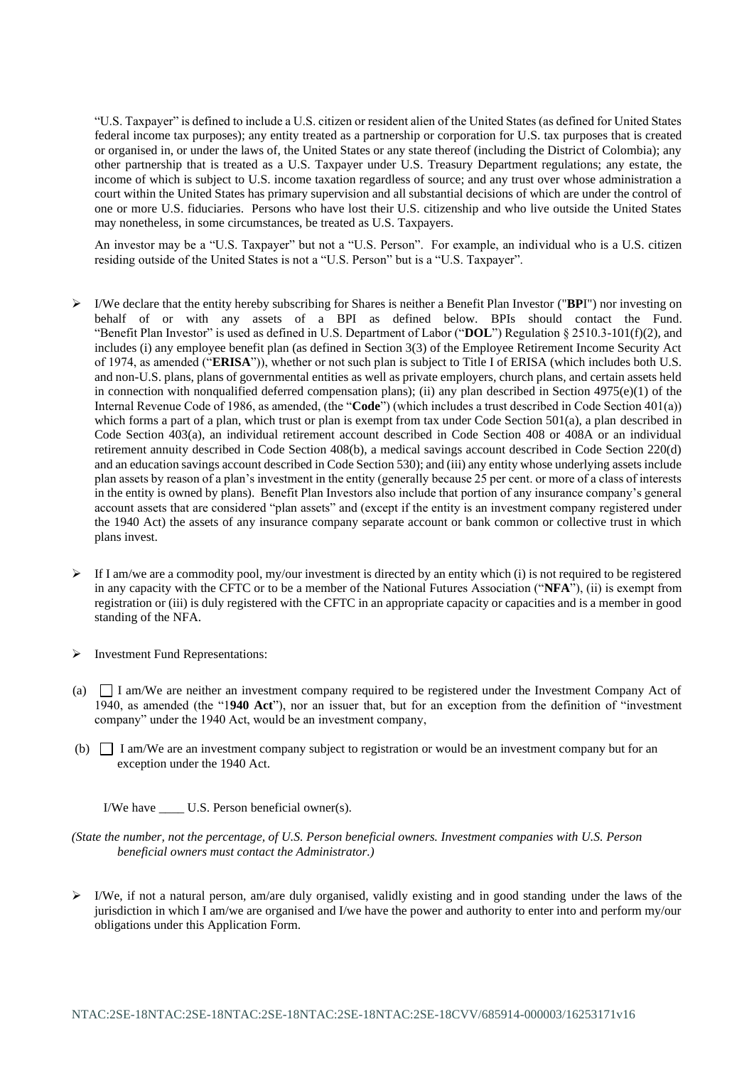"U.S. Taxpayer" is defined to include a U.S. citizen or resident alien of the United States (as defined for United States federal income tax purposes); any entity treated as a partnership or corporation for U.S. tax purposes that is created or organised in, or under the laws of, the United States or any state thereof (including the District of Colombia); any other partnership that is treated as a U.S. Taxpayer under U.S. Treasury Department regulations; any estate, the income of which is subject to U.S. income taxation regardless of source; and any trust over whose administration a court within the United States has primary supervision and all substantial decisions of which are under the control of one or more U.S. fiduciaries. Persons who have lost their U.S. citizenship and who live outside the United States may nonetheless, in some circumstances, be treated as U.S. Taxpayers.

An investor may be a "U.S. Taxpayer" but not a "U.S. Person". For example, an individual who is a U.S. citizen residing outside of the United States is not a "U.S. Person" but is a "U.S. Taxpayer".

- I/We declare that the entity hereby subscribing for Shares is neither a Benefit Plan Investor ("**BPI**") nor investing on behalf of or with any assets of a BPI as defined below. BPIs should contact the Fund. "Benefit Plan Investor" is used as defined in U.S. Department of Labor ("**DOL**") Regulation § 2510.3-101(f)(2), and includes (i) any employee benefit plan (as defined in Section 3(3) of the Employee Retirement Income Security Act of 1974, as amended ("**ERISA**")), whether or not such plan is subject to Title I of ERISA (which includes both U.S. and non-U.S. plans, plans of governmental entities as well as private employers, church plans, and certain assets held in connection with nonqualified deferred compensation plans); (ii) any plan described in Section 4975(e)(1) of the Internal Revenue Code of 1986, as amended, (the "**Code**") (which includes a trust described in Code Section 401(a)) which forms a part of a plan, which trust or plan is exempt from tax under Code Section 501(a), a plan described in Code Section 403(a), an individual retirement account described in Code Section 408 or 408A or an individual retirement annuity described in Code Section 408(b), a medical savings account described in Code Section 220(d) and an education savings account described in Code Section 530); and (iii) any entity whose underlying assets include plan assets by reason of a plan's investment in the entity (generally because 25 per cent. or more of a class of interests in the entity is owned by plans). Benefit Plan Investors also include that portion of any insurance company's general account assets that are considered "plan assets" and (except if the entity is an investment company registered under the 1940 Act) the assets of any insurance company separate account or bank common or collective trust in which plans invest.

- If I am/we are a commodity pool, my/our investment is directed by an entity which (i) is not required to be registered in any capacity with the CFTC or to be a member of the National Futures Association ("**NFA**"), (ii) is exempt from registration or (iii) is duly registered with the CFTC in an appropriate capacity or capacities and is a member in good standing of the NFA.

- Investment Fund Representations:

(a) ☐ I am/We are neither an investment company required to be registered under the Investment Company Act of 1940, as amended (the "1**940 Act**"), nor an issuer that, but for an exception from the definition of "investment company" under the 1940 Act, would be an investment company,

(b) ☐ I am/We are an investment company subject to registration or would be an investment company but for an exception under the 1940 Act.

I/We have ____ U.S. Person beneficial owner(s).

*(State the number, not the percentage, of U.S. Person beneficial owners. Investment companies with U.S. Person beneficial owners must contact the Administrator.)*

- I/We, if not a natural person, am/are duly organised, validly existing and in good standing under the laws of the jurisdiction in which I am/we are organised and I/we have the power and authority to enter into and perform my/our obligations under this Application Form.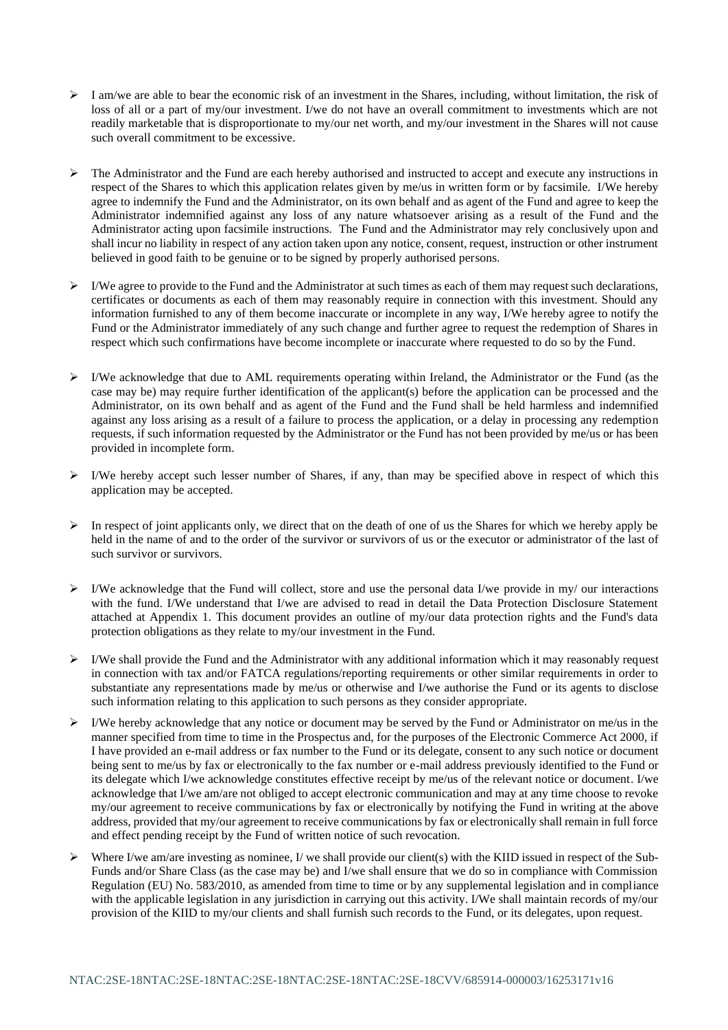- I am/we are able to bear the economic risk of an investment in the Shares, including, without limitation, the risk of loss of all or a part of my/our investment. I/we do not have an overall commitment to investments which are not readily marketable that is disproportionate to my/our net worth, and my/our investment in the Shares will not cause such overall commitment to be excessive.

- The Administrator and the Fund are each hereby authorised and instructed to accept and execute any instructions in respect of the Shares to which this application relates given by me/us in written form or by facsimile. I/We hereby agree to indemnify the Fund and the Administrator, on its own behalf and as agent of the Fund and agree to keep the Administrator indemnified against any loss of any nature whatsoever arising as a result of the Fund and the Administrator acting upon facsimile instructions. The Fund and the Administrator may rely conclusively upon and shall incur no liability in respect of any action taken upon any notice, consent, request, instruction or other instrument believed in good faith to be genuine or to be signed by properly authorised persons.

- I/We agree to provide to the Fund and the Administrator at such times as each of them may request such declarations, certificates or documents as each of them may reasonably require in connection with this investment. Should any information furnished to any of them become inaccurate or incomplete in any way, I/We hereby agree to notify the Fund or the Administrator immediately of any such change and further agree to request the redemption of Shares in respect which such confirmations have become incomplete or inaccurate where requested to do so by the Fund.

- I/We acknowledge that due to AML requirements operating within Ireland, the Administrator or the Fund (as the case may be) may require further identification of the applicant(s) before the application can be processed and the Administrator, on its own behalf and as agent of the Fund and the Fund shall be held harmless and indemnified against any loss arising as a result of a failure to process the application, or a delay in processing any redemption requests, if such information requested by the Administrator or the Fund has not been provided by me/us or has been provided in incomplete form.

- I/We hereby accept such lesser number of Shares, if any, than may be specified above in respect of which this application may be accepted.

- In respect of joint applicants only, we direct that on the death of one of us the Shares for which we hereby apply be held in the name of and to the order of the survivor or survivors of us or the executor or administrator of the last of such survivor or survivors.

- I/We acknowledge that the Fund will collect, store and use the personal data I/we provide in my/ our interactions with the fund. I/We understand that I/we are advised to read in detail the Data Protection Disclosure Statement attached at Appendix 1. This document provides an outline of my/our data protection rights and the Fund's data protection obligations as they relate to my/our investment in the Fund.

- I/We shall provide the Fund and the Administrator with any additional information which it may reasonably request in connection with tax and/or FATCA regulations/reporting requirements or other similar requirements in order to substantiate any representations made by me/us or otherwise and I/we authorise the Fund or its agents to disclose such information relating to this application to such persons as they consider appropriate.

- I/We hereby acknowledge that any notice or document may be served by the Fund or Administrator on me/us in the manner specified from time to time in the Prospectus and, for the purposes of the Electronic Commerce Act 2000, if I have provided an e-mail address or fax number to the Fund or its delegate, consent to any such notice or document being sent to me/us by fax or electronically to the fax number or e-mail address previously identified to the Fund or its delegate which I/we acknowledge constitutes effective receipt by me/us of the relevant notice or document. I/we acknowledge that I/we am/are not obliged to accept electronic communication and may at any time choose to revoke my/our agreement to receive communications by fax or electronically by notifying the Fund in writing at the above address, provided that my/our agreement to receive communications by fax or electronically shall remain in full force and effect pending receipt by the Fund of written notice of such revocation.

- Where I/we am/are investing as nominee, I/ we shall provide our client(s) with the KIID issued in respect of the Sub-Funds and/or Share Class (as the case may be) and I/we shall ensure that we do so in compliance with Commission Regulation (EU) No. 583/2010, as amended from time to time or by any supplemental legislation and in compliance with the applicable legislation in any jurisdiction in carrying out this activity. I/We shall maintain records of my/our provision of the KIID to my/our clients and shall furnish such records to the Fund, or its delegates, upon request.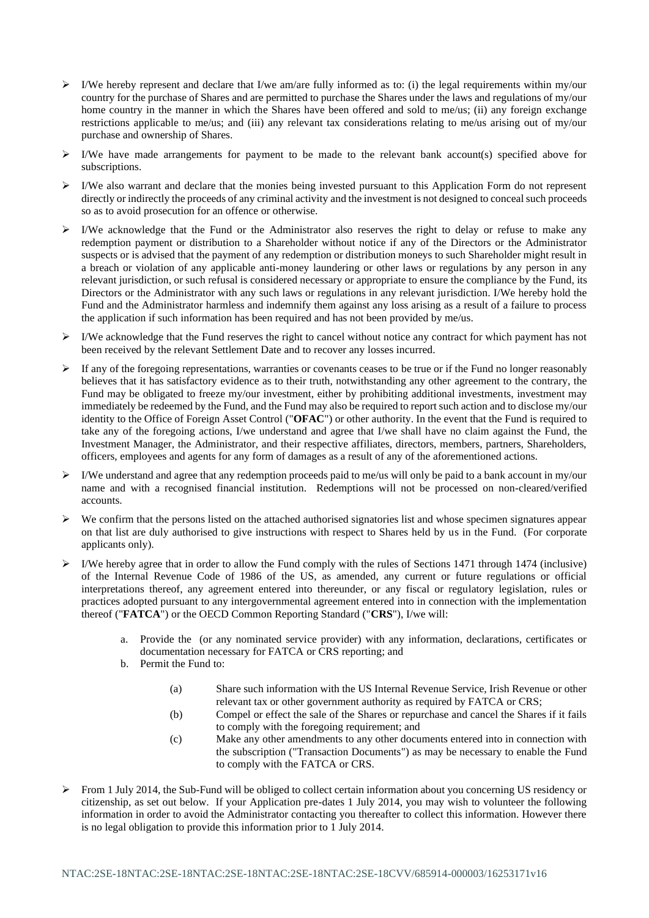- I/We hereby represent and declare that I/we am/are fully informed as to: (i) the legal requirements within my/our country for the purchase of Shares and are permitted to purchase the Shares under the laws and regulations of my/our home country in the manner in which the Shares have been offered and sold to me/us; (ii) any foreign exchange restrictions applicable to me/us; and (iii) any relevant tax considerations relating to me/us arising out of my/our purchase and ownership of Shares.

- I/We have made arrangements for payment to be made to the relevant bank account(s) specified above for subscriptions.

- I/We also warrant and declare that the monies being invested pursuant to this Application Form do not represent directly or indirectly the proceeds of any criminal activity and the investment is not designed to conceal such proceeds so as to avoid prosecution for an offence or otherwise.

- I/We acknowledge that the Fund or the Administrator also reserves the right to delay or refuse to make any redemption payment or distribution to a Shareholder without notice if any of the Directors or the Administrator suspects or is advised that the payment of any redemption or distribution moneys to such Shareholder might result in a breach or violation of any applicable anti-money laundering or other laws or regulations by any person in any relevant jurisdiction, or such refusal is considered necessary or appropriate to ensure the compliance by the Fund, its Directors or the Administrator with any such laws or regulations in any relevant jurisdiction. I/We hereby hold the Fund and the Administrator harmless and indemnify them against any loss arising as a result of a failure to process the application if such information has been required and has not been provided by me/us.

- I/We acknowledge that the Fund reserves the right to cancel without notice any contract for which payment has not been received by the relevant Settlement Date and to recover any losses incurred.

- If any of the foregoing representations, warranties or covenants ceases to be true or if the Fund no longer reasonably believes that it has satisfactory evidence as to their truth, notwithstanding any other agreement to the contrary, the Fund may be obligated to freeze my/our investment, either by prohibiting additional investments, investment may immediately be redeemed by the Fund, and the Fund may also be required to report such action and to disclose my/our identity to the Office of Foreign Asset Control ("**OFAC**") or other authority. In the event that the Fund is required to take any of the foregoing actions, I/we understand and agree that I/we shall have no claim against the Fund, the Investment Manager, the Administrator, and their respective affiliates, directors, members, partners, Shareholders, officers, employees and agents for any form of damages as a result of any of the aforementioned actions.

- I/We understand and agree that any redemption proceeds paid to me/us will only be paid to a bank account in my/our name and with a recognised financial institution. Redemptions will not be processed on non-cleared/verified accounts.

- We confirm that the persons listed on the attached authorised signatories list and whose specimen signatures appear on that list are duly authorised to give instructions with respect to Shares held by us in the Fund. (For corporate applicants only).

- I/We hereby agree that in order to allow the Fund comply with the rules of Sections 1471 through 1474 (inclusive) of the Internal Revenue Code of 1986 of the US, as amended, any current or future regulations or official interpretations thereof, any agreement entered into thereunder, or any fiscal or regulatory legislation, rules or practices adopted pursuant to any intergovernmental agreement entered into in connection with the implementation thereof ("**FATCA**") or the OECD Common Reporting Standard ("**CRS**"), I/we will:

  a. Provide the (or any nominated service provider) with any information, declarations, certificates or documentation necessary for FATCA or CRS reporting; and
  b. Permit the Fund to:

     (a) Share such information with the US Internal Revenue Service, Irish Revenue or other relevant tax or other government authority as required by FATCA or CRS;
     (b) Compel or effect the sale of the Shares or repurchase and cancel the Shares if it fails to comply with the foregoing requirement; and
     (c) Make any other amendments to any other documents entered into in connection with the subscription ("Transaction Documents") as may be necessary to enable the Fund to comply with the FATCA or CRS.

- From 1 July 2014, the Sub-Fund will be obliged to collect certain information about you concerning US residency or citizenship, as set out below. If your Application pre-dates 1 July 2014, you may wish to volunteer the following information in order to avoid the Administrator contacting you thereafter to collect this information. However there is no legal obligation to provide this information prior to 1 July 2014.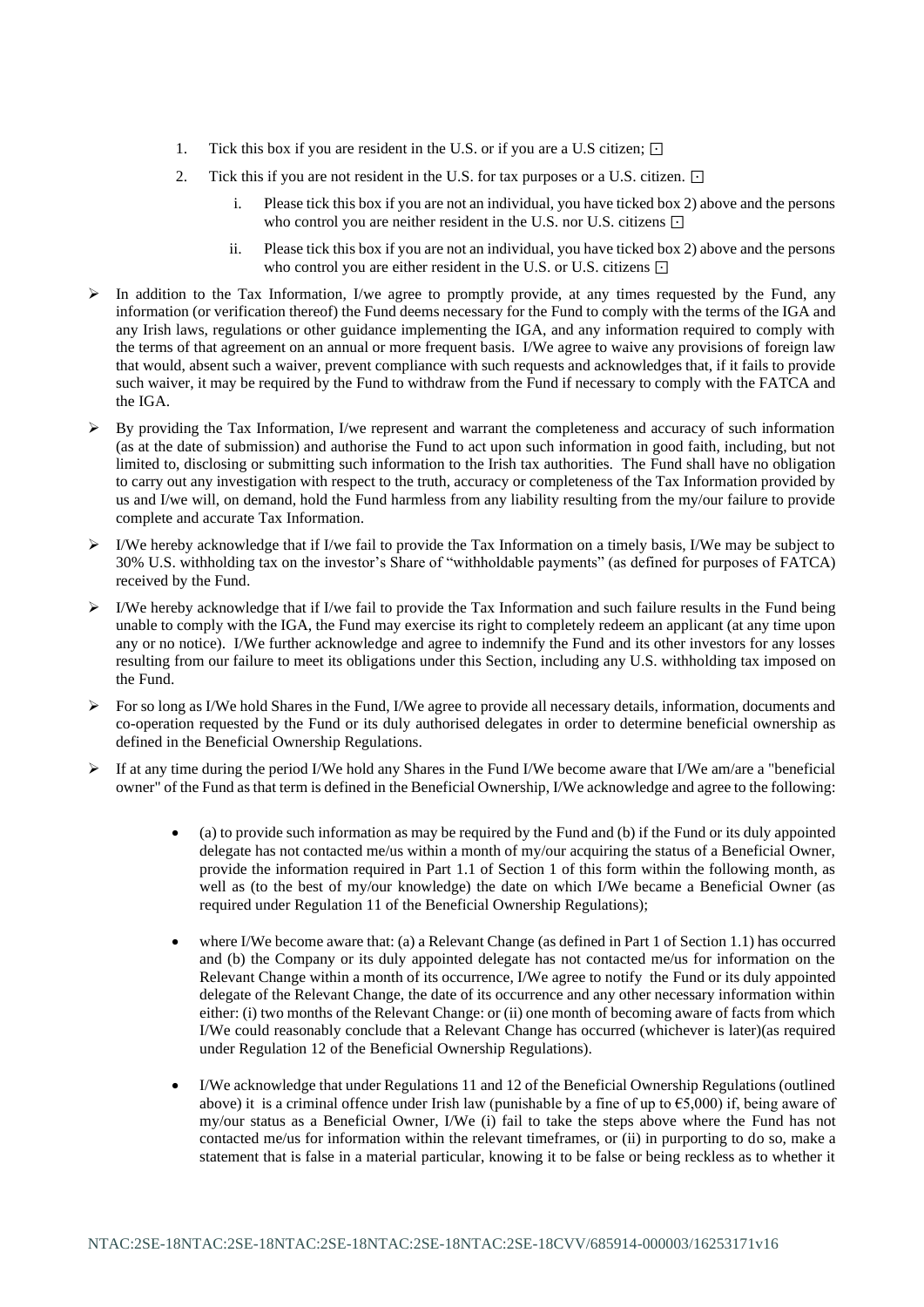1. Tick this box if you are resident in the U.S. or if you are a U.S citizen; ☐
2. Tick this if you are not resident in the U.S. for tax purposes or a U.S. citizen. ☐
   - i. Please tick this box if you are not an individual, you have ticked box 2) above and the persons who control you are neither resident in the U.S. nor U.S. citizens ☐
   - ii. Please tick this box if you are not an individual, you have ticked box 2) above and the persons who control you are either resident in the U.S. or U.S. citizens ☐

- In addition to the Tax Information, I/we agree to promptly provide, at any times requested by the Fund, any information (or verification thereof) the Fund deems necessary for the Fund to comply with the terms of the IGA and any Irish laws, regulations or other guidance implementing the IGA, and any information required to comply with the terms of that agreement on an annual or more frequent basis. I/We agree to waive any provisions of foreign law that would, absent such a waiver, prevent compliance with such requests and acknowledges that, if it fails to provide such waiver, it may be required by the Fund to withdraw from the Fund if necessary to comply with the FATCA and the IGA.

- By providing the Tax Information, I/we represent and warrant the completeness and accuracy of such information (as at the date of submission) and authorise the Fund to act upon such information in good faith, including, but not limited to, disclosing or submitting such information to the Irish tax authorities. The Fund shall have no obligation to carry out any investigation with respect to the truth, accuracy or completeness of the Tax Information provided by us and I/we will, on demand, hold the Fund harmless from any liability resulting from the my/our failure to provide complete and accurate Tax Information.

- I/We hereby acknowledge that if I/we fail to provide the Tax Information on a timely basis, I/We may be subject to 30% U.S. withholding tax on the investor's Share of "withholdable payments" (as defined for purposes of FATCA) received by the Fund.

- I/We hereby acknowledge that if I/we fail to provide the Tax Information and such failure results in the Fund being unable to comply with the IGA, the Fund may exercise its right to completely redeem an applicant (at any time upon any or no notice). I/We further acknowledge and agree to indemnify the Fund and its other investors for any losses resulting from our failure to meet its obligations under this Section, including any U.S. withholding tax imposed on the Fund.

- For so long as I/We hold Shares in the Fund, I/We agree to provide all necessary details, information, documents and co-operation requested by the Fund or its duly authorised delegates in order to determine beneficial ownership as defined in the Beneficial Ownership Regulations.

- If at any time during the period I/We hold any Shares in the Fund I/We become aware that I/We am/are a "beneficial owner" of the Fund as that term is defined in the Beneficial Ownership, I/We acknowledge and agree to the following:

  - (a) to provide such information as may be required by the Fund and (b) if the Fund or its duly appointed delegate has not contacted me/us within a month of my/our acquiring the status of a Beneficial Owner, provide the information required in Part 1.1 of Section 1 of this form within the following month, as well as (to the best of my/our knowledge) the date on which I/We became a Beneficial Owner (as required under Regulation 11 of the Beneficial Ownership Regulations);

  - where I/We become aware that: (a) a Relevant Change (as defined in Part 1 of Section 1.1) has occurred and (b) the Company or its duly appointed delegate has not contacted me/us for information on the Relevant Change within a month of its occurrence, I/We agree to notify the Fund or its duly appointed delegate of the Relevant Change, the date of its occurrence and any other necessary information within either: (i) two months of the Relevant Change: or (ii) one month of becoming aware of facts from which I/We could reasonably conclude that a Relevant Change has occurred (whichever is later)(as required under Regulation 12 of the Beneficial Ownership Regulations).

  - I/We acknowledge that under Regulations 11 and 12 of the Beneficial Ownership Regulations (outlined above) it is a criminal offence under Irish law (punishable by a fine of up to €5,000) if, being aware of my/our status as a Beneficial Owner, I/We (i) fail to take the steps above where the Fund has not contacted me/us for information within the relevant timeframes, or (ii) in purporting to do so, make a statement that is false in a material particular, knowing it to be false or being reckless as to whether it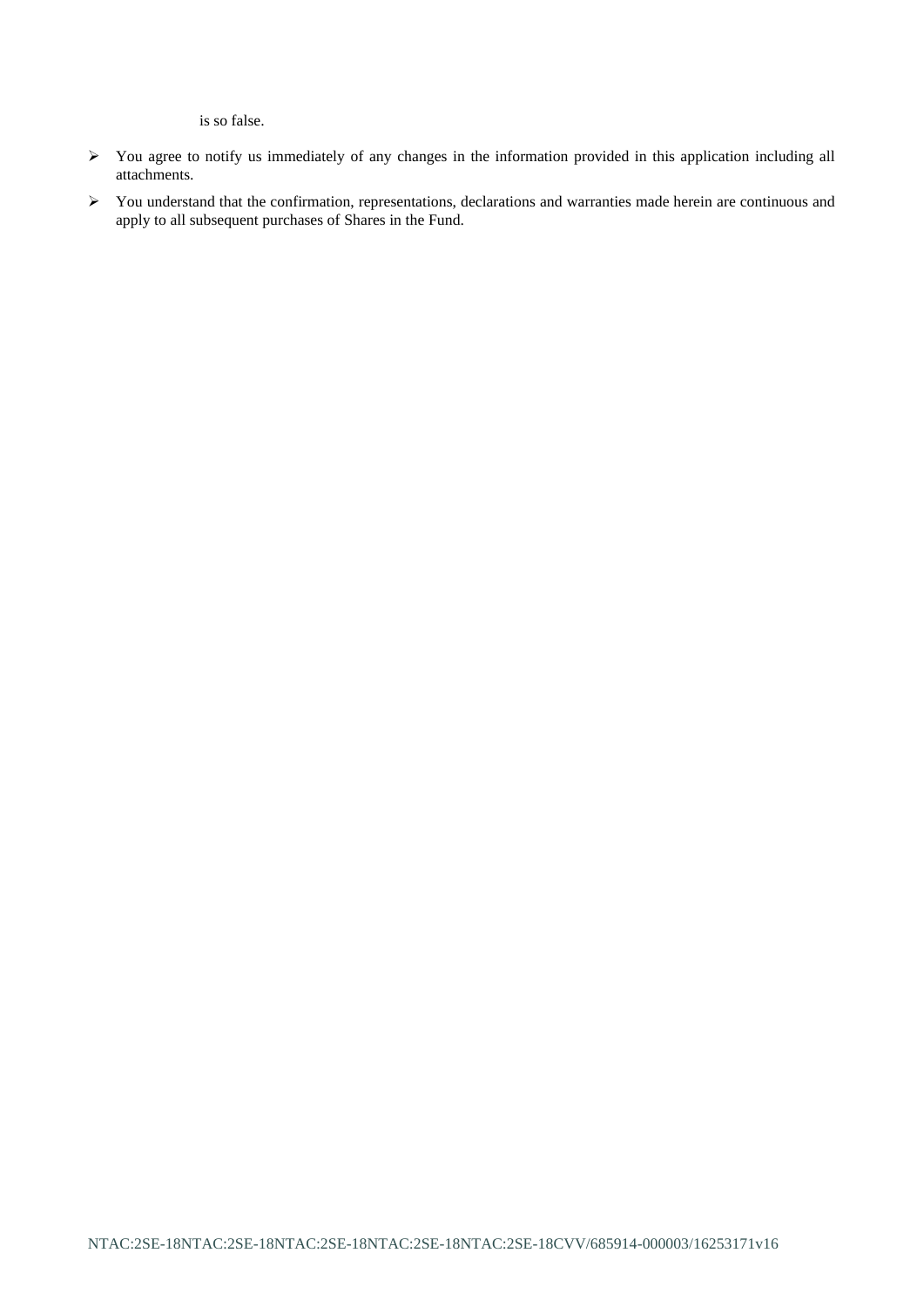is so false.

- You agree to notify us immediately of any changes in the information provided in this application including all attachments.
- You understand that the confirmation, representations, declarations and warranties made herein are continuous and apply to all subsequent purchases of Shares in the Fund.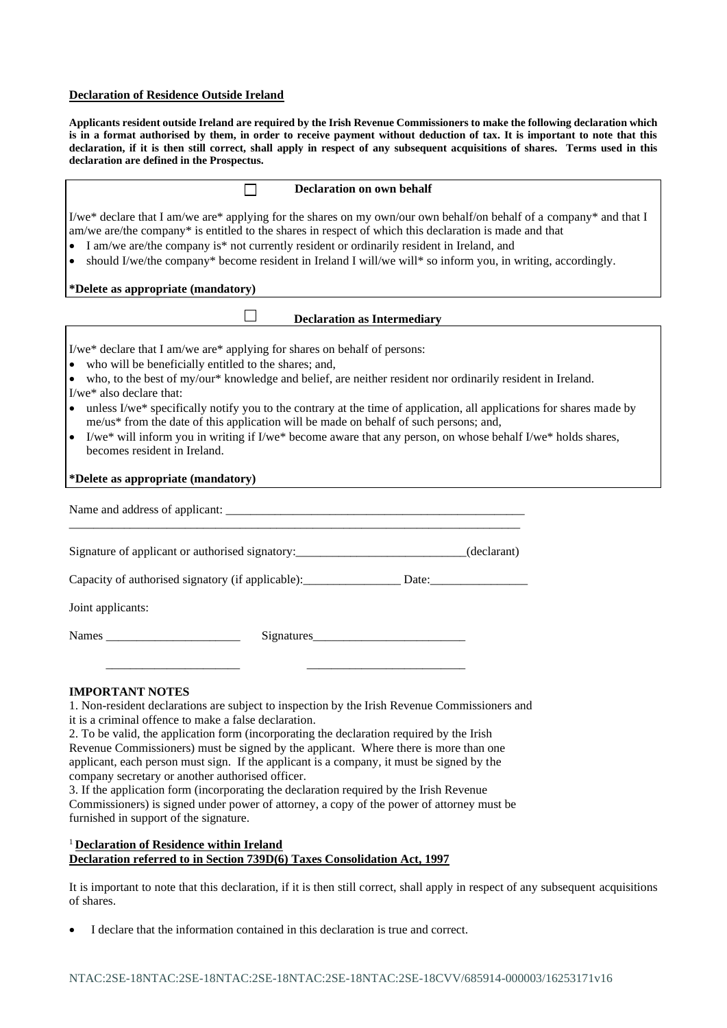**Declaration of Residence Outside Ireland**

**Applicants resident outside Ireland are required by the Irish Revenue Commissioners to make the following declaration which is in a format authorised by them, in order to receive payment without deduction of tax. It is important to note that this declaration, if it is then still correct, shall apply in respect of any subsequent acquisitions of shares. Terms used in this declaration are defined in the Prospectus.**

☐ **Declaration on own behalf**

I/we* declare that I am/we are* applying for the shares on my own/our own behalf/on behalf of a company* and that I am/we are/the company* is entitled to the shares in respect of which this declaration is made and that

- I am/we are/the company is* not currently resident or ordinarily resident in Ireland, and
- should I/we/the company* become resident in Ireland I will/we will* so inform you, in writing, accordingly.

**\*Delete as appropriate (mandatory)**

☐ **Declaration as Intermediary**

I/we* declare that I am/we are* applying for shares on behalf of persons:

- who will be beneficially entitled to the shares; and,
- who, to the best of my/our* knowledge and belief, are neither resident nor ordinarily resident in Ireland.

I/we* also declare that:

- unless I/we* specifically notify you to the contrary at the time of application, all applications for shares made by me/us* from the date of this application will be made on behalf of such persons; and,
- I/we* will inform you in writing if I/we* become aware that any person, on whose behalf I/we* holds shares, becomes resident in Ireland.

**\*Delete as appropriate (mandatory)**

Name and address of applicant: ______________________________________________

_______________________________________________________________________

Signature of applicant or authorised signatory:___________________________(declarant)

Capacity of authorised signatory (if applicable):________________ Date:________________

Joint applicants:

Names ______________________ Signatures_________________________

______________________ _________________________

**IMPORTANT NOTES**

1. Non-resident declarations are subject to inspection by the Irish Revenue Commissioners and it is a criminal offence to make a false declaration.
2. To be valid, the application form (incorporating the declaration required by the Irish Revenue Commissioners) must be signed by the applicant. Where there is more than one applicant, each person must sign. If the applicant is a company, it must be signed by the company secretary or another authorised officer.
3. If the application form (incorporating the declaration required by the Irish Revenue Commissioners) is signed under power of attorney, a copy of the power of attorney must be furnished in support of the signature.

[1] **Declaration of Residence within Ireland**
**Declaration referred to in Section 739D(6) Taxes Consolidation Act, 1997**

It is important to note that this declaration, if it is then still correct, shall apply in respect of any subsequent acquisitions of shares.

- I declare that the information contained in this declaration is true and correct.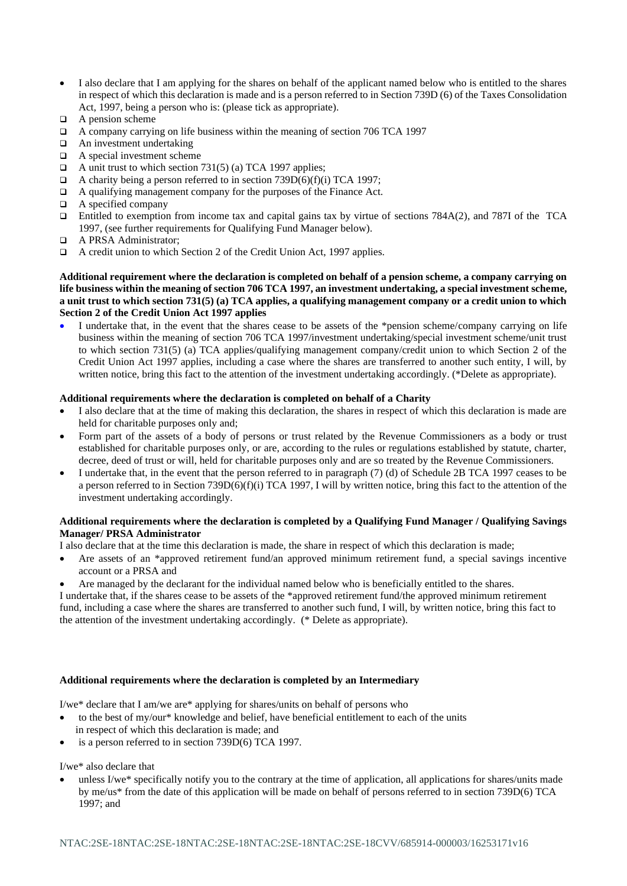- I also declare that I am applying for the shares on behalf of the applicant named below who is entitled to the shares in respect of which this declaration is made and is a person referred to in Section 739D (6) of the Taxes Consolidation Act, 1997, being a person who is: (please tick as appropriate).

- ☐ A pension scheme
- ☐ A company carrying on life business within the meaning of section 706 TCA 1997
- ☐ An investment undertaking
- ☐ A special investment scheme
- ☐ A unit trust to which section 731(5) (a) TCA 1997 applies;
- ☐ A charity being a person referred to in section 739D(6)(f)(i) TCA 1997;
- ☐ A qualifying management company for the purposes of the Finance Act.
- ☐ A specified company
- ☐ Entitled to exemption from income tax and capital gains tax by virtue of sections 784A(2), and 787I of the TCA 1997, (see further requirements for Qualifying Fund Manager below).
- ☐ A PRSA Administrator;
- ☐ A credit union to which Section 2 of the Credit Union Act, 1997 applies.

**Additional requirement where the declaration is completed on behalf of a pension scheme, a company carrying on life business within the meaning of section 706 TCA 1997, an investment undertaking, a special investment scheme, a unit trust to which section 731(5) (a) TCA applies, a qualifying management company or a credit union to which Section 2 of the Credit Union Act 1997 applies**

- I undertake that, in the event that the shares cease to be assets of the *pension scheme/company carrying on life business within the meaning of section 706 TCA 1997/investment undertaking/special investment scheme/unit trust to which section 731(5) (a) TCA applies/qualifying management company/credit union to which Section 2 of the Credit Union Act 1997 applies, including a case where the shares are transferred to another such entity, I will, by written notice, bring this fact to the attention of the investment undertaking accordingly. (*Delete as appropriate).

**Additional requirements where the declaration is completed on behalf of a Charity**

- I also declare that at the time of making this declaration, the shares in respect of which this declaration is made are held for charitable purposes only and;
- Form part of the assets of a body of persons or trust related by the Revenue Commissioners as a body or trust established for charitable purposes only, or are, according to the rules or regulations established by statute, charter, decree, deed of trust or will, held for charitable purposes only and are so treated by the Revenue Commissioners.
- I undertake that, in the event that the person referred to in paragraph (7) (d) of Schedule 2B TCA 1997 ceases to be a person referred to in Section 739D(6)(f)(i) TCA 1997, I will by written notice, bring this fact to the attention of the investment undertaking accordingly.

**Additional requirements where the declaration is completed by a Qualifying Fund Manager / Qualifying Savings Manager/ PRSA Administrator**

I also declare that at the time this declaration is made, the share in respect of which this declaration is made;

- Are assets of an *approved retirement fund/an approved minimum retirement fund, a special savings incentive account or a PRSA and
- Are managed by the declarant for the individual named below who is beneficially entitled to the shares.

I undertake that, if the shares cease to be assets of the *approved retirement fund/the approved minimum retirement fund, including a case where the shares are transferred to another such fund, I will, by written notice, bring this fact to the attention of the investment undertaking accordingly. (* Delete as appropriate).

**Additional requirements where the declaration is completed by an Intermediary**

I/we* declare that I am/we are* applying for shares/units on behalf of persons who

- to the best of my/our* knowledge and belief, have beneficial entitlement to each of the units in respect of which this declaration is made; and
- is a person referred to in section 739D(6) TCA 1997.

I/we* also declare that

- unless I/we* specifically notify you to the contrary at the time of application, all applications for shares/units made by me/us* from the date of this application will be made on behalf of persons referred to in section 739D(6) TCA 1997; and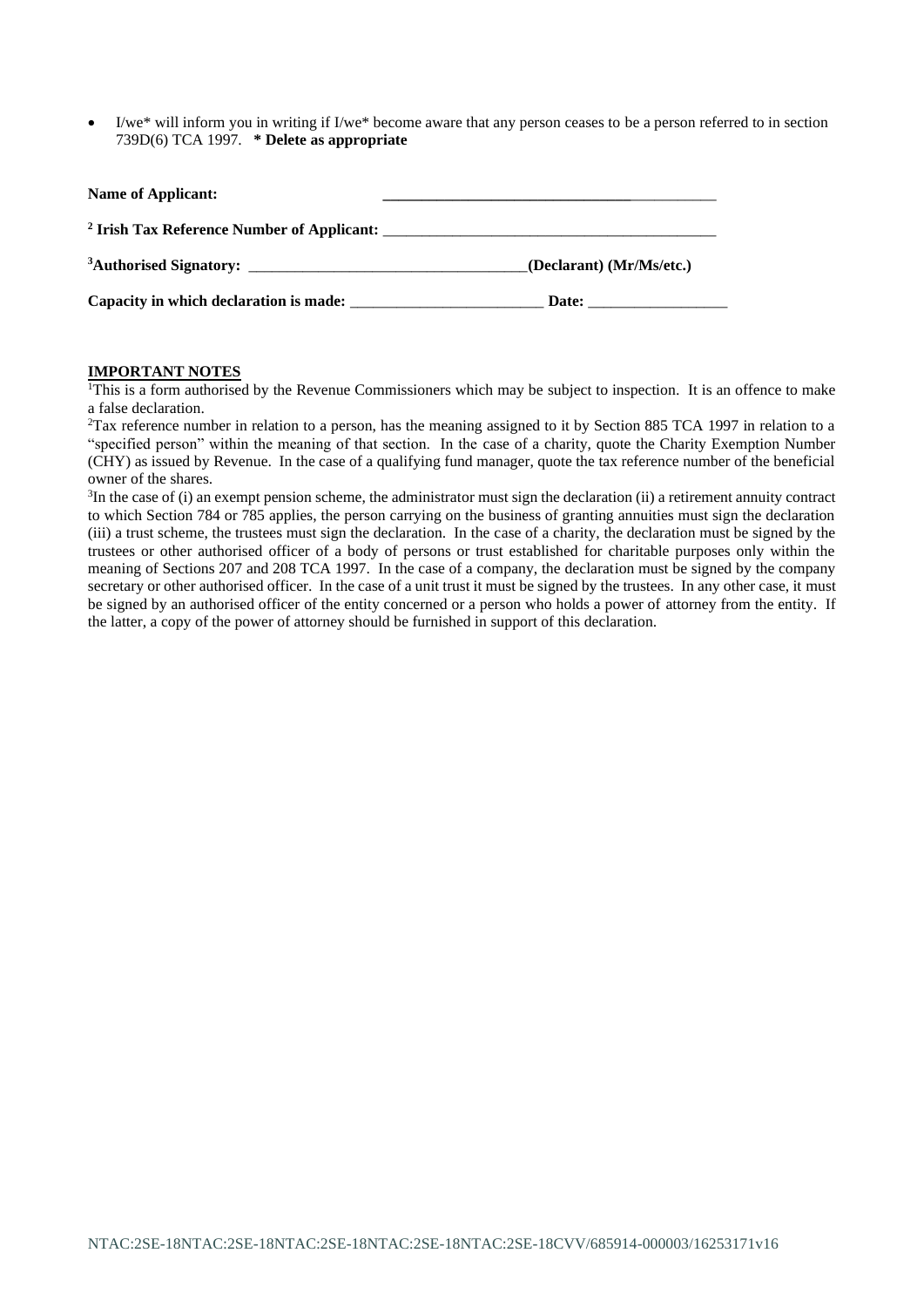- I/we* will inform you in writing if I/we* become aware that any person ceases to be a person referred to in section 739D(6) TCA 1997. **\* Delete as appropriate**

**Name of Applicant:** ____________________________________________

**[2] Irish Tax Reference Number of Applicant:** ____________________________________________

**[3]Authorised Signatory:** ____________________________________**(Declarant) (Mr/Ms/etc.)**

**Capacity in which declaration is made:** _________________________ **Date:** __________________

**IMPORTANT NOTES**

[1]This is a form authorised by the Revenue Commissioners which may be subject to inspection. It is an offence to make a false declaration.

[2]Tax reference number in relation to a person, has the meaning assigned to it by Section 885 TCA 1997 in relation to a "specified person" within the meaning of that section. In the case of a charity, quote the Charity Exemption Number (CHY) as issued by Revenue. In the case of a qualifying fund manager, quote the tax reference number of the beneficial owner of the shares.

[3]In the case of (i) an exempt pension scheme, the administrator must sign the declaration (ii) a retirement annuity contract to which Section 784 or 785 applies, the person carrying on the business of granting annuities must sign the declaration (iii) a trust scheme, the trustees must sign the declaration. In the case of a charity, the declaration must be signed by the trustees or other authorised officer of a body of persons or trust established for charitable purposes only within the meaning of Sections 207 and 208 TCA 1997. In the case of a company, the declaration must be signed by the company secretary or other authorised officer. In the case of a unit trust it must be signed by the trustees. In any other case, it must be signed by an authorised officer of the entity concerned or a person who holds a power of attorney from the entity. If the latter, a copy of the power of attorney should be furnished in support of this declaration.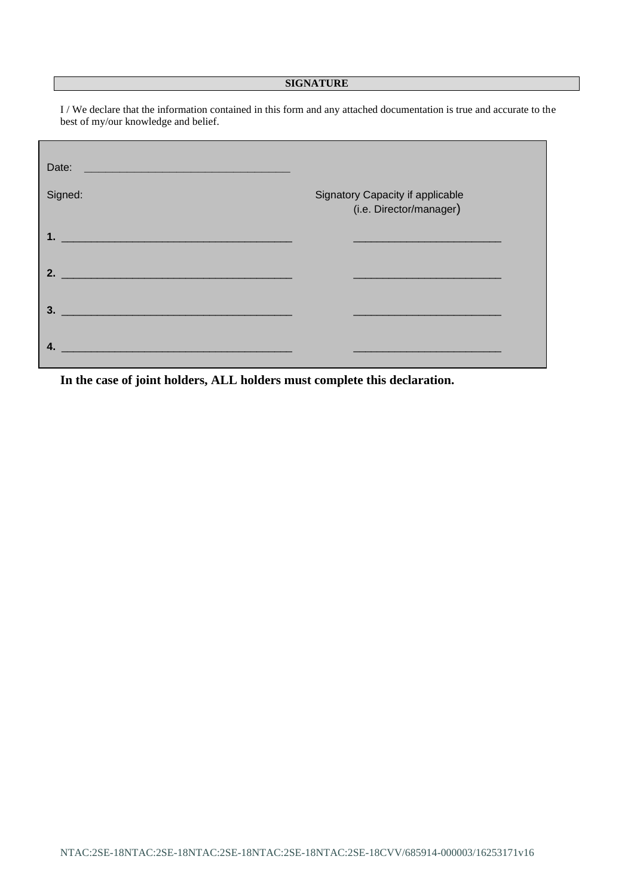## SIGNATURE

I / We declare that the information contained in this form and any attached documentation is true and accurate to the best of my/our knowledge and belief.

Date: ___________________________________

| Signed: | Signatory Capacity if applicable (i.e. Director/manager) |
|---|---|
| **1.** _______________________________________ | _________________________ |
| **2.** _______________________________________ | _________________________ |
| **3.** _______________________________________ | _________________________ |
| **4.** _______________________________________ | _________________________ |

**In the case of joint holders, ALL holders must complete this declaration.**

NTAC:2SE-18NTAC:2SE-18NTAC:2SE-18NTAC:2SE-18NTAC:2SE-18CVV/685914-000003/16253171v16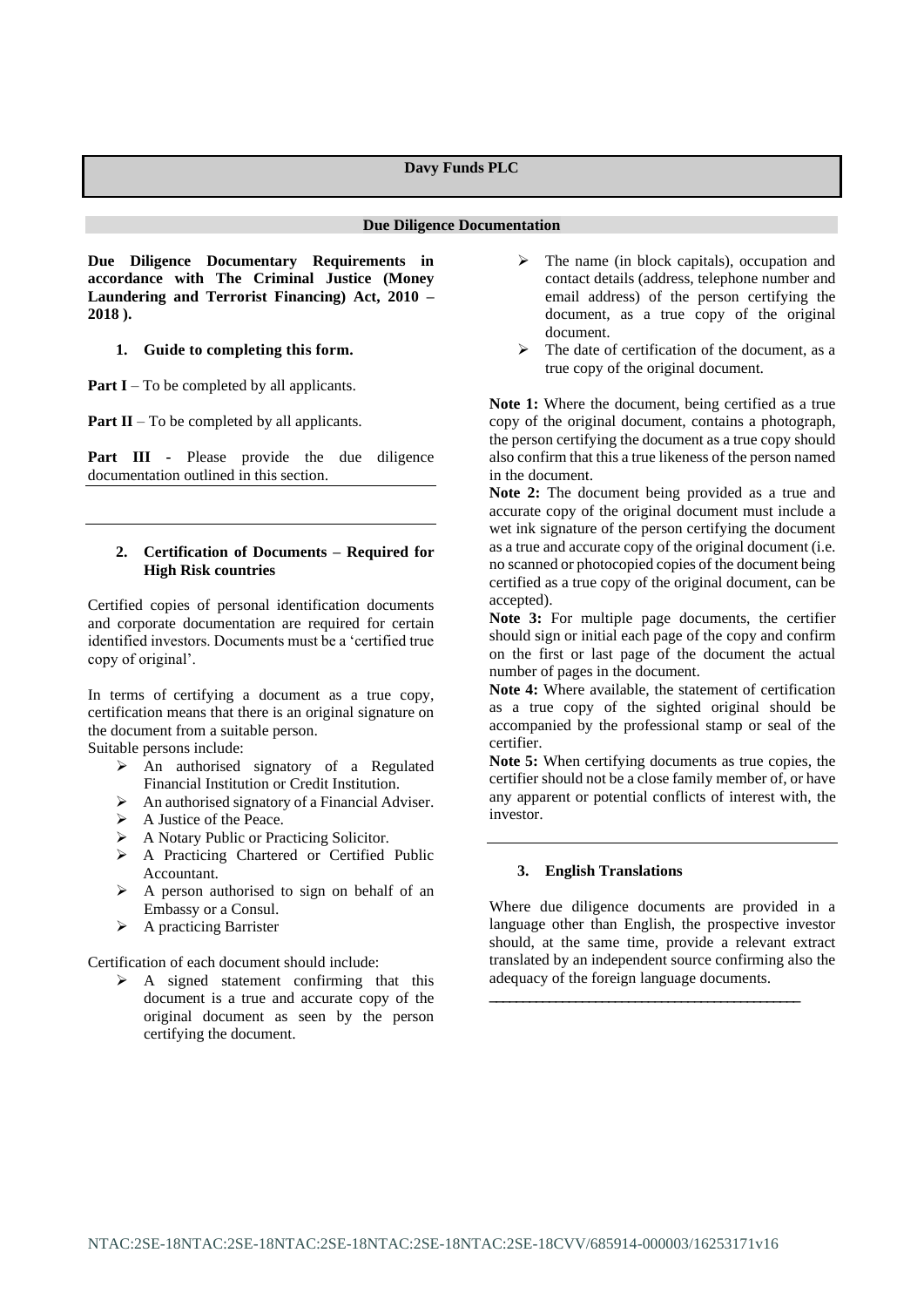# Davy Funds PLC

## Due Diligence Documentation

**Due Diligence Documentary Requirements in accordance with The Criminal Justice (Money Laundering and Terrorist Financing) Act, 2010 – 2018 ).**

### 1. Guide to completing this form.

**Part I** – To be completed by all applicants.

**Part II** – To be completed by all applicants.

**Part III** - Please provide the due diligence documentation outlined in this section.

---

### 2. Certification of Documents – Required for High Risk countries

Certified copies of personal identification documents and corporate documentation are required for certain identified investors. Documents must be a 'certified true copy of original'.

In terms of certifying a document as a true copy, certification means that there is an original signature on the document from a suitable person.

Suitable persons include:

- An authorised signatory of a Regulated Financial Institution or Credit Institution.
- An authorised signatory of a Financial Adviser.
- A Justice of the Peace.
- A Notary Public or Practicing Solicitor.
- A Practicing Chartered or Certified Public Accountant.
- A person authorised to sign on behalf of an Embassy or a Consul.
- A practicing Barrister

Certification of each document should include:

- A signed statement confirming that this document is a true and accurate copy of the original document as seen by the person certifying the document.
- The name (in block capitals), occupation and contact details (address, telephone number and email address) of the person certifying the document, as a true copy of the original document.
- The date of certification of the document, as a true copy of the original document.

**Note 1:** Where the document, being certified as a true copy of the original document, contains a photograph, the person certifying the document as a true copy should also confirm that this a true likeness of the person named in the document.

**Note 2:** The document being provided as a true and accurate copy of the original document must include a wet ink signature of the person certifying the document as a true and accurate copy of the original document (i.e. no scanned or photocopied copies of the document being certified as a true copy of the original document, can be accepted).

**Note 3:** For multiple page documents, the certifier should sign or initial each page of the copy and confirm on the first or last page of the document the actual number of pages in the document.

**Note 4:** Where available, the statement of certification as a true copy of the sighted original should be accompanied by the professional stamp or seal of the certifier.

**Note 5:** When certifying documents as true copies, the certifier should not be a close family member of, or have any apparent or potential conflicts of interest with, the investor.

---

### 3. English Translations

Where due diligence documents are provided in a language other than English, the prospective investor should, at the same time, provide a relevant extract translated by an independent source confirming also the adequacy of the foreign language documents.

---

NTAC:2SE-18NTAC:2SE-18NTAC:2SE-18NTAC:2SE-18NTAC:2SE-18CVV/685914-000003/16253171v16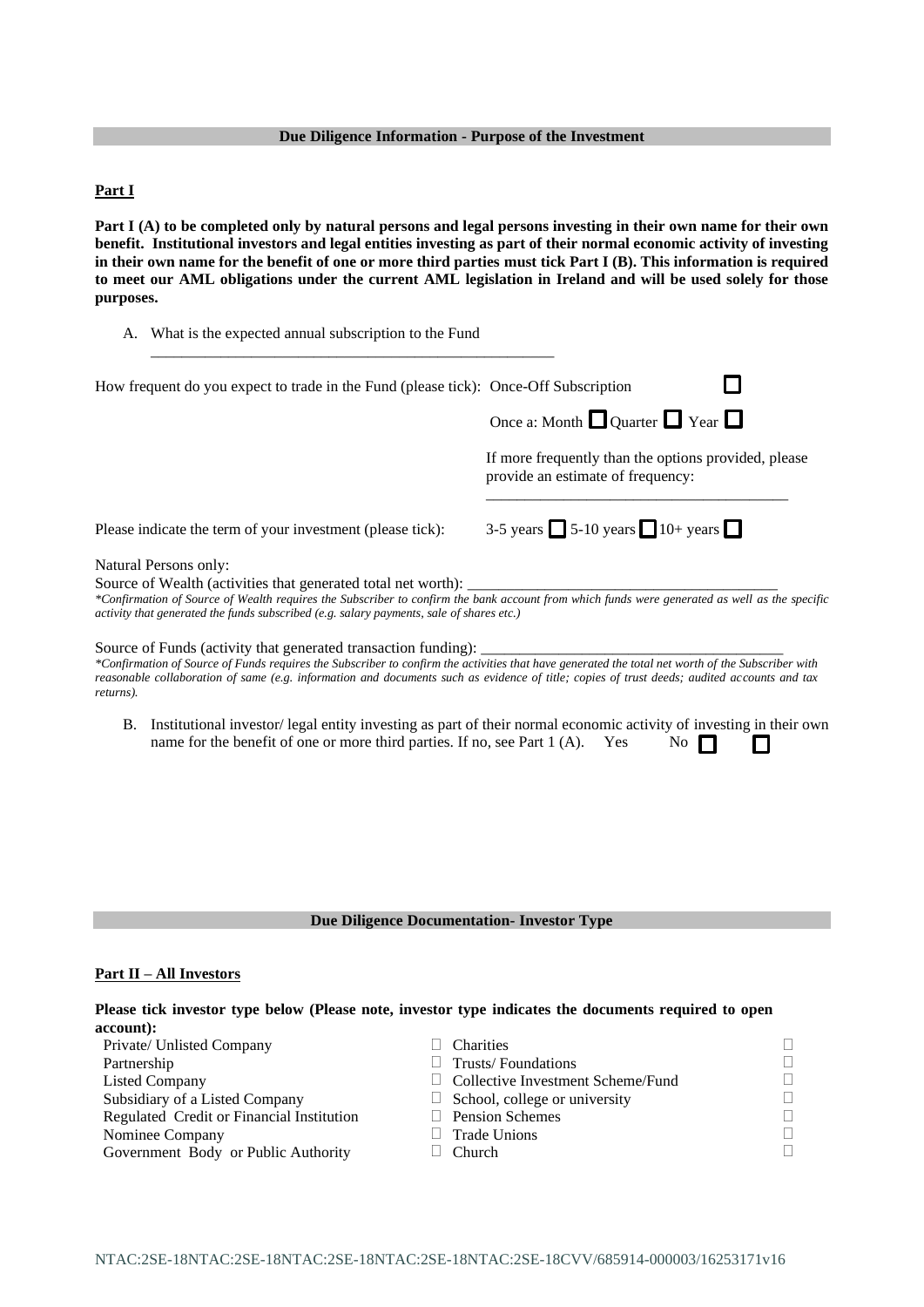**Due Diligence Information - Purpose of the Investment**

**Part I**

**Part I (A) to be completed only by natural persons and legal persons investing in their own name for their own benefit. Institutional investors and legal entities investing as part of their normal economic activity of investing in their own name for the benefit of one or more third parties must tick Part I (B). This information is required to meet our AML obligations under the current AML legislation in Ireland and will be used solely for those purposes.**

A. What is the expected annual subscription to the Fund

_______________________________________________________

How frequent do you expect to trade in the Fund (please tick): Once-Off Subscription ☐

Once a: Month ☐ Quarter ☐ Year ☐

If more frequently than the options provided, please provide an estimate of frequency:

_______________________________________________________

Please indicate the term of your investment (please tick): 3-5 years ☐ 5-10 years ☐ 10+ years ☐

Natural Persons only:

Source of Wealth (activities that generated total net worth): _______________________________________

*\*Confirmation of Source of Wealth requires the Subscriber to confirm the bank account from which funds were generated as well as the specific activity that generated the funds subscribed (e.g. salary payments, sale of shares etc.)*

Source of Funds (activity that generated transaction funding): _______________________________________

*\*Confirmation of Source of Funds requires the Subscriber to confirm the activities that have generated the total net worth of the Subscriber with reasonable collaboration of same (e.g. information and documents such as evidence of title; copies of trust deeds; audited accounts and tax returns).*

B. Institutional investor/ legal entity investing as part of their normal economic activity of investing in their own name for the benefit of one or more third parties. If no, see Part 1 (A). Yes ☐ No ☐

**Due Diligence Documentation- Investor Type**

**Part II – All Investors**

**Please tick investor type below (Please note, investor type indicates the documents required to open account):**

| | | | |
|---|---|---|---|
| Private/ Unlisted Company | ☐ | Charities | ☐ |
| Partnership | ☐ | Trusts/ Foundations | ☐ |
| Listed Company | ☐ | Collective Investment Scheme/Fund | ☐ |
| Subsidiary of a Listed Company | ☐ | School, college or university | ☐ |
| Regulated Credit or Financial Institution | ☐ | Pension Schemes | ☐ |
| Nominee Company | ☐ | Trade Unions | ☐ |
| Government Body or Public Authority | ☐ | Church | ☐ |

NTAC:2SE-18NTAC:2SE-18NTAC:2SE-18NTAC:2SE-18NTAC:2SE-18CVV/685914-000003/16253171v16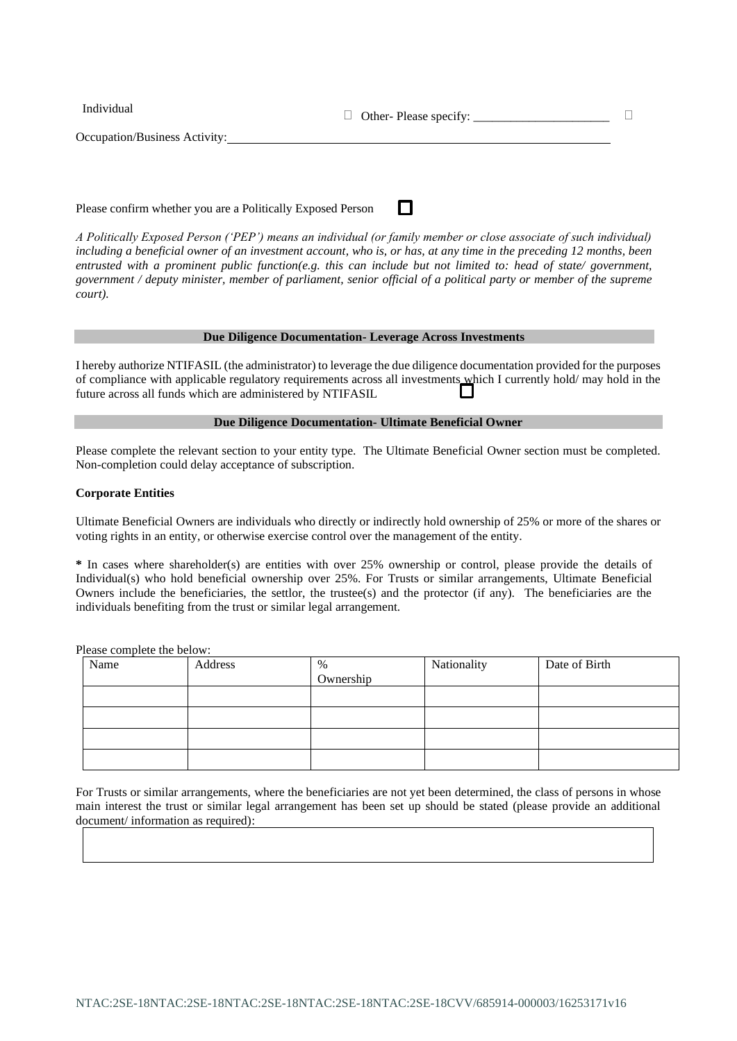Individual ☐ Other- Please specify: ______________________ ☐

Occupation/Business Activity: ____________________________________________________________

Please confirm whether you are a Politically Exposed Person ☐

*A Politically Exposed Person ('PEP') means an individual (or family member or close associate of such individual) including a beneficial owner of an investment account, who is, or has, at any time in the preceding 12 months, been entrusted with a prominent public function(e.g. this can include but not limited to: head of state/ government, government / deputy minister, member of parliament, senior official of a political party or member of the supreme court).*

**Due Diligence Documentation- Leverage Across Investments**

I hereby authorize NTIFASIL (the administrator) to leverage the due diligence documentation provided for the purposes of compliance with applicable regulatory requirements across all investments which I currently hold/ may hold in the future across all funds which are administered by NTIFASIL ☐

**Due Diligence Documentation- Ultimate Beneficial Owner**

Please complete the relevant section to your entity type. The Ultimate Beneficial Owner section must be completed. Non-completion could delay acceptance of subscription.

**Corporate Entities**

Ultimate Beneficial Owners are individuals who directly or indirectly hold ownership of 25% or more of the shares or voting rights in an entity, or otherwise exercise control over the management of the entity.

**\*** In cases where shareholder(s) are entities with over 25% ownership or control, please provide the details of Individual(s) who hold beneficial ownership over 25%. For Trusts or similar arrangements, Ultimate Beneficial Owners include the beneficiaries, the settlor, the trustee(s) and the protector (if any). The beneficiaries are the individuals benefiting from the trust or similar legal arrangement.

Please complete the below:

| Name | Address | % Ownership | Nationality | Date of Birth |
|---|---|---|---|---|
| | | | | |
| | | | | |
| | | | | |
| | | | | |

For Trusts or similar arrangements, where the beneficiaries are not yet been determined, the class of persons in whose main interest the trust or similar legal arrangement has been set up should be stated (please provide an additional document/ information as required):

| |
|---|
| |

NTAC:2SE-18NTAC:2SE-18NTAC:2SE-18NTAC:2SE-18NTAC:2SE-18CVV/685914-000003/16253171v16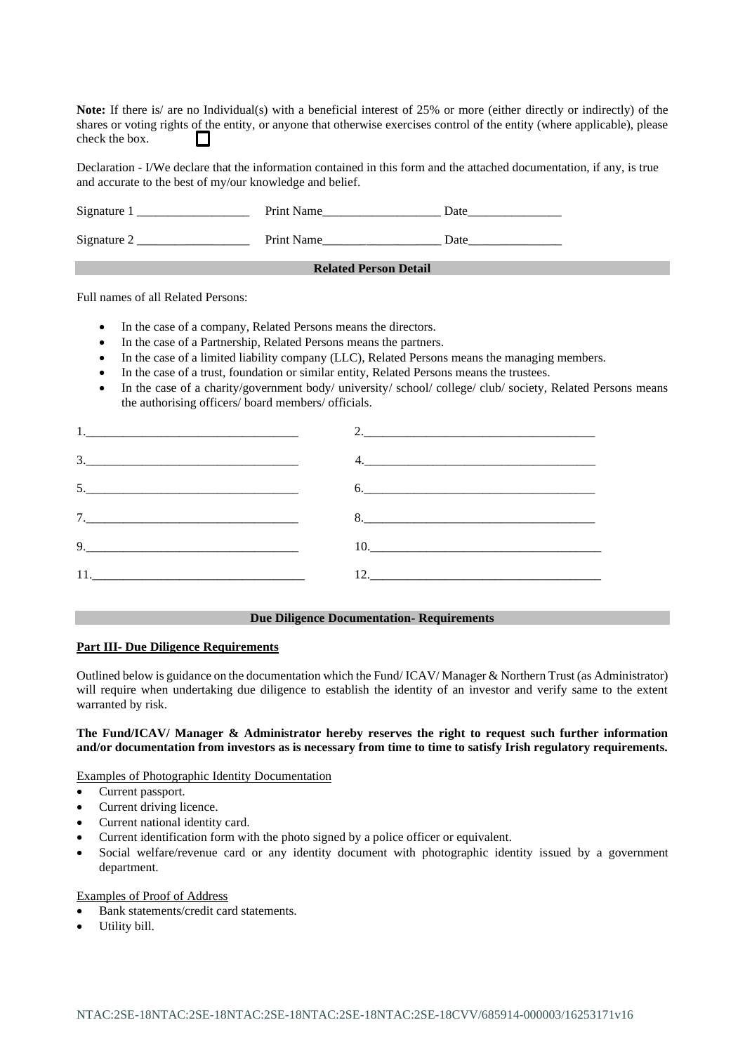**Note:** If there is/ are no Individual(s) with a beneficial interest of 25% or more (either directly or indirectly) of the shares or voting rights of the entity, or anyone that otherwise exercises control of the entity (where applicable), please check the box. ☐

Declaration - I/We declare that the information contained in this form and the attached documentation, if any, is true and accurate to the best of my/our knowledge and belief.

Signature 1 ___________________ Print Name___________________ Date_______________

Signature 2 ___________________ Print Name___________________ Date_______________

## Related Person Detail

Full names of all Related Persons:

- In the case of a company, Related Persons means the directors.
- In the case of a Partnership, Related Persons means the partners.
- In the case of a limited liability company (LLC), Related Persons means the managing members.
- In the case of a trust, foundation or similar entity, Related Persons means the trustees.
- In the case of a charity/government body/ university/ school/ college/ club/ society, Related Persons means the authorising officers/ board members/ officials.

1.___________________________________ 2.______________________________________

3.___________________________________ 4.______________________________________

5.___________________________________ 6.______________________________________

7.___________________________________ 8.______________________________________

9.___________________________________ 10.______________________________________

11.___________________________________ 12.______________________________________

## Due Diligence Documentation- Requirements

**Part III- Due Diligence Requirements**

Outlined below is guidance on the documentation which the Fund/ ICAV/ Manager & Northern Trust (as Administrator) will require when undertaking due diligence to establish the identity of an investor and verify same to the extent warranted by risk.

**The Fund/ICAV/ Manager & Administrator hereby reserves the right to request such further information and/or documentation from investors as is necessary from time to time to satisfy Irish regulatory requirements.**

Examples of Photographic Identity Documentation

- Current passport.
- Current driving licence.
- Current national identity card.
- Current identification form with the photo signed by a police officer or equivalent.
- Social welfare/revenue card or any identity document with photographic identity issued by a government department.

Examples of Proof of Address

- Bank statements/credit card statements.
- Utility bill.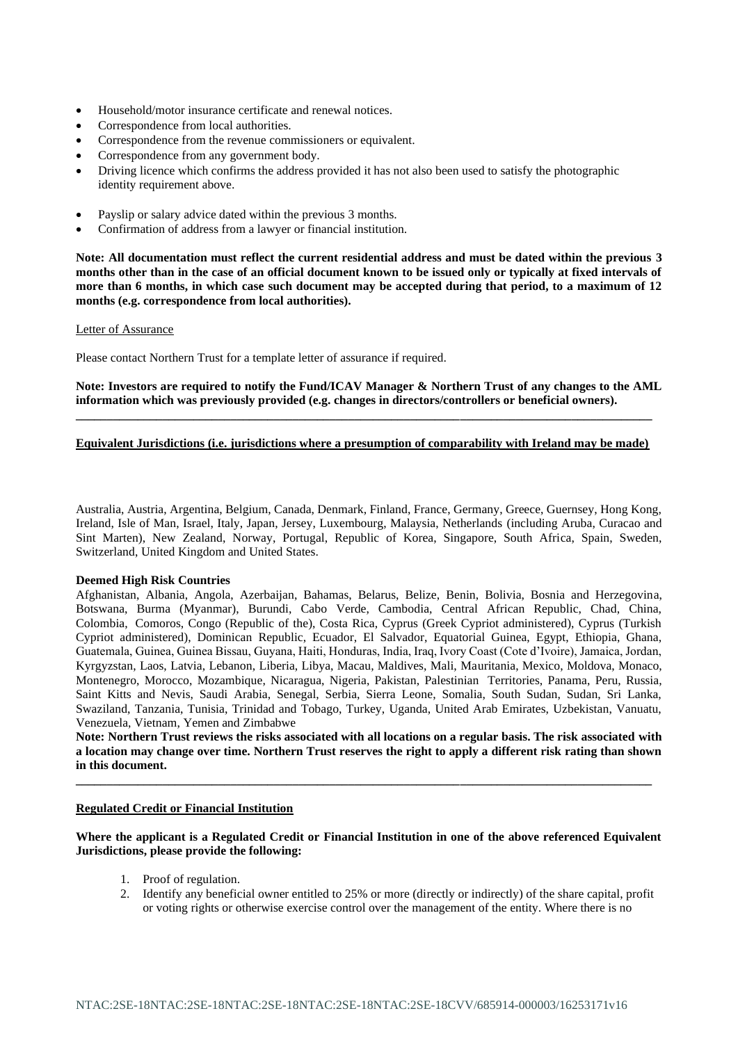- Household/motor insurance certificate and renewal notices.
- Correspondence from local authorities.
- Correspondence from the revenue commissioners or equivalent.
- Correspondence from any government body.
- Driving licence which confirms the address provided it has not also been used to satisfy the photographic identity requirement above.
- Payslip or salary advice dated within the previous 3 months.
- Confirmation of address from a lawyer or financial institution.

**Note: All documentation must reflect the current residential address and must be dated within the previous 3 months other than in the case of an official document known to be issued only or typically at fixed intervals of more than 6 months, in which case such document may be accepted during that period, to a maximum of 12 months (e.g. correspondence from local authorities).**

Letter of Assurance

Please contact Northern Trust for a template letter of assurance if required.

**Note: Investors are required to notify the Fund/ICAV Manager & Northern Trust of any changes to the AML information which was previously provided (e.g. changes in directors/controllers or beneficial owners).**

---

**Equivalent Jurisdictions (i.e. jurisdictions where a presumption of comparability with Ireland may be made)**

Australia, Austria, Argentina, Belgium, Canada, Denmark, Finland, France, Germany, Greece, Guernsey, Hong Kong, Ireland, Isle of Man, Israel, Italy, Japan, Jersey, Luxembourg, Malaysia, Netherlands (including Aruba, Curacao and Sint Marten), New Zealand, Norway, Portugal, Republic of Korea, Singapore, South Africa, Spain, Sweden, Switzerland, United Kingdom and United States.

**Deemed High Risk Countries**

Afghanistan, Albania, Angola, Azerbaijan, Bahamas, Belarus, Belize, Benin, Bolivia, Bosnia and Herzegovina, Botswana, Burma (Myanmar), Burundi, Cabo Verde, Cambodia, Central African Republic, Chad, China, Colombia, Comoros, Congo (Republic of the), Costa Rica, Cyprus (Greek Cypriot administered), Cyprus (Turkish Cypriot administered), Dominican Republic, Ecuador, El Salvador, Equatorial Guinea, Egypt, Ethiopia, Ghana, Guatemala, Guinea, Guinea Bissau, Guyana, Haiti, Honduras, India, Iraq, Ivory Coast (Cote d'Ivoire), Jamaica, Jordan, Kyrgyzstan, Laos, Latvia, Lebanon, Liberia, Libya, Macau, Maldives, Mali, Mauritania, Mexico, Moldova, Monaco, Montenegro, Morocco, Mozambique, Nicaragua, Nigeria, Pakistan, Palestinian Territories, Panama, Peru, Russia, Saint Kitts and Nevis, Saudi Arabia, Senegal, Serbia, Sierra Leone, Somalia, South Sudan, Sudan, Sri Lanka, Swaziland, Tanzania, Tunisia, Trinidad and Tobago, Turkey, Uganda, United Arab Emirates, Uzbekistan, Vanuatu, Venezuela, Vietnam, Yemen and Zimbabwe

**Note: Northern Trust reviews the risks associated with all locations on a regular basis. The risk associated with a location may change over time. Northern Trust reserves the right to apply a different risk rating than shown in this document.**

---

**Regulated Credit or Financial Institution**

**Where the applicant is a Regulated Credit or Financial Institution in one of the above referenced Equivalent Jurisdictions, please provide the following:**

1. Proof of regulation.
2. Identify any beneficial owner entitled to 25% or more (directly or indirectly) of the share capital, profit or voting rights or otherwise exercise control over the management of the entity. Where there is no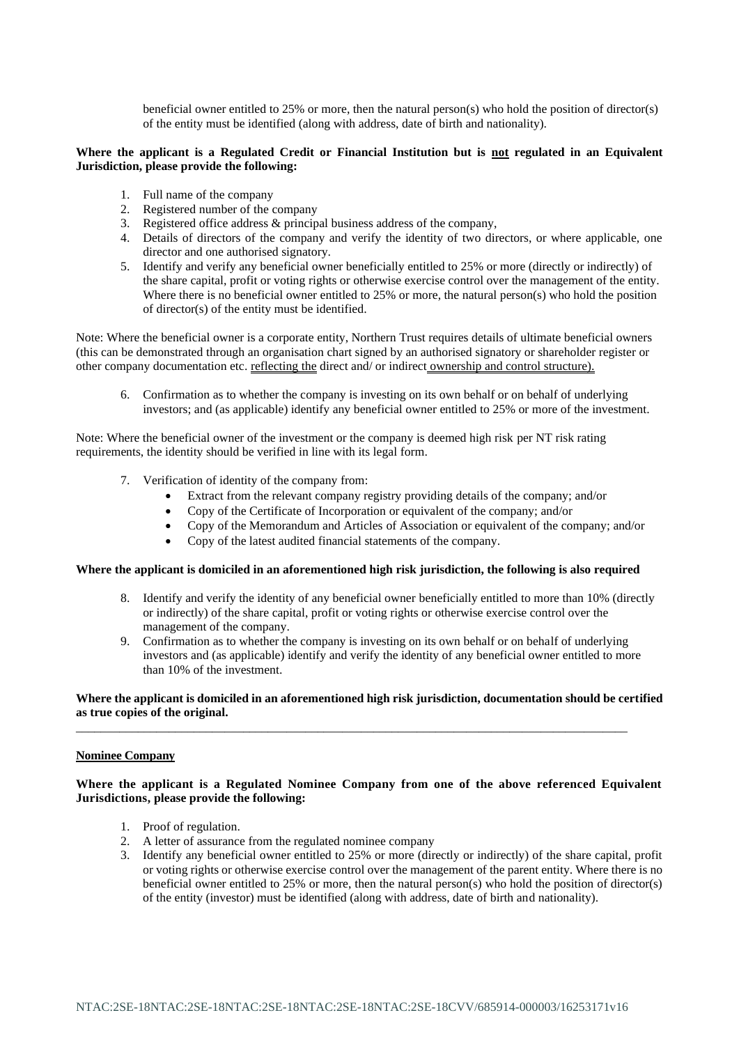beneficial owner entitled to 25% or more, then the natural person(s) who hold the position of director(s) of the entity must be identified (along with address, date of birth and nationality).

**Where the applicant is a Regulated Credit or Financial Institution but is not regulated in an Equivalent Jurisdiction, please provide the following:**

1. Full name of the company
2. Registered number of the company
3. Registered office address & principal business address of the company,
4. Details of directors of the company and verify the identity of two directors, or where applicable, one director and one authorised signatory.
5. Identify and verify any beneficial owner beneficially entitled to 25% or more (directly or indirectly) of the share capital, profit or voting rights or otherwise exercise control over the management of the entity. Where there is no beneficial owner entitled to 25% or more, the natural person(s) who hold the position of director(s) of the entity must be identified.

Note: Where the beneficial owner is a corporate entity, Northern Trust requires details of ultimate beneficial owners (this can be demonstrated through an organisation chart signed by an authorised signatory or shareholder register or other company documentation etc. reflecting the direct and/ or indirect ownership and control structure).

6. Confirmation as to whether the company is investing on its own behalf or on behalf of underlying investors; and (as applicable) identify any beneficial owner entitled to 25% or more of the investment.

Note: Where the beneficial owner of the investment or the company is deemed high risk per NT risk rating requirements, the identity should be verified in line with its legal form.

7. Verification of identity of the company from:
   - Extract from the relevant company registry providing details of the company; and/or
   - Copy of the Certificate of Incorporation or equivalent of the company; and/or
   - Copy of the Memorandum and Articles of Association or equivalent of the company; and/or
   - Copy of the latest audited financial statements of the company.

**Where the applicant is domiciled in an aforementioned high risk jurisdiction, the following is also required**

8. Identify and verify the identity of any beneficial owner beneficially entitled to more than 10% (directly or indirectly) of the share capital, profit or voting rights or otherwise exercise control over the management of the company.
9. Confirmation as to whether the company is investing on its own behalf or on behalf of underlying investors and (as applicable) identify and verify the identity of any beneficial owner entitled to more than 10% of the investment.

**Where the applicant is domiciled in an aforementioned high risk jurisdiction, documentation should be certified as true copies of the original.**

---

**Nominee Company**

**Where the applicant is a Regulated Nominee Company from one of the above referenced Equivalent Jurisdictions, please provide the following:**

1. Proof of regulation.
2. A letter of assurance from the regulated nominee company
3. Identify any beneficial owner entitled to 25% or more (directly or indirectly) of the share capital, profit or voting rights or otherwise exercise control over the management of the parent entity. Where there is no beneficial owner entitled to 25% or more, then the natural person(s) who hold the position of director(s) of the entity (investor) must be identified (along with address, date of birth and nationality).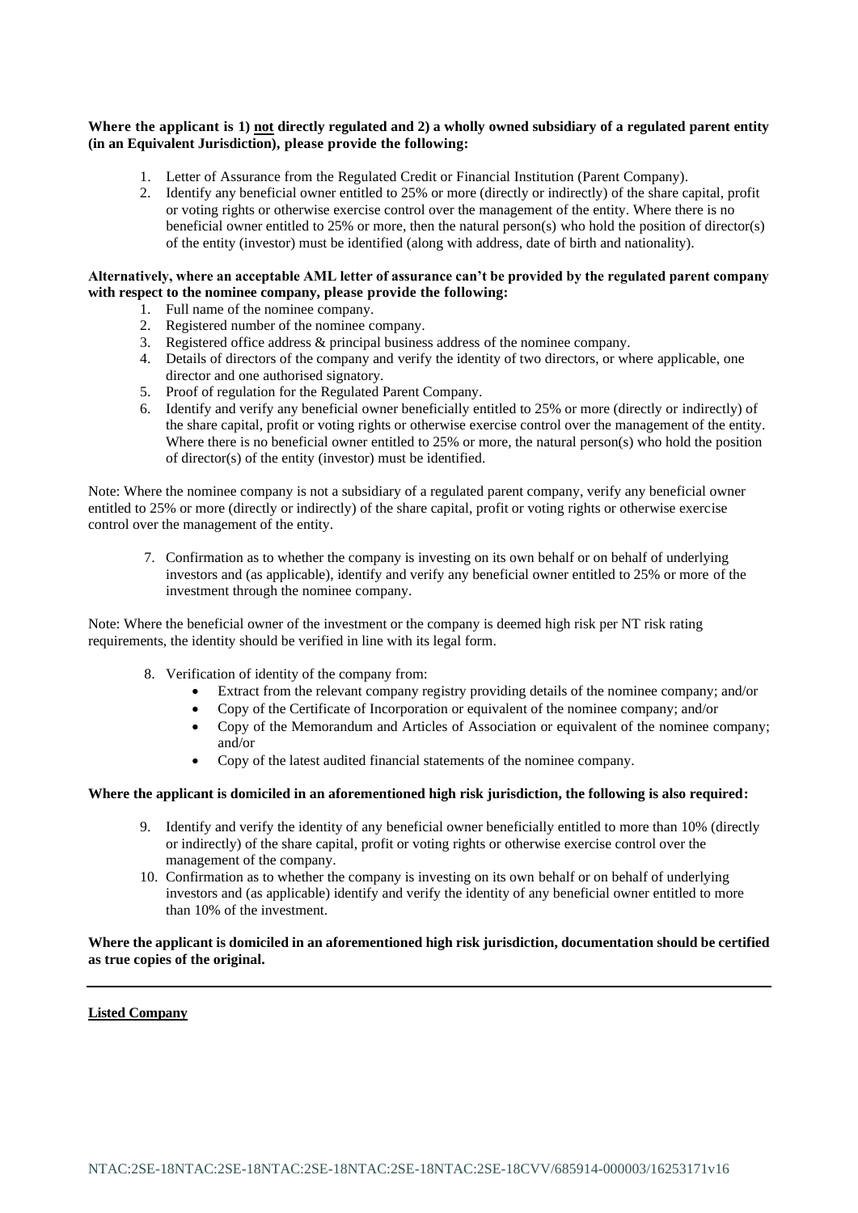**Where the applicant is 1) <u>not</u> directly regulated and 2) a wholly owned subsidiary of a regulated parent entity (in an Equivalent Jurisdiction), please provide the following:**

1. Letter of Assurance from the Regulated Credit or Financial Institution (Parent Company).
2. Identify any beneficial owner entitled to 25% or more (directly or indirectly) of the share capital, profit or voting rights or otherwise exercise control over the management of the entity. Where there is no beneficial owner entitled to 25% or more, then the natural person(s) who hold the position of director(s) of the entity (investor) must be identified (along with address, date of birth and nationality).

**Alternatively, where an acceptable AML letter of assurance can't be provided by the regulated parent company with respect to the nominee company, please provide the following:**

1. Full name of the nominee company.
2. Registered number of the nominee company.
3. Registered office address & principal business address of the nominee company.
4. Details of directors of the company and verify the identity of two directors, or where applicable, one director and one authorised signatory.
5. Proof of regulation for the Regulated Parent Company.
6. Identify and verify any beneficial owner beneficially entitled to 25% or more (directly or indirectly) of the share capital, profit or voting rights or otherwise exercise control over the management of the entity. Where there is no beneficial owner entitled to 25% or more, the natural person(s) who hold the position of director(s) of the entity (investor) must be identified.

Note: Where the nominee company is not a subsidiary of a regulated parent company, verify any beneficial owner entitled to 25% or more (directly or indirectly) of the share capital, profit or voting rights or otherwise exercise control over the management of the entity.

7. Confirmation as to whether the company is investing on its own behalf or on behalf of underlying investors and (as applicable), identify and verify any beneficial owner entitled to 25% or more of the investment through the nominee company.

Note: Where the beneficial owner of the investment or the company is deemed high risk per NT risk rating requirements, the identity should be verified in line with its legal form.

8. Verification of identity of the company from:
   - Extract from the relevant company registry providing details of the nominee company; and/or
   - Copy of the Certificate of Incorporation or equivalent of the nominee company; and/or
   - Copy of the Memorandum and Articles of Association or equivalent of the nominee company; and/or
   - Copy of the latest audited financial statements of the nominee company.

**Where the applicant is domiciled in an aforementioned high risk jurisdiction, the following is also required:**

9. Identify and verify the identity of any beneficial owner beneficially entitled to more than 10% (directly or indirectly) of the share capital, profit or voting rights or otherwise exercise control over the management of the company.
10. Confirmation as to whether the company is investing on its own behalf or on behalf of underlying investors and (as applicable) identify and verify the identity of any beneficial owner entitled to more than 10% of the investment.

**Where the applicant is domiciled in an aforementioned high risk jurisdiction, documentation should be certified as true copies of the original.**

---

**<u>Listed Company</u>**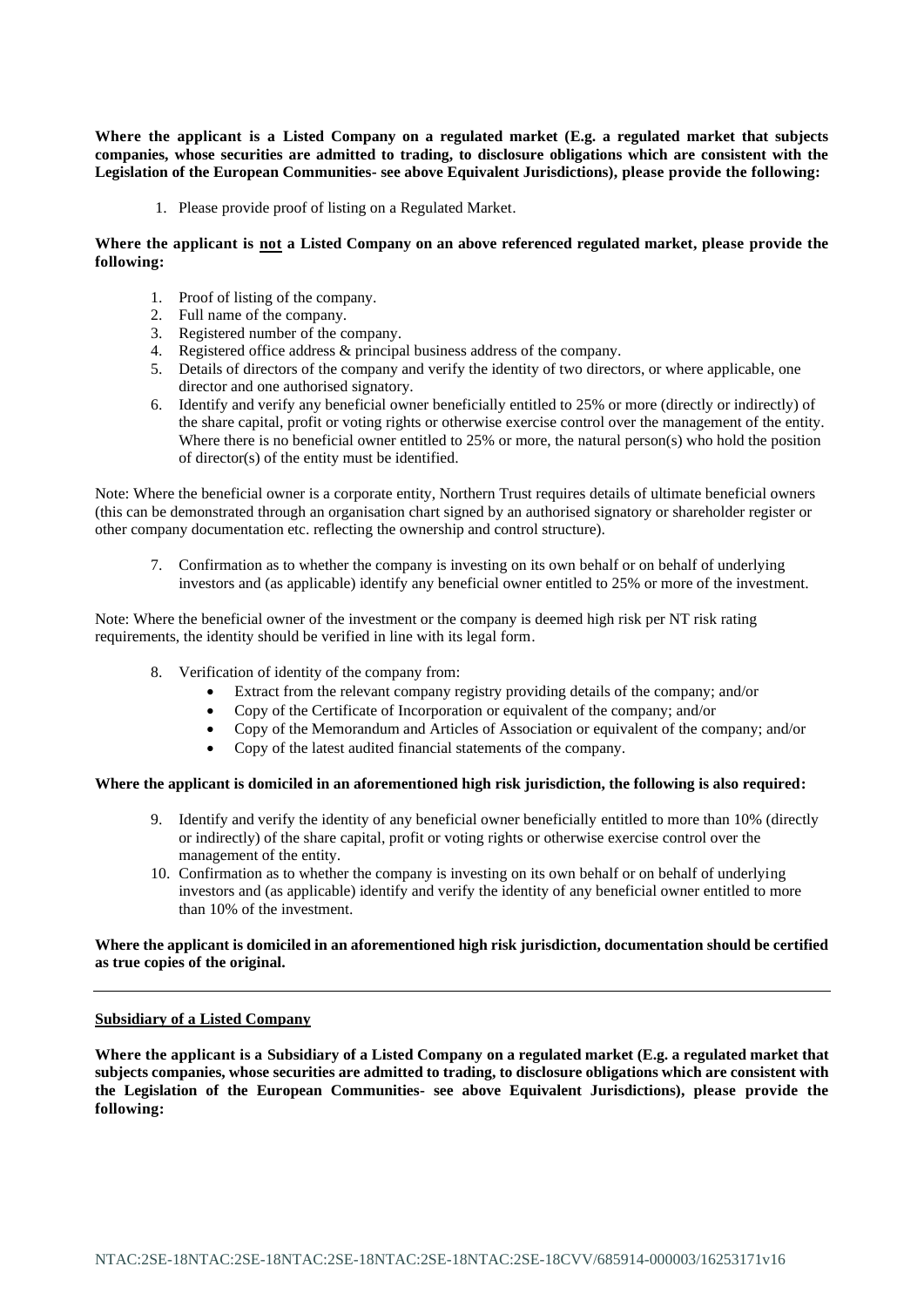**Where the applicant is a Listed Company on a regulated market (E.g. a regulated market that subjects companies, whose securities are admitted to trading, to disclosure obligations which are consistent with the Legislation of the European Communities- see above Equivalent Jurisdictions), please provide the following:**

1. Please provide proof of listing on a Regulated Market.

**Where the applicant is <u>not</u> a Listed Company on an above referenced regulated market, please provide the following:**

1. Proof of listing of the company.
2. Full name of the company.
3. Registered number of the company.
4. Registered office address & principal business address of the company.
5. Details of directors of the company and verify the identity of two directors, or where applicable, one director and one authorised signatory.
6. Identify and verify any beneficial owner beneficially entitled to 25% or more (directly or indirectly) of the share capital, profit or voting rights or otherwise exercise control over the management of the entity. Where there is no beneficial owner entitled to 25% or more, the natural person(s) who hold the position of director(s) of the entity must be identified.

Note: Where the beneficial owner is a corporate entity, Northern Trust requires details of ultimate beneficial owners (this can be demonstrated through an organisation chart signed by an authorised signatory or shareholder register or other company documentation etc. reflecting the ownership and control structure).

7. Confirmation as to whether the company is investing on its own behalf or on behalf of underlying investors and (as applicable) identify any beneficial owner entitled to 25% or more of the investment.

Note: Where the beneficial owner of the investment or the company is deemed high risk per NT risk rating requirements, the identity should be verified in line with its legal form.

8. Verification of identity of the company from:
   - Extract from the relevant company registry providing details of the company; and/or
   - Copy of the Certificate of Incorporation or equivalent of the company; and/or
   - Copy of the Memorandum and Articles of Association or equivalent of the company; and/or
   - Copy of the latest audited financial statements of the company.

**Where the applicant is domiciled in an aforementioned high risk jurisdiction, the following is also required:**

9. Identify and verify the identity of any beneficial owner beneficially entitled to more than 10% (directly or indirectly) of the share capital, profit or voting rights or otherwise exercise control over the management of the entity.
10. Confirmation as to whether the company is investing on its own behalf or on behalf of underlying investors and (as applicable) identify and verify the identity of any beneficial owner entitled to more than 10% of the investment.

**Where the applicant is domiciled in an aforementioned high risk jurisdiction, documentation should be certified as true copies of the original.**

---

**<u>Subsidiary of a Listed Company</u>**

**Where the applicant is a Subsidiary of a Listed Company on a regulated market (E.g. a regulated market that subjects companies, whose securities are admitted to trading, to disclosure obligations which are consistent with the Legislation of the European Communities- see above Equivalent Jurisdictions), please provide the following:**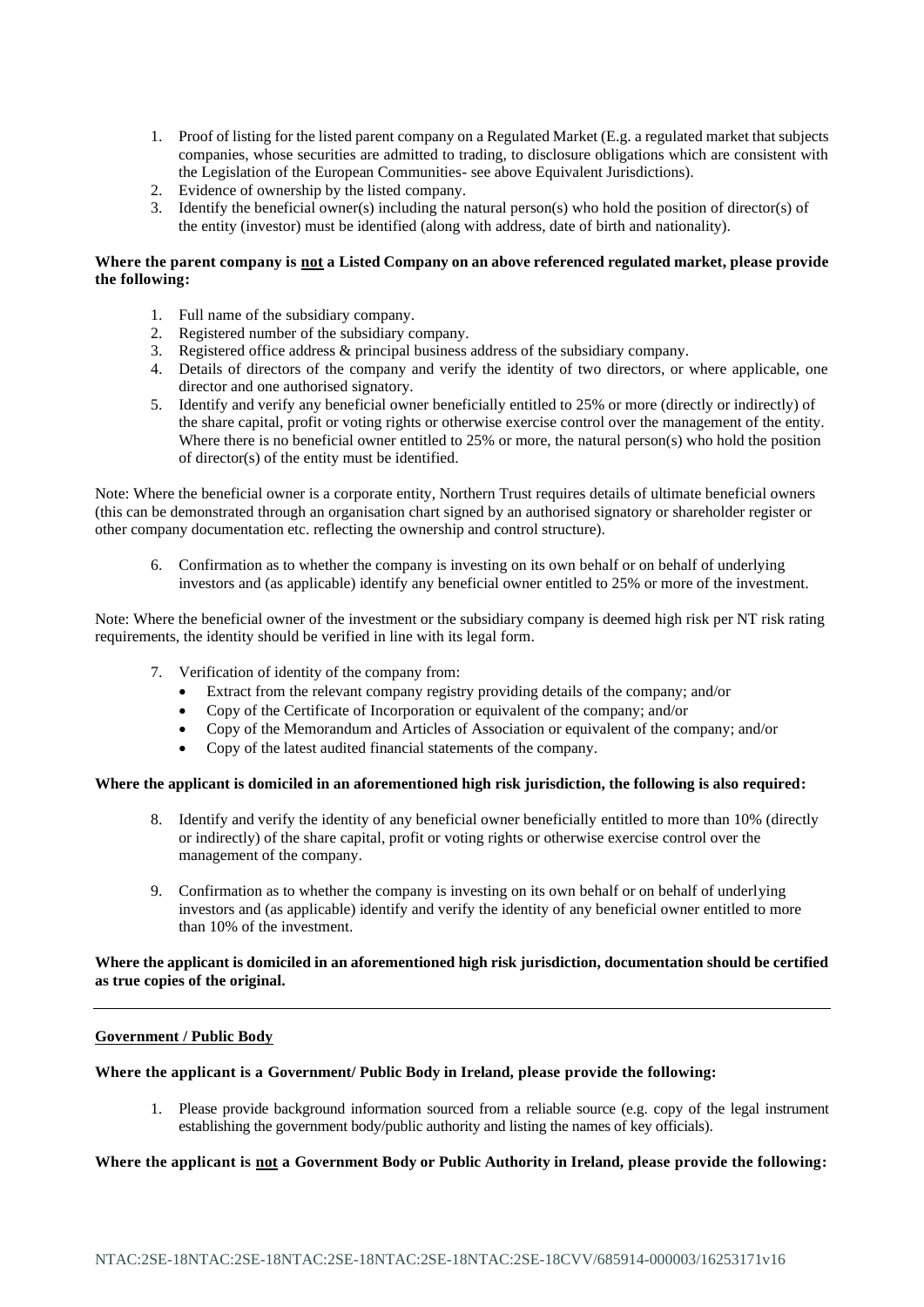1. Proof of listing for the listed parent company on a Regulated Market (E.g. a regulated market that subjects companies, whose securities are admitted to trading, to disclosure obligations which are consistent with the Legislation of the European Communities- see above Equivalent Jurisdictions).
2. Evidence of ownership by the listed company.
3. Identify the beneficial owner(s) including the natural person(s) who hold the position of director(s) of the entity (investor) must be identified (along with address, date of birth and nationality).

**Where the parent company is not a Listed Company on an above referenced regulated market, please provide the following:**

1. Full name of the subsidiary company.
2. Registered number of the subsidiary company.
3. Registered office address & principal business address of the subsidiary company.
4. Details of directors of the company and verify the identity of two directors, or where applicable, one director and one authorised signatory.
5. Identify and verify any beneficial owner beneficially entitled to 25% or more (directly or indirectly) of the share capital, profit or voting rights or otherwise exercise control over the management of the entity. Where there is no beneficial owner entitled to 25% or more, the natural person(s) who hold the position of director(s) of the entity must be identified.

Note: Where the beneficial owner is a corporate entity, Northern Trust requires details of ultimate beneficial owners (this can be demonstrated through an organisation chart signed by an authorised signatory or shareholder register or other company documentation etc. reflecting the ownership and control structure).

6. Confirmation as to whether the company is investing on its own behalf or on behalf of underlying investors and (as applicable) identify any beneficial owner entitled to 25% or more of the investment.

Note: Where the beneficial owner of the investment or the subsidiary company is deemed high risk per NT risk rating requirements, the identity should be verified in line with its legal form.

7. Verification of identity of the company from:
   - Extract from the relevant company registry providing details of the company; and/or
   - Copy of the Certificate of Incorporation or equivalent of the company; and/or
   - Copy of the Memorandum and Articles of Association or equivalent of the company; and/or
   - Copy of the latest audited financial statements of the company.

**Where the applicant is domiciled in an aforementioned high risk jurisdiction, the following is also required:**

8. Identify and verify the identity of any beneficial owner beneficially entitled to more than 10% (directly or indirectly) of the share capital, profit or voting rights or otherwise exercise control over the management of the company.

9. Confirmation as to whether the company is investing on its own behalf or on behalf of underlying investors and (as applicable) identify and verify the identity of any beneficial owner entitled to more than 10% of the investment.

**Where the applicant is domiciled in an aforementioned high risk jurisdiction, documentation should be certified as true copies of the original.**

---

**Government / Public Body**

**Where the applicant is a Government/ Public Body in Ireland, please provide the following:**

1. Please provide background information sourced from a reliable source (e.g. copy of the legal instrument establishing the government body/public authority and listing the names of key officials).

**Where the applicant is not a Government Body or Public Authority in Ireland, please provide the following:**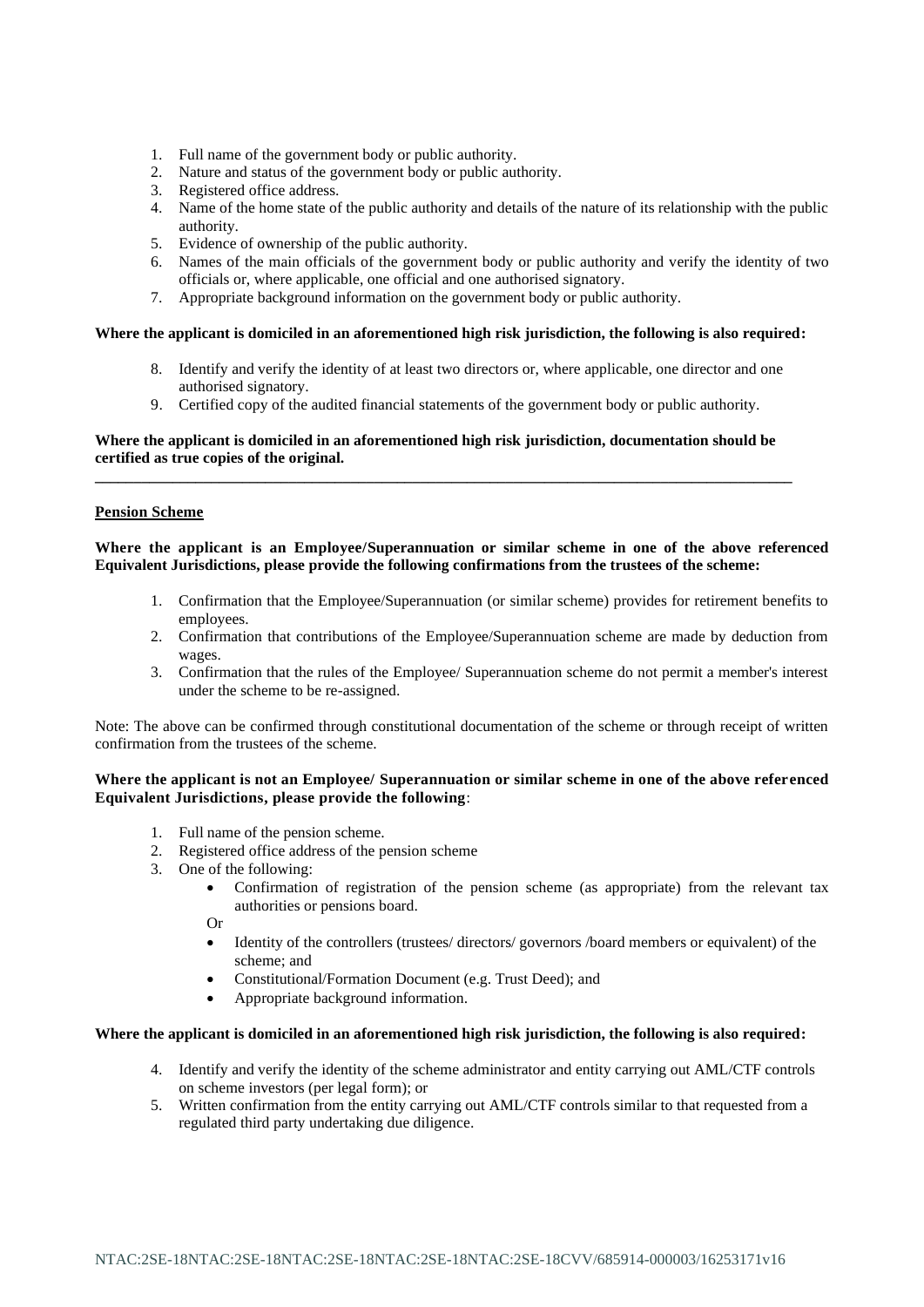1. Full name of the government body or public authority.
2. Nature and status of the government body or public authority.
3. Registered office address.
4. Name of the home state of the public authority and details of the nature of its relationship with the public authority.
5. Evidence of ownership of the public authority.
6. Names of the main officials of the government body or public authority and verify the identity of two officials or, where applicable, one official and one authorised signatory.
7. Appropriate background information on the government body or public authority.

**Where the applicant is domiciled in an aforementioned high risk jurisdiction, the following is also required:**

8. Identify and verify the identity of at least two directors or, where applicable, one director and one authorised signatory.
9. Certified copy of the audited financial statements of the government body or public authority.

**Where the applicant is domiciled in an aforementioned high risk jurisdiction, documentation should be certified as true copies of the original.**

---

**Pension Scheme**

**Where the applicant is an Employee/Superannuation or similar scheme in one of the above referenced Equivalent Jurisdictions, please provide the following confirmations from the trustees of the scheme:**

1. Confirmation that the Employee/Superannuation (or similar scheme) provides for retirement benefits to employees.
2. Confirmation that contributions of the Employee/Superannuation scheme are made by deduction from wages.
3. Confirmation that the rules of the Employee/ Superannuation scheme do not permit a member's interest under the scheme to be re-assigned.

Note: The above can be confirmed through constitutional documentation of the scheme or through receipt of written confirmation from the trustees of the scheme.

**Where the applicant is not an Employee/ Superannuation or similar scheme in one of the above referenced Equivalent Jurisdictions, please provide the following**:

1. Full name of the pension scheme.
2. Registered office address of the pension scheme
3. One of the following:
   - Confirmation of registration of the pension scheme (as appropriate) from the relevant tax authorities or pensions board.

   Or

   - Identity of the controllers (trustees/ directors/ governors /board members or equivalent) of the scheme; and
   - Constitutional/Formation Document (e.g. Trust Deed); and
   - Appropriate background information.

**Where the applicant is domiciled in an aforementioned high risk jurisdiction, the following is also required:**

4. Identify and verify the identity of the scheme administrator and entity carrying out AML/CTF controls on scheme investors (per legal form); or
5. Written confirmation from the entity carrying out AML/CTF controls similar to that requested from a regulated third party undertaking due diligence.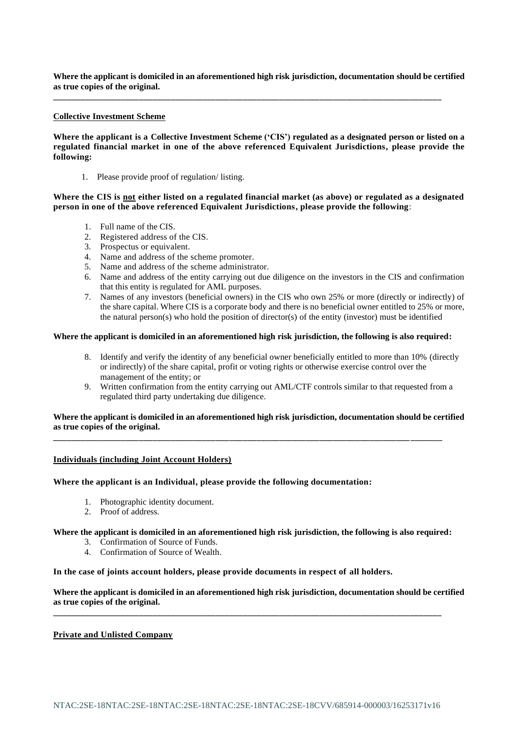**Where the applicant is domiciled in an aforementioned high risk jurisdiction, documentation should be certified as true copies of the original.**

---

**Collective Investment Scheme**

**Where the applicant is a Collective Investment Scheme ('CIS') regulated as a designated person or listed on a regulated financial market in one of the above referenced Equivalent Jurisdictions, please provide the following:**

1. Please provide proof of regulation/ listing.

**Where the CIS is not either listed on a regulated financial market (as above) or regulated as a designated person in one of the above referenced Equivalent Jurisdictions, please provide the following**:

1. Full name of the CIS.
2. Registered address of the CIS.
3. Prospectus or equivalent.
4. Name and address of the scheme promoter.
5. Name and address of the scheme administrator.
6. Name and address of the entity carrying out due diligence on the investors in the CIS and confirmation that this entity is regulated for AML purposes.
7. Names of any investors (beneficial owners) in the CIS who own 25% or more (directly or indirectly) of the share capital. Where CIS is a corporate body and there is no beneficial owner entitled to 25% or more, the natural person(s) who hold the position of director(s) of the entity (investor) must be identified

**Where the applicant is domiciled in an aforementioned high risk jurisdiction, the following is also required:**

8. Identify and verify the identity of any beneficial owner beneficially entitled to more than 10% (directly or indirectly) of the share capital, profit or voting rights or otherwise exercise control over the management of the entity; or
9. Written confirmation from the entity carrying out AML/CTF controls similar to that requested from a regulated third party undertaking due diligence.

**Where the applicant is domiciled in an aforementioned high risk jurisdiction, documentation should be certified as true copies of the original.**

---

**Individuals (including Joint Account Holders)**

**Where the applicant is an Individual, please provide the following documentation:**

1. Photographic identity document.
2. Proof of address.

**Where the applicant is domiciled in an aforementioned high risk jurisdiction, the following is also required:**

3. Confirmation of Source of Funds.
4. Confirmation of Source of Wealth.

**In the case of joints account holders, please provide documents in respect of all holders.**

**Where the applicant is domiciled in an aforementioned high risk jurisdiction, documentation should be certified as true copies of the original.**

---

**Private and Unlisted Company**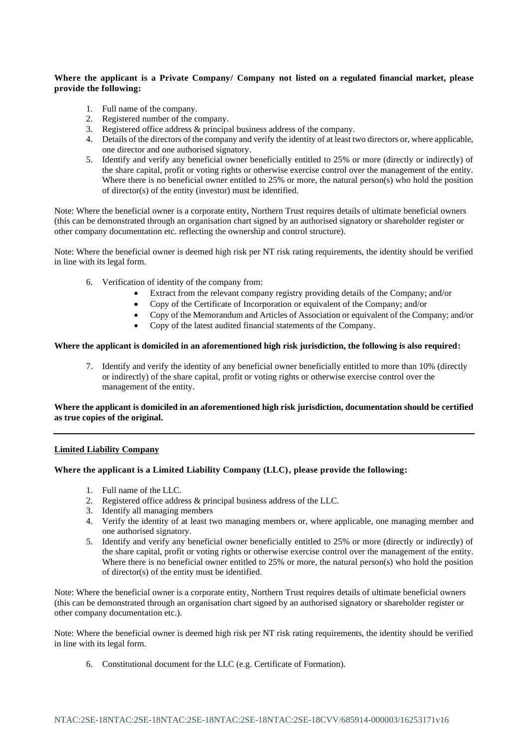**Where the applicant is a Private Company/ Company not listed on a regulated financial market, please provide the following:**

1. Full name of the company.
2. Registered number of the company.
3. Registered office address & principal business address of the company.
4. Details of the directors of the company and verify the identity of at least two directors or, where applicable, one director and one authorised signatory.
5. Identify and verify any beneficial owner beneficially entitled to 25% or more (directly or indirectly) of the share capital, profit or voting rights or otherwise exercise control over the management of the entity. Where there is no beneficial owner entitled to 25% or more, the natural person(s) who hold the position of director(s) of the entity (investor) must be identified.

Note: Where the beneficial owner is a corporate entity, Northern Trust requires details of ultimate beneficial owners (this can be demonstrated through an organisation chart signed by an authorised signatory or shareholder register or other company documentation etc. reflecting the ownership and control structure).

Note: Where the beneficial owner is deemed high risk per NT risk rating requirements, the identity should be verified in line with its legal form.

6. Verification of identity of the company from:
   - Extract from the relevant company registry providing details of the Company; and/or
   - Copy of the Certificate of Incorporation or equivalent of the Company; and/or
   - Copy of the Memorandum and Articles of Association or equivalent of the Company; and/or
   - Copy of the latest audited financial statements of the Company.

**Where the applicant is domiciled in an aforementioned high risk jurisdiction, the following is also required:**

7. Identify and verify the identity of any beneficial owner beneficially entitled to more than 10% (directly or indirectly) of the share capital, profit or voting rights or otherwise exercise control over the management of the entity.

**Where the applicant is domiciled in an aforementioned high risk jurisdiction, documentation should be certified as true copies of the original.**

---

**<u>Limited Liability Company</u>**

**Where the applicant is a Limited Liability Company (LLC), please provide the following:**

1. Full name of the LLC.
2. Registered office address & principal business address of the LLC.
3. Identify all managing members
4. Verify the identity of at least two managing members or, where applicable, one managing member and one authorised signatory.
5. Identify and verify any beneficial owner beneficially entitled to 25% or more (directly or indirectly) of the share capital, profit or voting rights or otherwise exercise control over the management of the entity. Where there is no beneficial owner entitled to 25% or more, the natural person(s) who hold the position of director(s) of the entity must be identified.

Note: Where the beneficial owner is a corporate entity, Northern Trust requires details of ultimate beneficial owners (this can be demonstrated through an organisation chart signed by an authorised signatory or shareholder register or other company documentation etc.).

Note: Where the beneficial owner is deemed high risk per NT risk rating requirements, the identity should be verified in line with its legal form.

6. Constitutional document for the LLC (e.g. Certificate of Formation).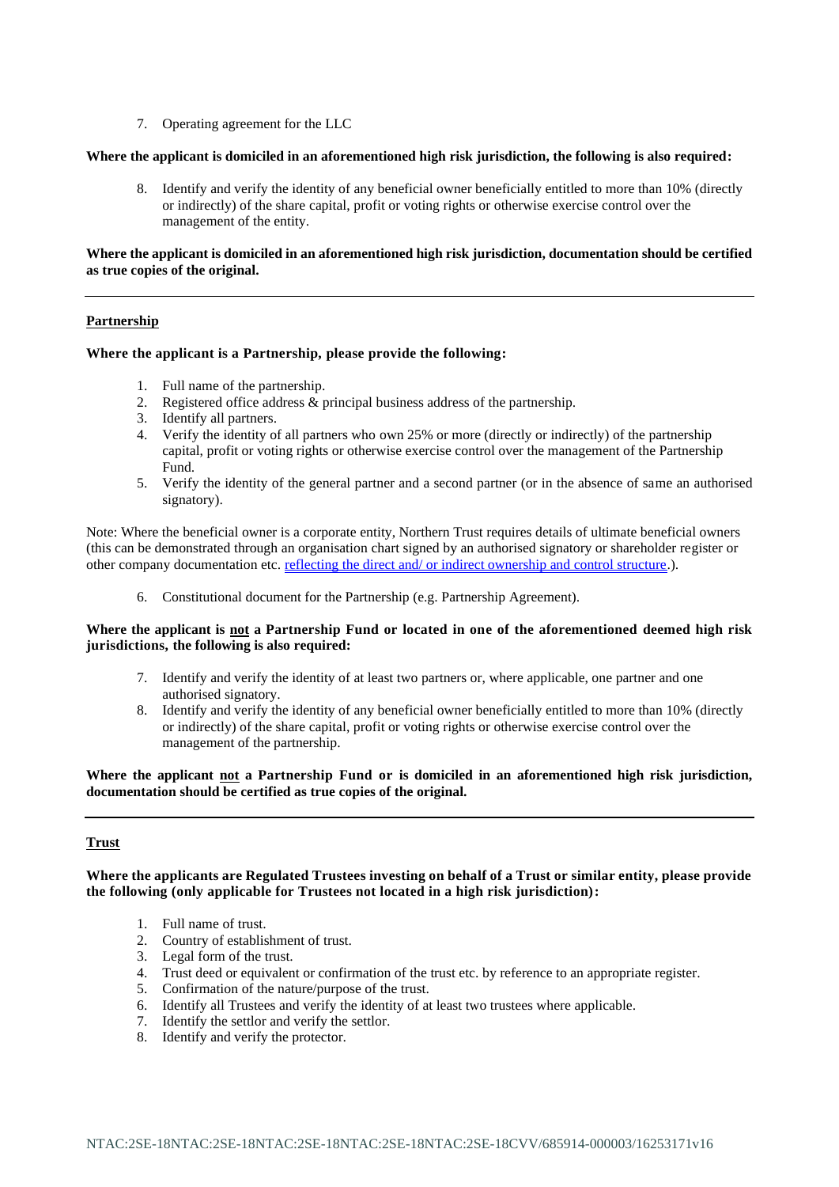7. Operating agreement for the LLC

**Where the applicant is domiciled in an aforementioned high risk jurisdiction, the following is also required:**

8. Identify and verify the identity of any beneficial owner beneficially entitled to more than 10% (directly or indirectly) of the share capital, profit or voting rights or otherwise exercise control over the management of the entity.

**Where the applicant is domiciled in an aforementioned high risk jurisdiction, documentation should be certified as true copies of the original.**

---

**Partnership**

**Where the applicant is a Partnership, please provide the following:**

1. Full name of the partnership.
2. Registered office address & principal business address of the partnership.
3. Identify all partners.
4. Verify the identity of all partners who own 25% or more (directly or indirectly) of the partnership capital, profit or voting rights or otherwise exercise control over the management of the Partnership Fund.
5. Verify the identity of the general partner and a second partner (or in the absence of same an authorised signatory).

Note: Where the beneficial owner is a corporate entity, Northern Trust requires details of ultimate beneficial owners (this can be demonstrated through an organisation chart signed by an authorised signatory or shareholder register or other company documentation etc. reflecting the direct and/ or indirect ownership and control structure.).

6. Constitutional document for the Partnership (e.g. Partnership Agreement).

**Where the applicant is not a Partnership Fund or located in one of the aforementioned deemed high risk jurisdictions, the following is also required:**

7. Identify and verify the identity of at least two partners or, where applicable, one partner and one authorised signatory.
8. Identify and verify the identity of any beneficial owner beneficially entitled to more than 10% (directly or indirectly) of the share capital, profit or voting rights or otherwise exercise control over the management of the partnership.

**Where the applicant not a Partnership Fund or is domiciled in an aforementioned high risk jurisdiction, documentation should be certified as true copies of the original.**

---

**Trust**

**Where the applicants are Regulated Trustees investing on behalf of a Trust or similar entity, please provide the following (only applicable for Trustees not located in a high risk jurisdiction):**

1. Full name of trust.
2. Country of establishment of trust.
3. Legal form of the trust.
4. Trust deed or equivalent or confirmation of the trust etc. by reference to an appropriate register.
5. Confirmation of the nature/purpose of the trust.
6. Identify all Trustees and verify the identity of at least two trustees where applicable.
7. Identify the settlor and verify the settlor.
8. Identify and verify the protector.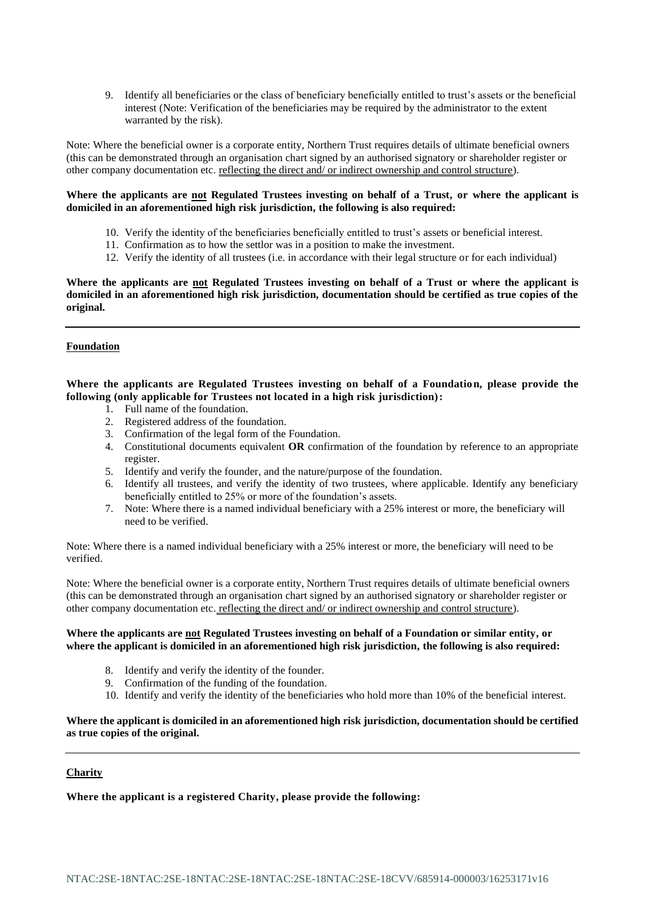9. Identify all beneficiaries or the class of beneficiary beneficially entitled to trust's assets or the beneficial interest (Note: Verification of the beneficiaries may be required by the administrator to the extent warranted by the risk).

Note: Where the beneficial owner is a corporate entity, Northern Trust requires details of ultimate beneficial owners (this can be demonstrated through an organisation chart signed by an authorised signatory or shareholder register or other company documentation etc. reflecting the direct and/ or indirect ownership and control structure).

**Where the applicants are not Regulated Trustees investing on behalf of a Trust, or where the applicant is domiciled in an aforementioned high risk jurisdiction, the following is also required:**

10. Verify the identity of the beneficiaries beneficially entitled to trust's assets or beneficial interest.
11. Confirmation as to how the settlor was in a position to make the investment.
12. Verify the identity of all trustees (i.e. in accordance with their legal structure or for each individual)

**Where the applicants are not Regulated Trustees investing on behalf of a Trust or where the applicant is domiciled in an aforementioned high risk jurisdiction, documentation should be certified as true copies of the original.**

---

**Foundation**

**Where the applicants are Regulated Trustees investing on behalf of a Foundation, please provide the following (only applicable for Trustees not located in a high risk jurisdiction):**

1. Full name of the foundation.
2. Registered address of the foundation.
3. Confirmation of the legal form of the Foundation.
4. Constitutional documents equivalent **OR** confirmation of the foundation by reference to an appropriate register.
5. Identify and verify the founder, and the nature/purpose of the foundation.
6. Identify all trustees, and verify the identity of two trustees, where applicable. Identify any beneficiary beneficially entitled to 25% or more of the foundation's assets.
7. Note: Where there is a named individual beneficiary with a 25% interest or more, the beneficiary will need to be verified.

Note: Where there is a named individual beneficiary with a 25% interest or more, the beneficiary will need to be verified.

Note: Where the beneficial owner is a corporate entity, Northern Trust requires details of ultimate beneficial owners (this can be demonstrated through an organisation chart signed by an authorised signatory or shareholder register or other company documentation etc. reflecting the direct and/ or indirect ownership and control structure).

**Where the applicants are not Regulated Trustees investing on behalf of a Foundation or similar entity, or where the applicant is domiciled in an aforementioned high risk jurisdiction, the following is also required:**

8. Identify and verify the identity of the founder.
9. Confirmation of the funding of the foundation.
10. Identify and verify the identity of the beneficiaries who hold more than 10% of the beneficial interest.

**Where the applicant is domiciled in an aforementioned high risk jurisdiction, documentation should be certified as true copies of the original.**

---

**Charity**

**Where the applicant is a registered Charity, please provide the following:**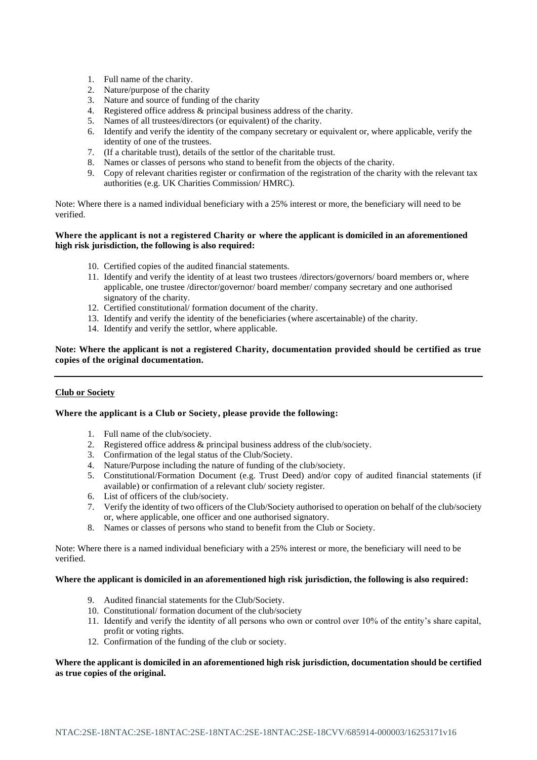1. Full name of the charity.
2. Nature/purpose of the charity
3. Nature and source of funding of the charity
4. Registered office address & principal business address of the charity.
5. Names of all trustees/directors (or equivalent) of the charity.
6. Identify and verify the identity of the company secretary or equivalent or, where applicable, verify the identity of one of the trustees.
7. (If a charitable trust), details of the settlor of the charitable trust.
8. Names or classes of persons who stand to benefit from the objects of the charity.
9. Copy of relevant charities register or confirmation of the registration of the charity with the relevant tax authorities (e.g. UK Charities Commission/ HMRC).

Note: Where there is a named individual beneficiary with a 25% interest or more, the beneficiary will need to be verified.

**Where the applicant is not a registered Charity or where the applicant is domiciled in an aforementioned high risk jurisdiction, the following is also required:**

10. Certified copies of the audited financial statements.
11. Identify and verify the identity of at least two trustees /directors/governors/ board members or, where applicable, one trustee /director/governor/ board member/ company secretary and one authorised signatory of the charity.
12. Certified constitutional/ formation document of the charity.
13. Identify and verify the identity of the beneficiaries (where ascertainable) of the charity.
14. Identify and verify the settlor, where applicable.

**Note: Where the applicant is not a registered Charity, documentation provided should be certified as true copies of the original documentation.**

---

**Club or Society**

**Where the applicant is a Club or Society, please provide the following:**

1. Full name of the club/society.
2. Registered office address & principal business address of the club/society.
3. Confirmation of the legal status of the Club/Society.
4. Nature/Purpose including the nature of funding of the club/society.
5. Constitutional/Formation Document (e.g. Trust Deed) and/or copy of audited financial statements (if available) or confirmation of a relevant club/ society register.
6. List of officers of the club/society.
7. Verify the identity of two officers of the Club/Society authorised to operation on behalf of the club/society or, where applicable, one officer and one authorised signatory.
8. Names or classes of persons who stand to benefit from the Club or Society.

Note: Where there is a named individual beneficiary with a 25% interest or more, the beneficiary will need to be verified.

**Where the applicant is domiciled in an aforementioned high risk jurisdiction, the following is also required:**

9. Audited financial statements for the Club/Society.
10. Constitutional/ formation document of the club/society
11. Identify and verify the identity of all persons who own or control over 10% of the entity's share capital, profit or voting rights.
12. Confirmation of the funding of the club or society.

**Where the applicant is domiciled in an aforementioned high risk jurisdiction, documentation should be certified as true copies of the original.**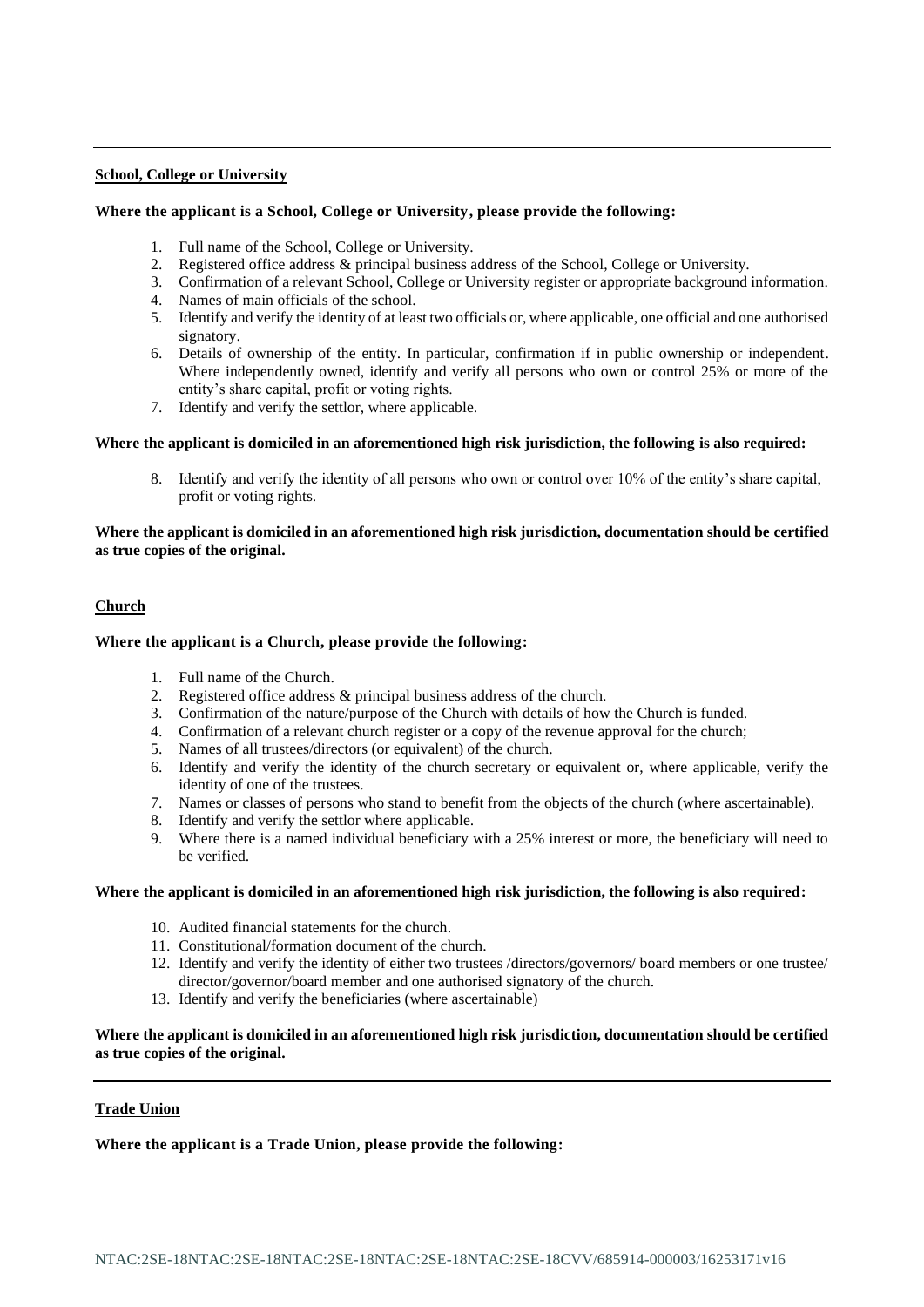---

**School, College or University**

**Where the applicant is a School, College or University, please provide the following:**

1. Full name of the School, College or University.
2. Registered office address & principal business address of the School, College or University.
3. Confirmation of a relevant School, College or University register or appropriate background information.
4. Names of main officials of the school.
5. Identify and verify the identity of at least two officials or, where applicable, one official and one authorised signatory.
6. Details of ownership of the entity. In particular, confirmation if in public ownership or independent. Where independently owned, identify and verify all persons who own or control 25% or more of the entity's share capital, profit or voting rights.
7. Identify and verify the settlor, where applicable.

**Where the applicant is domiciled in an aforementioned high risk jurisdiction, the following is also required:**

8. Identify and verify the identity of all persons who own or control over 10% of the entity's share capital, profit or voting rights.

**Where the applicant is domiciled in an aforementioned high risk jurisdiction, documentation should be certified as true copies of the original.**

---

**Church**

**Where the applicant is a Church, please provide the following:**

1. Full name of the Church.
2. Registered office address & principal business address of the church.
3. Confirmation of the nature/purpose of the Church with details of how the Church is funded.
4. Confirmation of a relevant church register or a copy of the revenue approval for the church;
5. Names of all trustees/directors (or equivalent) of the church.
6. Identify and verify the identity of the church secretary or equivalent or, where applicable, verify the identity of one of the trustees.
7. Names or classes of persons who stand to benefit from the objects of the church (where ascertainable).
8. Identify and verify the settlor where applicable.
9. Where there is a named individual beneficiary with a 25% interest or more, the beneficiary will need to be verified.

**Where the applicant is domiciled in an aforementioned high risk jurisdiction, the following is also required:**

10. Audited financial statements for the church.
11. Constitutional/formation document of the church.
12. Identify and verify the identity of either two trustees /directors/governors/ board members or one trustee/ director/governor/board member and one authorised signatory of the church.
13. Identify and verify the beneficiaries (where ascertainable)

**Where the applicant is domiciled in an aforementioned high risk jurisdiction, documentation should be certified as true copies of the original.**

---

**Trade Union**

**Where the applicant is a Trade Union, please provide the following:**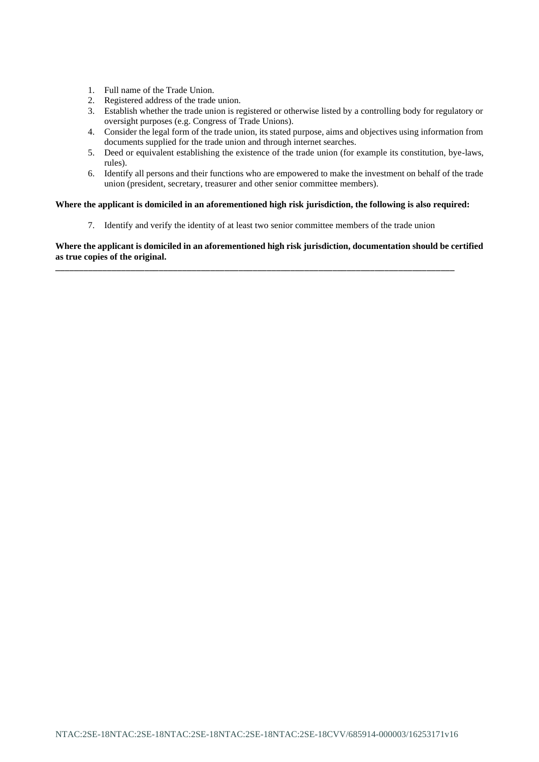1. Full name of the Trade Union.
2. Registered address of the trade union.
3. Establish whether the trade union is registered or otherwise listed by a controlling body for regulatory or oversight purposes (e.g. Congress of Trade Unions).
4. Consider the legal form of the trade union, its stated purpose, aims and objectives using information from documents supplied for the trade union and through internet searches.
5. Deed or equivalent establishing the existence of the trade union (for example its constitution, bye-laws, rules).
6. Identify all persons and their functions who are empowered to make the investment on behalf of the trade union (president, secretary, treasurer and other senior committee members).

**Where the applicant is domiciled in an aforementioned high risk jurisdiction, the following is also required:**

7. Identify and verify the identity of at least two senior committee members of the trade union

**Where the applicant is domiciled in an aforementioned high risk jurisdiction, documentation should be certified as true copies of the original.**

---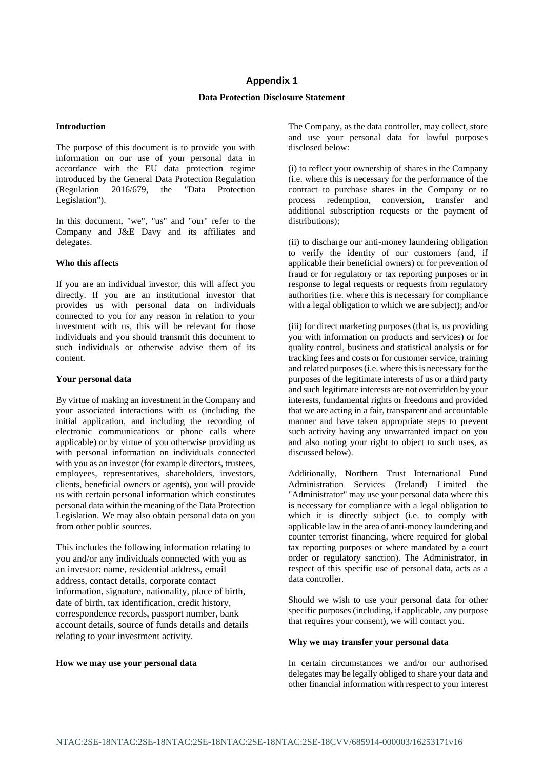## Appendix 1

### Data Protection Disclosure Statement

**Introduction**

The purpose of this document is to provide you with information on our use of your personal data in accordance with the EU data protection regime introduced by the General Data Protection Regulation (Regulation 2016/679, the "Data Protection Legislation").

In this document, "we", "us" and "our" refer to the Company and J&E Davy and its affiliates and delegates.

**Who this affects**

If you are an individual investor, this will affect you directly. If you are an institutional investor that provides us with personal data on individuals connected to you for any reason in relation to your investment with us, this will be relevant for those individuals and you should transmit this document to such individuals or otherwise advise them of its content.

**Your personal data**

By virtue of making an investment in the Company and your associated interactions with us (including the initial application, and including the recording of electronic communications or phone calls where applicable) or by virtue of you otherwise providing us with personal information on individuals connected with you as an investor (for example directors, trustees, employees, representatives, shareholders, investors, clients, beneficial owners or agents), you will provide us with certain personal information which constitutes personal data within the meaning of the Data Protection Legislation. We may also obtain personal data on you from other public sources.

This includes the following information relating to you and/or any individuals connected with you as an investor: name, residential address, email address, contact details, corporate contact information, signature, nationality, place of birth, date of birth, tax identification, credit history, correspondence records, passport number, bank account details, source of funds details and details relating to your investment activity.

**How we may use your personal data**

The Company, as the data controller, may collect, store and use your personal data for lawful purposes disclosed below:

(i) to reflect your ownership of shares in the Company (i.e. where this is necessary for the performance of the contract to purchase shares in the Company or to process redemption, conversion, transfer and additional subscription requests or the payment of distributions);

(ii) to discharge our anti-money laundering obligation to verify the identity of our customers (and, if applicable their beneficial owners) or for prevention of fraud or for regulatory or tax reporting purposes or in response to legal requests or requests from regulatory authorities (i.e. where this is necessary for compliance with a legal obligation to which we are subject); and/or

(iii) for direct marketing purposes (that is, us providing you with information on products and services) or for quality control, business and statistical analysis or for tracking fees and costs or for customer service, training and related purposes (i.e. where this is necessary for the purposes of the legitimate interests of us or a third party and such legitimate interests are not overridden by your interests, fundamental rights or freedoms and provided that we are acting in a fair, transparent and accountable manner and have taken appropriate steps to prevent such activity having any unwarranted impact on you and also noting your right to object to such uses, as discussed below).

Additionally, Northern Trust International Fund Administration Services (Ireland) Limited the "Administrator" may use your personal data where this is necessary for compliance with a legal obligation to which it is directly subject (i.e. to comply with applicable law in the area of anti-money laundering and counter terrorist financing, where required for global tax reporting purposes or where mandated by a court order or regulatory sanction). The Administrator, in respect of this specific use of personal data, acts as a data controller.

Should we wish to use your personal data for other specific purposes (including, if applicable, any purpose that requires your consent), we will contact you.

**Why we may transfer your personal data**

In certain circumstances we and/or our authorised delegates may be legally obliged to share your data and other financial information with respect to your interest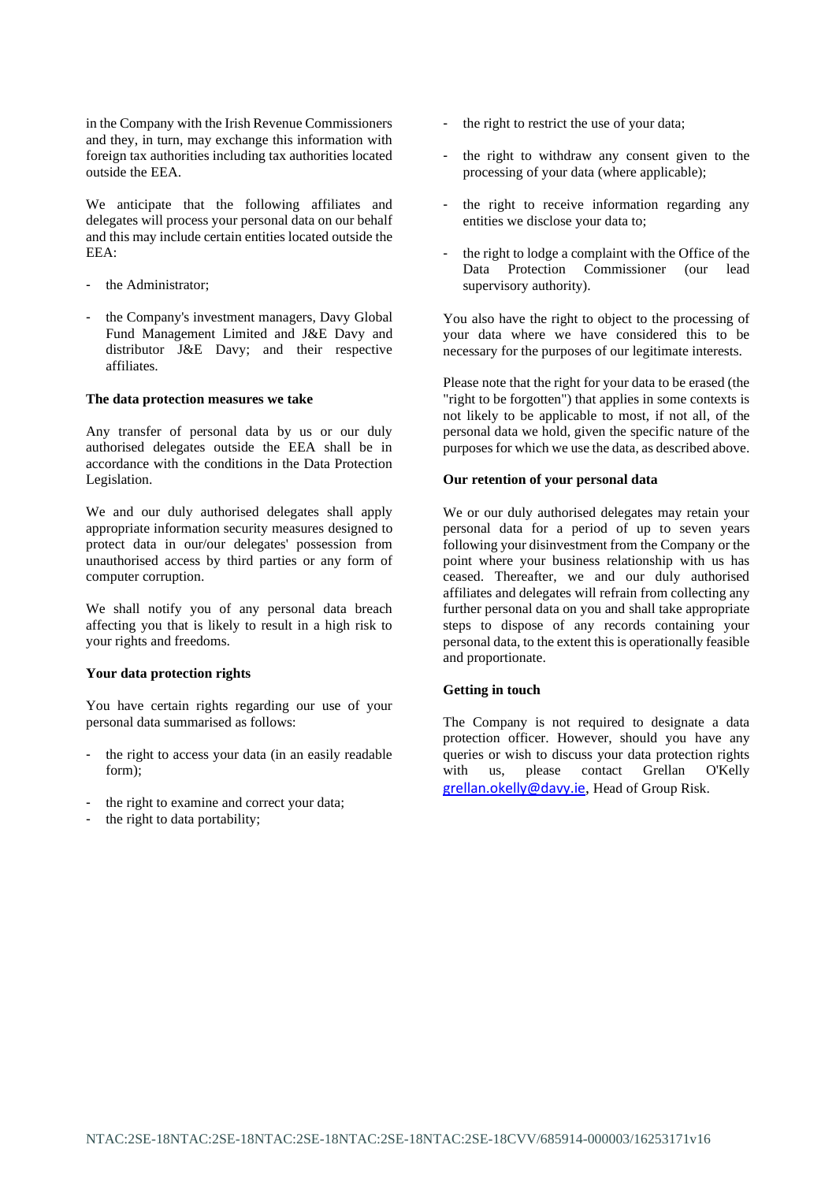in the Company with the Irish Revenue Commissioners and they, in turn, may exchange this information with foreign tax authorities including tax authorities located outside the EEA.

We anticipate that the following affiliates and delegates will process your personal data on our behalf and this may include certain entities located outside the EEA:

- the Administrator;
- the Company's investment managers, Davy Global Fund Management Limited and J&E Davy and distributor J&E Davy; and their respective affiliates.

**The data protection measures we take**

Any transfer of personal data by us or our duly authorised delegates outside the EEA shall be in accordance with the conditions in the Data Protection Legislation.

We and our duly authorised delegates shall apply appropriate information security measures designed to protect data in our/our delegates' possession from unauthorised access by third parties or any form of computer corruption.

We shall notify you of any personal data breach affecting you that is likely to result in a high risk to your rights and freedoms.

**Your data protection rights**

You have certain rights regarding our use of your personal data summarised as follows:

- the right to access your data (in an easily readable form);
- the right to examine and correct your data;
- the right to data portability;
- the right to restrict the use of your data;
- the right to withdraw any consent given to the processing of your data (where applicable);
- the right to receive information regarding any entities we disclose your data to;
- the right to lodge a complaint with the Office of the Data Protection Commissioner (our lead supervisory authority).

You also have the right to object to the processing of your data where we have considered this to be necessary for the purposes of our legitimate interests.

Please note that the right for your data to be erased (the "right to be forgotten") that applies in some contexts is not likely to be applicable to most, if not all, of the personal data we hold, given the specific nature of the purposes for which we use the data, as described above.

**Our retention of your personal data**

We or our duly authorised delegates may retain your personal data for a period of up to seven years following your disinvestment from the Company or the point where your business relationship with us has ceased. Thereafter, we and our duly authorised affiliates and delegates will refrain from collecting any further personal data on you and shall take appropriate steps to dispose of any records containing your personal data, to the extent this is operationally feasible and proportionate.

**Getting in touch**

The Company is not required to designate a data protection officer. However, should you have any queries or wish to discuss your data protection rights with us, please contact Grellan O'Kelly grellan.okelly@davy.ie, Head of Group Risk.